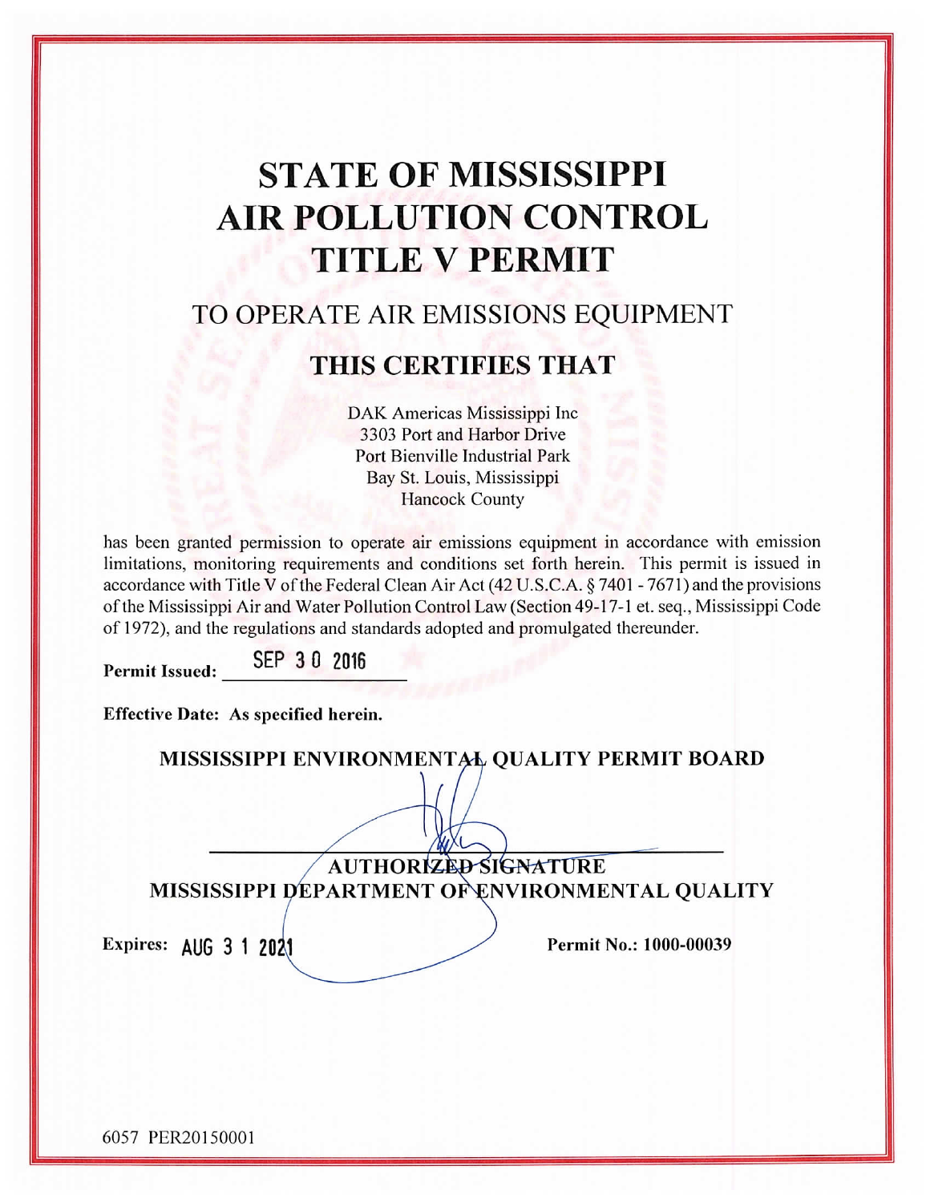# STATE OF MISSISSIPPI
# AIR POLLUTION CONTROL
# TITLE V PERMIT

## TO OPERATE AIR EMISSIONS EQUIPMENT

## THIS CERTIFIES THAT

DAK Americas Mississippi Inc
3303 Port and Harbor Drive
Port Bienville Industrial Park
Bay St. Louis, Mississippi
Hancock County

has been granted permission to operate air emissions equipment in accordance with emission limitations, monitoring requirements and conditions set forth herein. This permit is issued in accordance with Title V of the Federal Clean Air Act (42 U.S.C.A. § 7401 - 7671) and the provisions of the Mississippi Air and Water Pollution Control Law (Section 49-17-1 et. seq., Mississippi Code of 1972), and the regulations and standards adopted and promulgated thereunder.

**Permit Issued:** SEP 30 2016

**Effective Date: As specified herein.**

**MISSISSIPPI ENVIRONMENTAL QUALITY PERMIT BOARD**

**AUTHORIZED SIGNATURE**
**MISSISSIPPI DEPARTMENT OF ENVIRONMENTAL QUALITY**

**Expires:** AUG 31 2021

**Permit No.: 1000-00039**

6057 PER20150001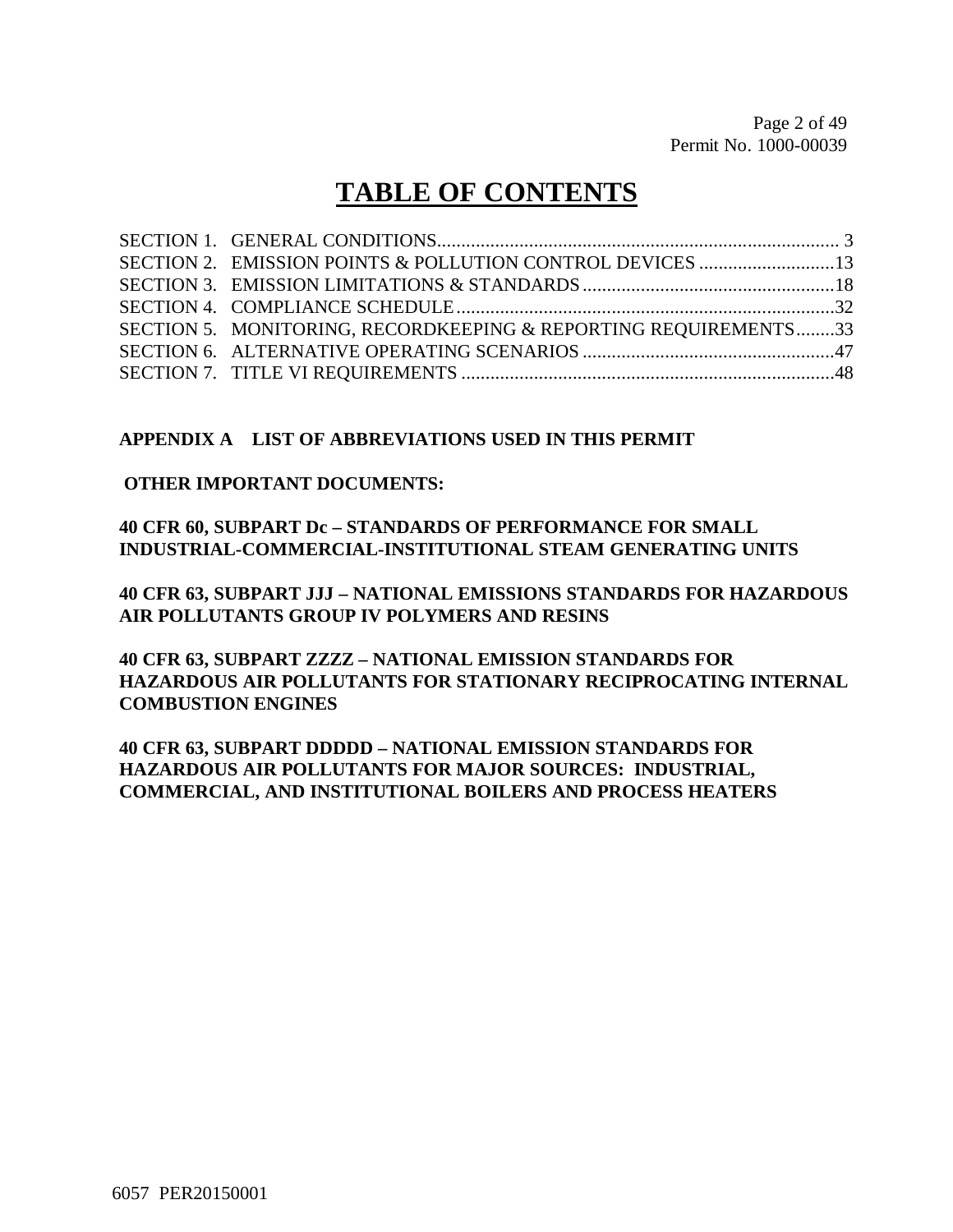# TABLE OF CONTENTS

| | | |
|---|---|---|
| SECTION 1. | GENERAL CONDITIONS | 3 |
| SECTION 2. | EMISSION POINTS & POLLUTION CONTROL DEVICES | 13 |
| SECTION 3. | EMISSION LIMITATIONS & STANDARDS | 18 |
| SECTION 4. | COMPLIANCE SCHEDULE | 32 |
| SECTION 5. | MONITORING, RECORDKEEPING & REPORTING REQUIREMENTS | 33 |
| SECTION 6. | ALTERNATIVE OPERATING SCENARIOS | 47 |
| SECTION 7. | TITLE VI REQUIREMENTS | 48 |

**APPENDIX A LIST OF ABBREVIATIONS USED IN THIS PERMIT**

**OTHER IMPORTANT DOCUMENTS:**

**40 CFR 60, SUBPART Dc – STANDARDS OF PERFORMANCE FOR SMALL INDUSTRIAL-COMMERCIAL-INSTITUTIONAL STEAM GENERATING UNITS**

**40 CFR 63, SUBPART JJJ – NATIONAL EMISSIONS STANDARDS FOR HAZARDOUS AIR POLLUTANTS GROUP IV POLYMERS AND RESINS**

**40 CFR 63, SUBPART ZZZZ – NATIONAL EMISSION STANDARDS FOR HAZARDOUS AIR POLLUTANTS FOR STATIONARY RECIPROCATING INTERNAL COMBUSTION ENGINES**

**40 CFR 63, SUBPART DDDDD – NATIONAL EMISSION STANDARDS FOR HAZARDOUS AIR POLLUTANTS FOR MAJOR SOURCES: INDUSTRIAL, COMMERCIAL, AND INSTITUTIONAL BOILERS AND PROCESS HEATERS**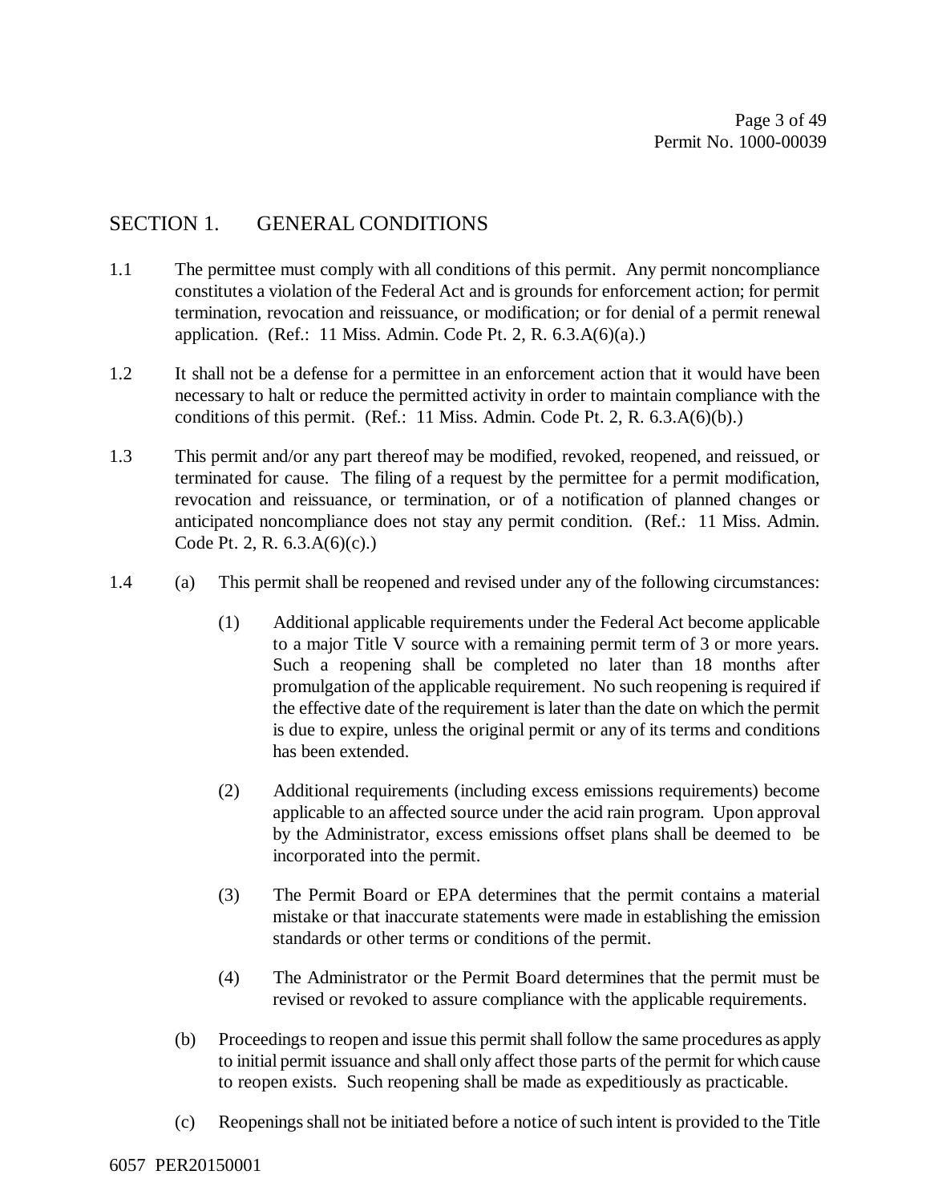## SECTION 1. GENERAL CONDITIONS

1.1 The permittee must comply with all conditions of this permit. Any permit noncompliance constitutes a violation of the Federal Act and is grounds for enforcement action; for permit termination, revocation and reissuance, or modification; or for denial of a permit renewal application. (Ref.: 11 Miss. Admin. Code Pt. 2, R. 6.3.A(6)(a).)

1.2 It shall not be a defense for a permittee in an enforcement action that it would have been necessary to halt or reduce the permitted activity in order to maintain compliance with the conditions of this permit. (Ref.: 11 Miss. Admin. Code Pt. 2, R. 6.3.A(6)(b).)

1.3 This permit and/or any part thereof may be modified, revoked, reopened, and reissued, or terminated for cause. The filing of a request by the permittee for a permit modification, revocation and reissuance, or termination, or of a notification of planned changes or anticipated noncompliance does not stay any permit condition. (Ref.: 11 Miss. Admin. Code Pt. 2, R. 6.3.A(6)(c).)

1.4 (a) This permit shall be reopened and revised under any of the following circumstances:

(1) Additional applicable requirements under the Federal Act become applicable to a major Title V source with a remaining permit term of 3 or more years. Such a reopening shall be completed no later than 18 months after promulgation of the applicable requirement. No such reopening is required if the effective date of the requirement is later than the date on which the permit is due to expire, unless the original permit or any of its terms and conditions has been extended.

(2) Additional requirements (including excess emissions requirements) become applicable to an affected source under the acid rain program. Upon approval by the Administrator, excess emissions offset plans shall be deemed to be incorporated into the permit.

(3) The Permit Board or EPA determines that the permit contains a material mistake or that inaccurate statements were made in establishing the emission standards or other terms or conditions of the permit.

(4) The Administrator or the Permit Board determines that the permit must be revised or revoked to assure compliance with the applicable requirements.

(b) Proceedings to reopen and issue this permit shall follow the same procedures as apply to initial permit issuance and shall only affect those parts of the permit for which cause to reopen exists. Such reopening shall be made as expeditiously as practicable.

(c) Reopenings shall not be initiated before a notice of such intent is provided to the Title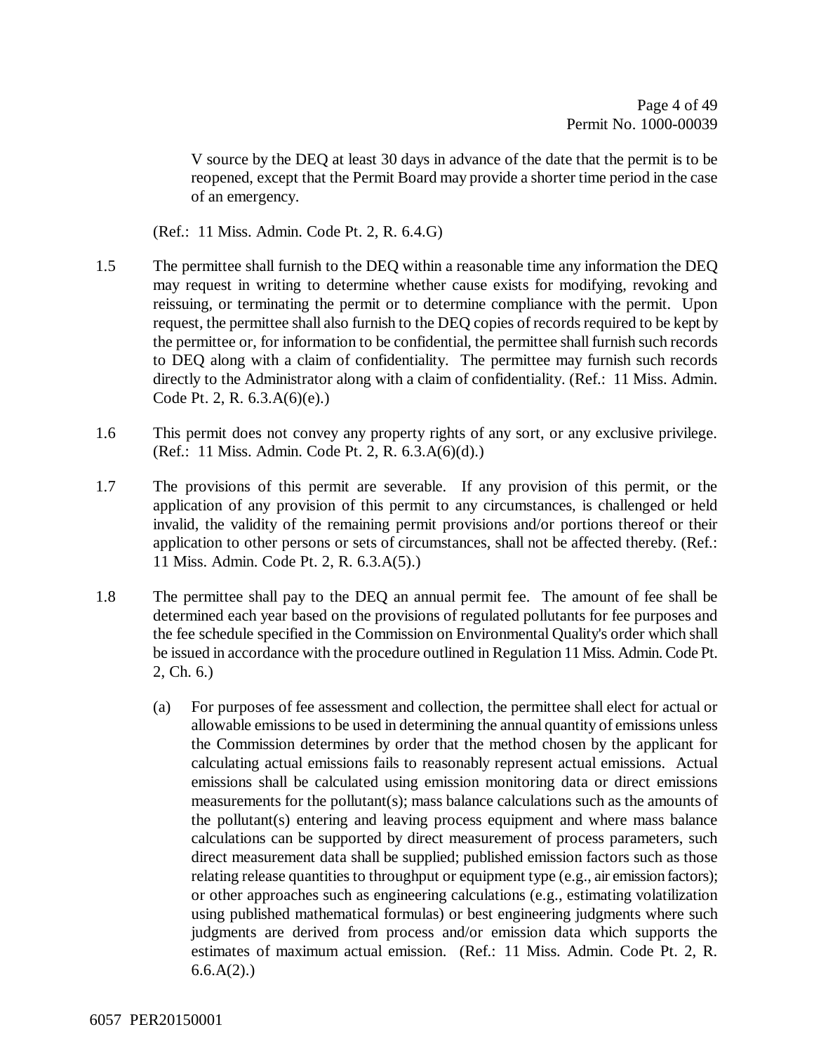V source by the DEQ at least 30 days in advance of the date that the permit is to be reopened, except that the Permit Board may provide a shorter time period in the case of an emergency.

(Ref.: 11 Miss. Admin. Code Pt. 2, R. 6.4.G)

1.5 The permittee shall furnish to the DEQ within a reasonable time any information the DEQ may request in writing to determine whether cause exists for modifying, revoking and reissuing, or terminating the permit or to determine compliance with the permit. Upon request, the permittee shall also furnish to the DEQ copies of records required to be kept by the permittee or, for information to be confidential, the permittee shall furnish such records to DEQ along with a claim of confidentiality. The permittee may furnish such records directly to the Administrator along with a claim of confidentiality. (Ref.: 11 Miss. Admin. Code Pt. 2, R. 6.3.A(6)(e).)

1.6 This permit does not convey any property rights of any sort, or any exclusive privilege. (Ref.: 11 Miss. Admin. Code Pt. 2, R. 6.3.A(6)(d).)

1.7 The provisions of this permit are severable. If any provision of this permit, or the application of any provision of this permit to any circumstances, is challenged or held invalid, the validity of the remaining permit provisions and/or portions thereof or their application to other persons or sets of circumstances, shall not be affected thereby. (Ref.: 11 Miss. Admin. Code Pt. 2, R. 6.3.A(5).)

1.8 The permittee shall pay to the DEQ an annual permit fee. The amount of fee shall be determined each year based on the provisions of regulated pollutants for fee purposes and the fee schedule specified in the Commission on Environmental Quality's order which shall be issued in accordance with the procedure outlined in Regulation 11 Miss. Admin. Code Pt. 2, Ch. 6.)

(a) For purposes of fee assessment and collection, the permittee shall elect for actual or allowable emissions to be used in determining the annual quantity of emissions unless the Commission determines by order that the method chosen by the applicant for calculating actual emissions fails to reasonably represent actual emissions. Actual emissions shall be calculated using emission monitoring data or direct emissions measurements for the pollutant(s); mass balance calculations such as the amounts of the pollutant(s) entering and leaving process equipment and where mass balance calculations can be supported by direct measurement of process parameters, such direct measurement data shall be supplied; published emission factors such as those relating release quantities to throughput or equipment type (e.g., air emission factors); or other approaches such as engineering calculations (e.g., estimating volatilization using published mathematical formulas) or best engineering judgments where such judgments are derived from process and/or emission data which supports the estimates of maximum actual emission. (Ref.: 11 Miss. Admin. Code Pt. 2, R. 6.6.A(2).)

6057 PER20150001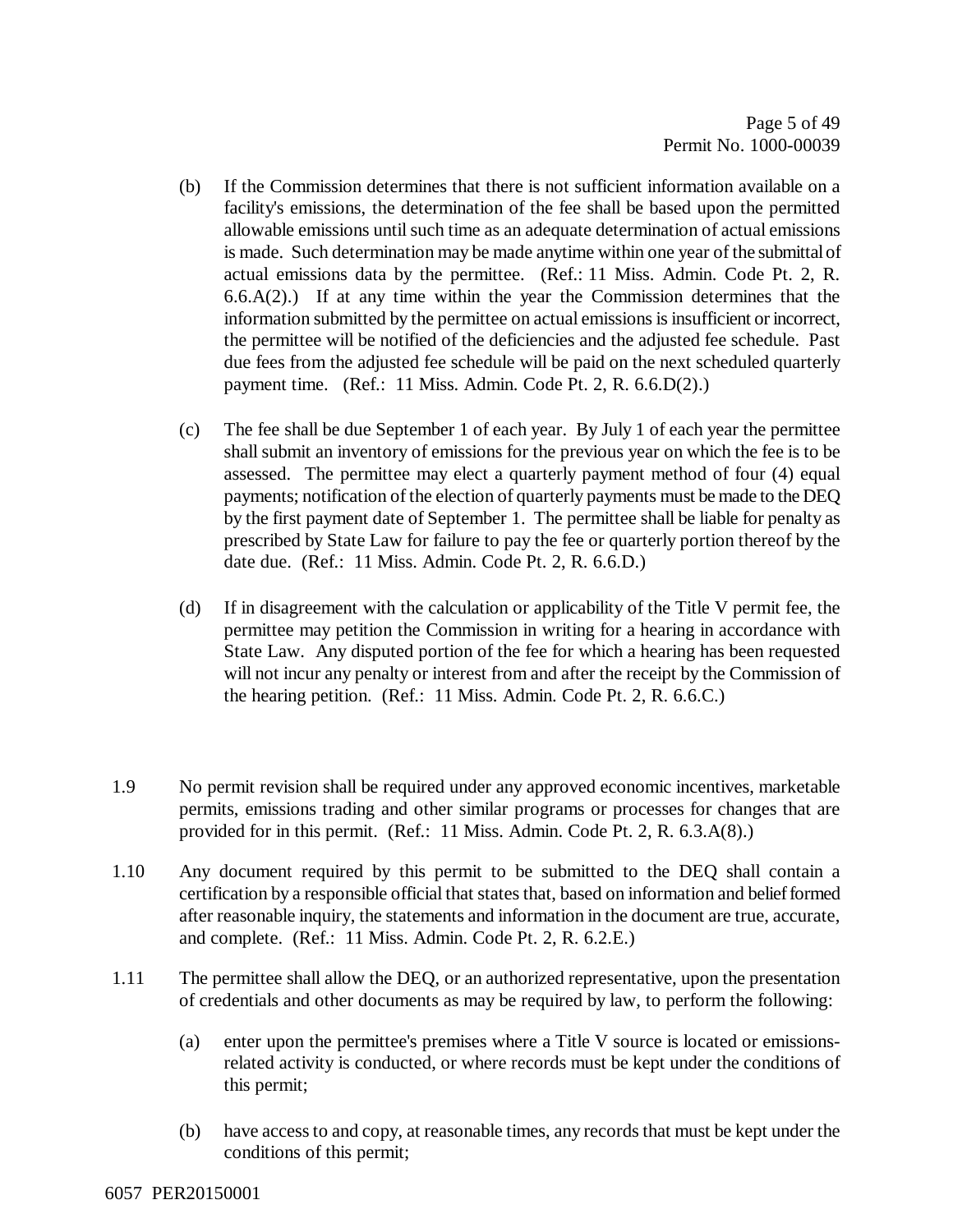(b) If the Commission determines that there is not sufficient information available on a facility's emissions, the determination of the fee shall be based upon the permitted allowable emissions until such time as an adequate determination of actual emissions is made. Such determination may be made anytime within one year of the submittal of actual emissions data by the permittee. (Ref.: 11 Miss. Admin. Code Pt. 2, R. 6.6.A(2).) If at any time within the year the Commission determines that the information submitted by the permittee on actual emissions is insufficient or incorrect, the permittee will be notified of the deficiencies and the adjusted fee schedule. Past due fees from the adjusted fee schedule will be paid on the next scheduled quarterly payment time. (Ref.: 11 Miss. Admin. Code Pt. 2, R. 6.6.D(2).)

(c) The fee shall be due September 1 of each year. By July 1 of each year the permittee shall submit an inventory of emissions for the previous year on which the fee is to be assessed. The permittee may elect a quarterly payment method of four (4) equal payments; notification of the election of quarterly payments must be made to the DEQ by the first payment date of September 1. The permittee shall be liable for penalty as prescribed by State Law for failure to pay the fee or quarterly portion thereof by the date due. (Ref.: 11 Miss. Admin. Code Pt. 2, R. 6.6.D.)

(d) If in disagreement with the calculation or applicability of the Title V permit fee, the permittee may petition the Commission in writing for a hearing in accordance with State Law. Any disputed portion of the fee for which a hearing has been requested will not incur any penalty or interest from and after the receipt by the Commission of the hearing petition. (Ref.: 11 Miss. Admin. Code Pt. 2, R. 6.6.C.)

1.9 No permit revision shall be required under any approved economic incentives, marketable permits, emissions trading and other similar programs or processes for changes that are provided for in this permit. (Ref.: 11 Miss. Admin. Code Pt. 2, R. 6.3.A(8).)

1.10 Any document required by this permit to be submitted to the DEQ shall contain a certification by a responsible official that states that, based on information and belief formed after reasonable inquiry, the statements and information in the document are true, accurate, and complete. (Ref.: 11 Miss. Admin. Code Pt. 2, R. 6.2.E.)

1.11 The permittee shall allow the DEQ, or an authorized representative, upon the presentation of credentials and other documents as may be required by law, to perform the following:

(a) enter upon the permittee's premises where a Title V source is located or emissions-related activity is conducted, or where records must be kept under the conditions of this permit;

(b) have access to and copy, at reasonable times, any records that must be kept under the conditions of this permit;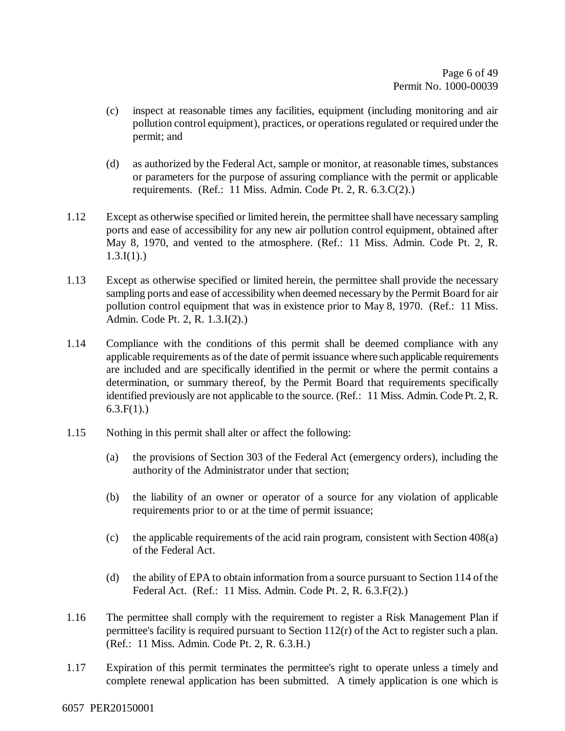(c) inspect at reasonable times any facilities, equipment (including monitoring and air pollution control equipment), practices, or operations regulated or required under the permit; and

(d) as authorized by the Federal Act, sample or monitor, at reasonable times, substances or parameters for the purpose of assuring compliance with the permit or applicable requirements. (Ref.: 11 Miss. Admin. Code Pt. 2, R. 6.3.C(2).)

1.12 Except as otherwise specified or limited herein, the permittee shall have necessary sampling ports and ease of accessibility for any new air pollution control equipment, obtained after May 8, 1970, and vented to the atmosphere. (Ref.: 11 Miss. Admin. Code Pt. 2, R. 1.3.I(1).)

1.13 Except as otherwise specified or limited herein, the permittee shall provide the necessary sampling ports and ease of accessibility when deemed necessary by the Permit Board for air pollution control equipment that was in existence prior to May 8, 1970. (Ref.: 11 Miss. Admin. Code Pt. 2, R. 1.3.I(2).)

1.14 Compliance with the conditions of this permit shall be deemed compliance with any applicable requirements as of the date of permit issuance where such applicable requirements are included and are specifically identified in the permit or where the permit contains a determination, or summary thereof, by the Permit Board that requirements specifically identified previously are not applicable to the source. (Ref.: 11 Miss. Admin. Code Pt. 2, R. 6.3.F(1).)

1.15 Nothing in this permit shall alter or affect the following:

(a) the provisions of Section 303 of the Federal Act (emergency orders), including the authority of the Administrator under that section;

(b) the liability of an owner or operator of a source for any violation of applicable requirements prior to or at the time of permit issuance;

(c) the applicable requirements of the acid rain program, consistent with Section 408(a) of the Federal Act.

(d) the ability of EPA to obtain information from a source pursuant to Section 114 of the Federal Act. (Ref.: 11 Miss. Admin. Code Pt. 2, R. 6.3.F(2).)

1.16 The permittee shall comply with the requirement to register a Risk Management Plan if permittee's facility is required pursuant to Section 112(r) of the Act to register such a plan. (Ref.: 11 Miss. Admin. Code Pt. 2, R. 6.3.H.)

1.17 Expiration of this permit terminates the permittee's right to operate unless a timely and complete renewal application has been submitted. A timely application is one which is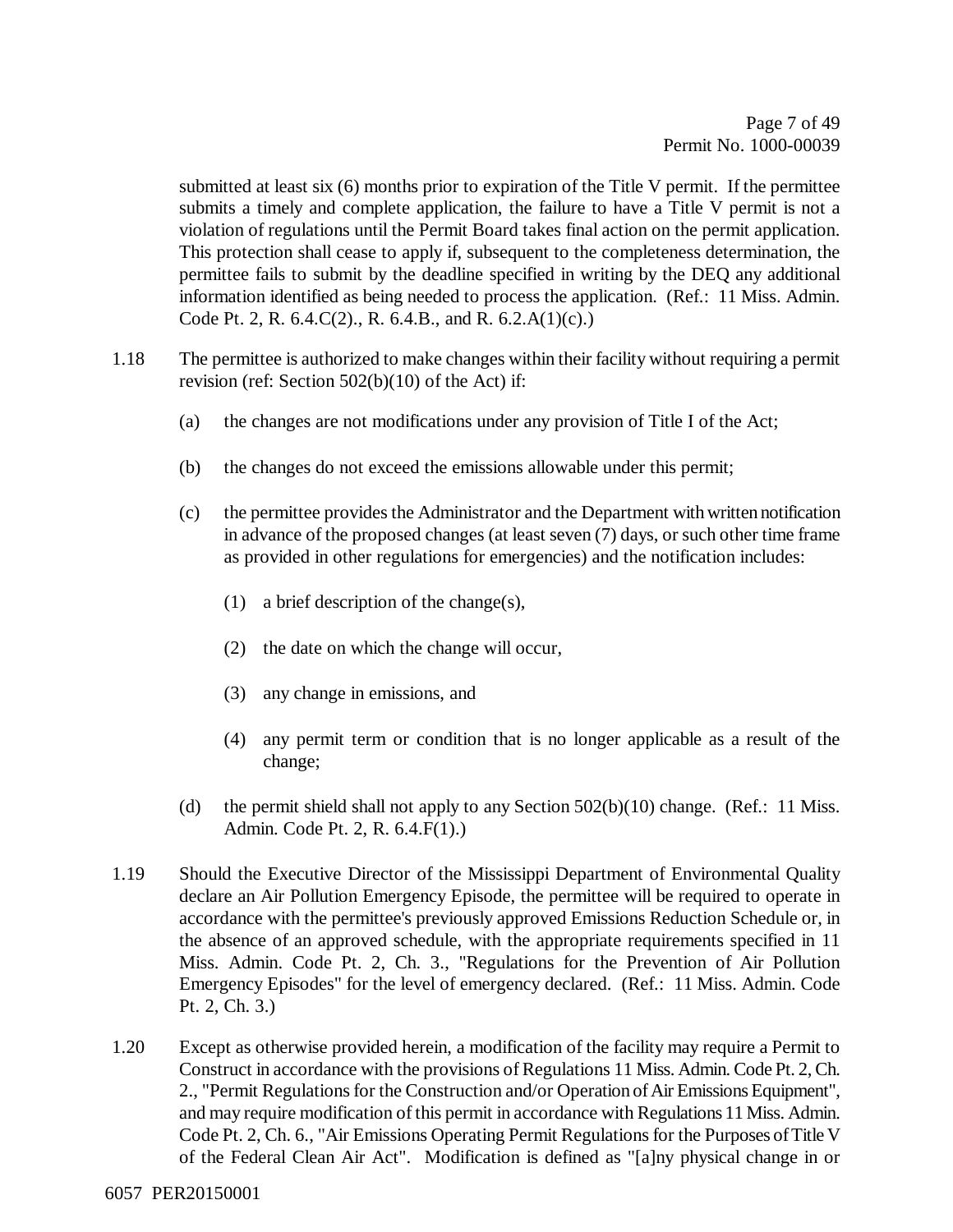submitted at least six (6) months prior to expiration of the Title V permit. If the permittee submits a timely and complete application, the failure to have a Title V permit is not a violation of regulations until the Permit Board takes final action on the permit application. This protection shall cease to apply if, subsequent to the completeness determination, the permittee fails to submit by the deadline specified in writing by the DEQ any additional information identified as being needed to process the application. (Ref.: 11 Miss. Admin. Code Pt. 2, R. 6.4.C(2)., R. 6.4.B., and R. 6.2.A(1)(c).)

1.18 The permittee is authorized to make changes within their facility without requiring a permit revision (ref: Section 502(b)(10) of the Act) if:

   (a) the changes are not modifications under any provision of Title I of the Act;

   (b) the changes do not exceed the emissions allowable under this permit;

   (c) the permittee provides the Administrator and the Department with written notification in advance of the proposed changes (at least seven (7) days, or such other time frame as provided in other regulations for emergencies) and the notification includes:

      (1) a brief description of the change(s),

      (2) the date on which the change will occur,

      (3) any change in emissions, and

      (4) any permit term or condition that is no longer applicable as a result of the change;

   (d) the permit shield shall not apply to any Section 502(b)(10) change. (Ref.: 11 Miss. Admin. Code Pt. 2, R. 6.4.F(1).)

1.19 Should the Executive Director of the Mississippi Department of Environmental Quality declare an Air Pollution Emergency Episode, the permittee will be required to operate in accordance with the permittee's previously approved Emissions Reduction Schedule or, in the absence of an approved schedule, with the appropriate requirements specified in 11 Miss. Admin. Code Pt. 2, Ch. 3., "Regulations for the Prevention of Air Pollution Emergency Episodes" for the level of emergency declared. (Ref.: 11 Miss. Admin. Code Pt. 2, Ch. 3.)

1.20 Except as otherwise provided herein, a modification of the facility may require a Permit to Construct in accordance with the provisions of Regulations 11 Miss. Admin. Code Pt. 2, Ch. 2., "Permit Regulations for the Construction and/or Operation of Air Emissions Equipment", and may require modification of this permit in accordance with Regulations 11 Miss. Admin. Code Pt. 2, Ch. 6., "Air Emissions Operating Permit Regulations for the Purposes of Title V of the Federal Clean Air Act". Modification is defined as "[a]ny physical change in or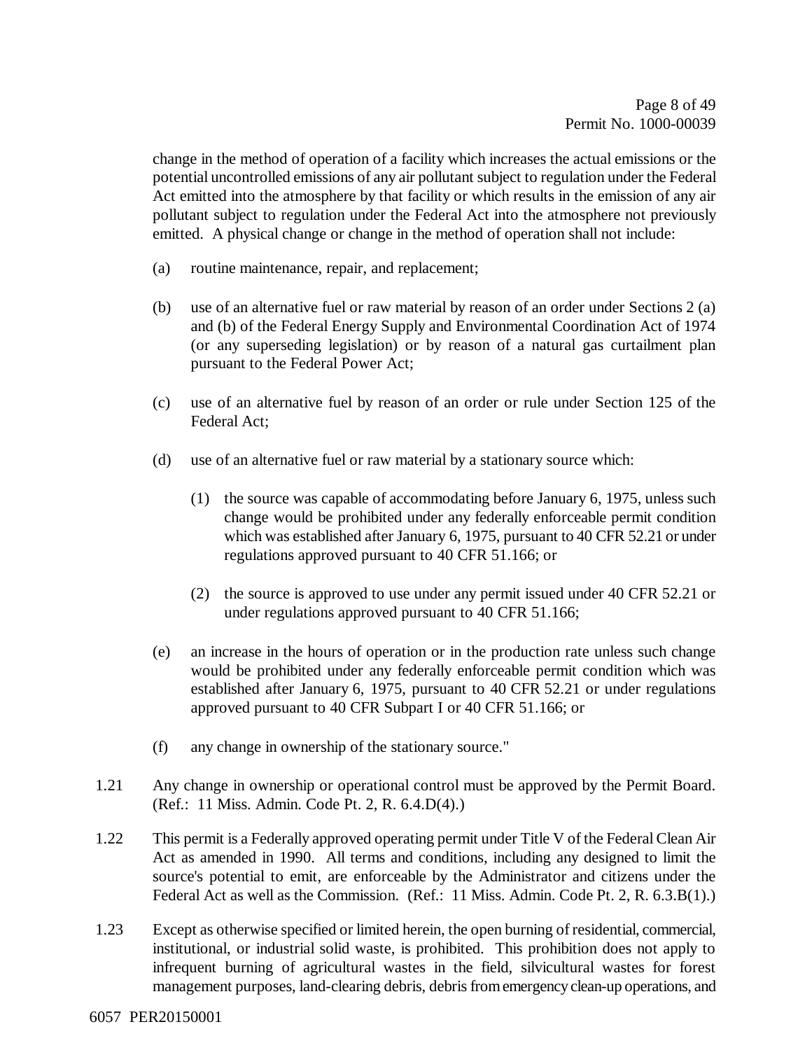change in the method of operation of a facility which increases the actual emissions or the potential uncontrolled emissions of any air pollutant subject to regulation under the Federal Act emitted into the atmosphere by that facility or which results in the emission of any air pollutant subject to regulation under the Federal Act into the atmosphere not previously emitted. A physical change or change in the method of operation shall not include:

(a) routine maintenance, repair, and replacement;

(b) use of an alternative fuel or raw material by reason of an order under Sections 2 (a) and (b) of the Federal Energy Supply and Environmental Coordination Act of 1974 (or any superseding legislation) or by reason of a natural gas curtailment plan pursuant to the Federal Power Act;

(c) use of an alternative fuel by reason of an order or rule under Section 125 of the Federal Act;

(d) use of an alternative fuel or raw material by a stationary source which:

  (1) the source was capable of accommodating before January 6, 1975, unless such change would be prohibited under any federally enforceable permit condition which was established after January 6, 1975, pursuant to 40 CFR 52.21 or under regulations approved pursuant to 40 CFR 51.166; or

  (2) the source is approved to use under any permit issued under 40 CFR 52.21 or under regulations approved pursuant to 40 CFR 51.166;

(e) an increase in the hours of operation or in the production rate unless such change would be prohibited under any federally enforceable permit condition which was established after January 6, 1975, pursuant to 40 CFR 52.21 or under regulations approved pursuant to 40 CFR Subpart I or 40 CFR 51.166; or

(f) any change in ownership of the stationary source."

1.21 Any change in ownership or operational control must be approved by the Permit Board. (Ref.: 11 Miss. Admin. Code Pt. 2, R. 6.4.D(4).)

1.22 This permit is a Federally approved operating permit under Title V of the Federal Clean Air Act as amended in 1990. All terms and conditions, including any designed to limit the source's potential to emit, are enforceable by the Administrator and citizens under the Federal Act as well as the Commission. (Ref.: 11 Miss. Admin. Code Pt. 2, R. 6.3.B(1).)

1.23 Except as otherwise specified or limited herein, the open burning of residential, commercial, institutional, or industrial solid waste, is prohibited. This prohibition does not apply to infrequent burning of agricultural wastes in the field, silvicultural wastes for forest management purposes, land-clearing debris, debris from emergency clean-up operations, and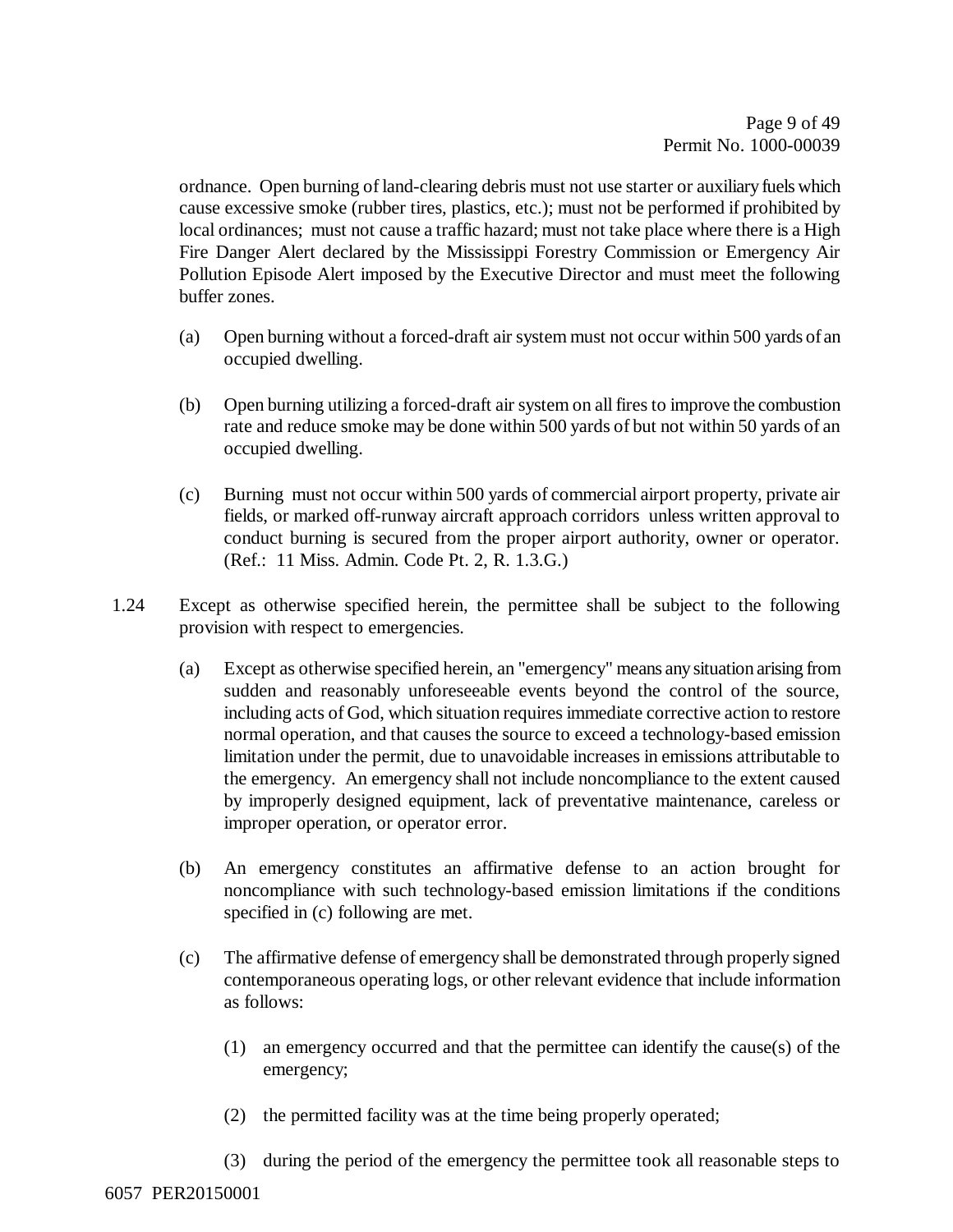ordnance. Open burning of land-clearing debris must not use starter or auxiliary fuels which cause excessive smoke (rubber tires, plastics, etc.); must not be performed if prohibited by local ordinances; must not cause a traffic hazard; must not take place where there is a High Fire Danger Alert declared by the Mississippi Forestry Commission or Emergency Air Pollution Episode Alert imposed by the Executive Director and must meet the following buffer zones.

(a) Open burning without a forced-draft air system must not occur within 500 yards of an occupied dwelling.

(b) Open burning utilizing a forced-draft air system on all fires to improve the combustion rate and reduce smoke may be done within 500 yards of but not within 50 yards of an occupied dwelling.

(c) Burning must not occur within 500 yards of commercial airport property, private air fields, or marked off-runway aircraft approach corridors unless written approval to conduct burning is secured from the proper airport authority, owner or operator. (Ref.: 11 Miss. Admin. Code Pt. 2, R. 1.3.G.)

1.24 Except as otherwise specified herein, the permittee shall be subject to the following provision with respect to emergencies.

(a) Except as otherwise specified herein, an "emergency" means any situation arising from sudden and reasonably unforeseeable events beyond the control of the source, including acts of God, which situation requires immediate corrective action to restore normal operation, and that causes the source to exceed a technology-based emission limitation under the permit, due to unavoidable increases in emissions attributable to the emergency. An emergency shall not include noncompliance to the extent caused by improperly designed equipment, lack of preventative maintenance, careless or improper operation, or operator error.

(b) An emergency constitutes an affirmative defense to an action brought for noncompliance with such technology-based emission limitations if the conditions specified in (c) following are met.

(c) The affirmative defense of emergency shall be demonstrated through properly signed contemporaneous operating logs, or other relevant evidence that include information as follows:

(1) an emergency occurred and that the permittee can identify the cause(s) of the emergency;

(2) the permitted facility was at the time being properly operated;

(3) during the period of the emergency the permittee took all reasonable steps to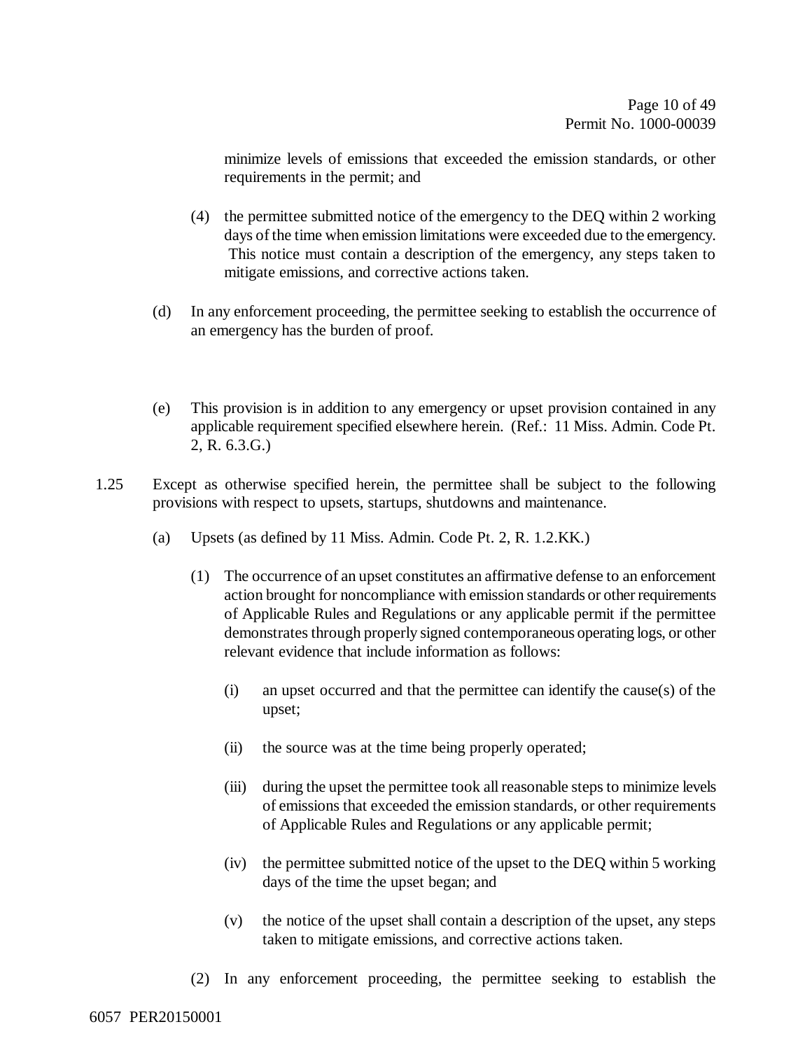minimize levels of emissions that exceeded the emission standards, or other requirements in the permit; and

(4) the permittee submitted notice of the emergency to the DEQ within 2 working days of the time when emission limitations were exceeded due to the emergency. This notice must contain a description of the emergency, any steps taken to mitigate emissions, and corrective actions taken.

(d) In any enforcement proceeding, the permittee seeking to establish the occurrence of an emergency has the burden of proof.

(e) This provision is in addition to any emergency or upset provision contained in any applicable requirement specified elsewhere herein. (Ref.: 11 Miss. Admin. Code Pt. 2, R. 6.3.G.)

1.25 Except as otherwise specified herein, the permittee shall be subject to the following provisions with respect to upsets, startups, shutdowns and maintenance.

(a) Upsets (as defined by 11 Miss. Admin. Code Pt. 2, R. 1.2.KK.)

(1) The occurrence of an upset constitutes an affirmative defense to an enforcement action brought for noncompliance with emission standards or other requirements of Applicable Rules and Regulations or any applicable permit if the permittee demonstrates through properly signed contemporaneous operating logs, or other relevant evidence that include information as follows:

(i) an upset occurred and that the permittee can identify the cause(s) of the upset;

(ii) the source was at the time being properly operated;

(iii) during the upset the permittee took all reasonable steps to minimize levels of emissions that exceeded the emission standards, or other requirements of Applicable Rules and Regulations or any applicable permit;

(iv) the permittee submitted notice of the upset to the DEQ within 5 working days of the time the upset began; and

(v) the notice of the upset shall contain a description of the upset, any steps taken to mitigate emissions, and corrective actions taken.

(2) In any enforcement proceeding, the permittee seeking to establish the

6057 PER20150001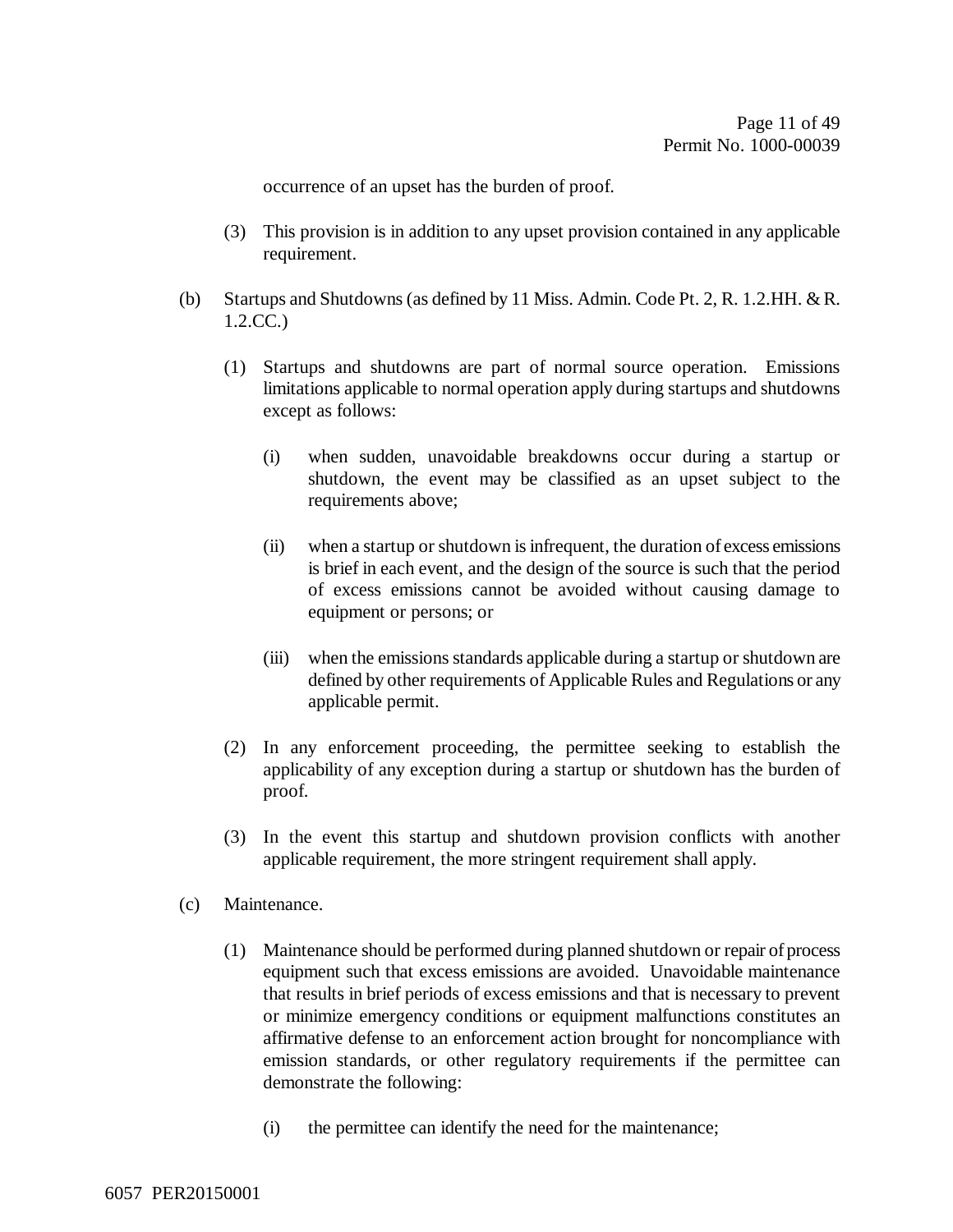occurrence of an upset has the burden of proof.

(3) This provision is in addition to any upset provision contained in any applicable requirement.

(b) Startups and Shutdowns (as defined by 11 Miss. Admin. Code Pt. 2, R. 1.2.HH. & R. 1.2.CC.)

(1) Startups and shutdowns are part of normal source operation. Emissions limitations applicable to normal operation apply during startups and shutdowns except as follows:

(i) when sudden, unavoidable breakdowns occur during a startup or shutdown, the event may be classified as an upset subject to the requirements above;

(ii) when a startup or shutdown is infrequent, the duration of excess emissions is brief in each event, and the design of the source is such that the period of excess emissions cannot be avoided without causing damage to equipment or persons; or

(iii) when the emissions standards applicable during a startup or shutdown are defined by other requirements of Applicable Rules and Regulations or any applicable permit.

(2) In any enforcement proceeding, the permittee seeking to establish the applicability of any exception during a startup or shutdown has the burden of proof.

(3) In the event this startup and shutdown provision conflicts with another applicable requirement, the more stringent requirement shall apply.

(c) Maintenance.

(1) Maintenance should be performed during planned shutdown or repair of process equipment such that excess emissions are avoided. Unavoidable maintenance that results in brief periods of excess emissions and that is necessary to prevent or minimize emergency conditions or equipment malfunctions constitutes an affirmative defense to an enforcement action brought for noncompliance with emission standards, or other regulatory requirements if the permittee can demonstrate the following:

(i) the permittee can identify the need for the maintenance;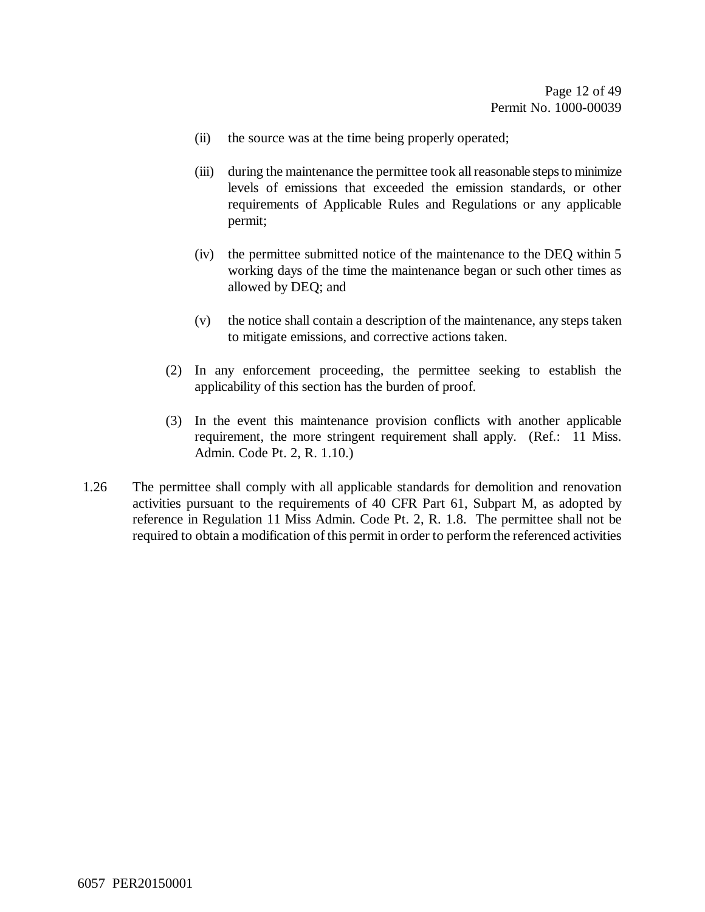(ii) the source was at the time being properly operated;

(iii) during the maintenance the permittee took all reasonable steps to minimize levels of emissions that exceeded the emission standards, or other requirements of Applicable Rules and Regulations or any applicable permit;

(iv) the permittee submitted notice of the maintenance to the DEQ within 5 working days of the time the maintenance began or such other times as allowed by DEQ; and

(v) the notice shall contain a description of the maintenance, any steps taken to mitigate emissions, and corrective actions taken.

(2) In any enforcement proceeding, the permittee seeking to establish the applicability of this section has the burden of proof.

(3) In the event this maintenance provision conflicts with another applicable requirement, the more stringent requirement shall apply. (Ref.: 11 Miss. Admin. Code Pt. 2, R. 1.10.)

1.26 The permittee shall comply with all applicable standards for demolition and renovation activities pursuant to the requirements of 40 CFR Part 61, Subpart M, as adopted by reference in Regulation 11 Miss Admin. Code Pt. 2, R. 1.8. The permittee shall not be required to obtain a modification of this permit in order to perform the referenced activities

6057 PER20150001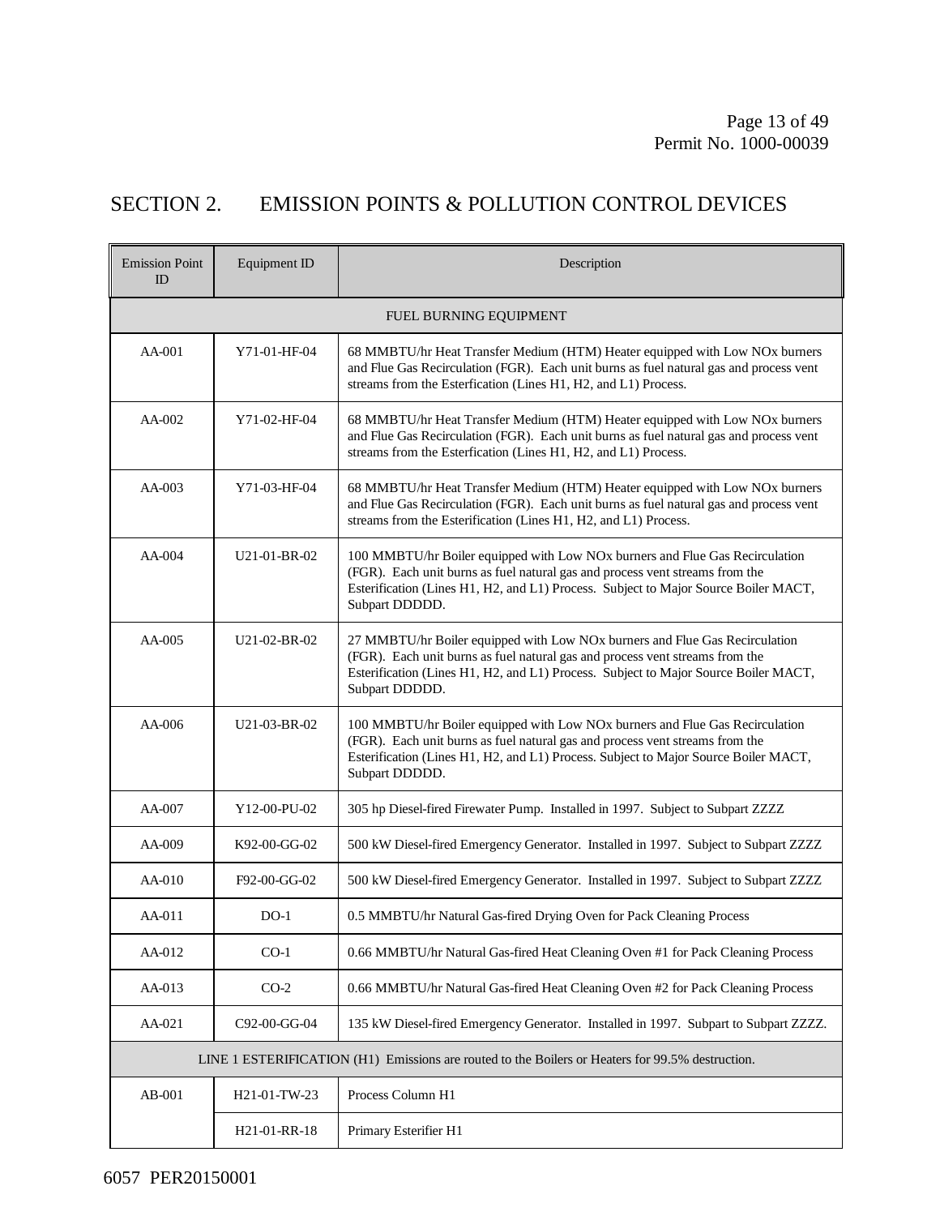## SECTION 2. EMISSION POINTS & POLLUTION CONTROL DEVICES

| Emission Point ID | Equipment ID | Description |
|---|---|---|
| FUEL BURNING EQUIPMENT | | |
| AA-001 | Y71-01-HF-04 | 68 MMBTU/hr Heat Transfer Medium (HTM) Heater equipped with Low NOx burners and Flue Gas Recirculation (FGR). Each unit burns as fuel natural gas and process vent streams from the Esterfication (Lines H1, H2, and L1) Process. |
| AA-002 | Y71-02-HF-04 | 68 MMBTU/hr Heat Transfer Medium (HTM) Heater equipped with Low NOx burners and Flue Gas Recirculation (FGR). Each unit burns as fuel natural gas and process vent streams from the Esterfication (Lines H1, H2, and L1) Process. |
| AA-003 | Y71-03-HF-04 | 68 MMBTU/hr Heat Transfer Medium (HTM) Heater equipped with Low NOx burners and Flue Gas Recirculation (FGR). Each unit burns as fuel natural gas and process vent streams from the Esterification (Lines H1, H2, and L1) Process. |
| AA-004 | U21-01-BR-02 | 100 MMBTU/hr Boiler equipped with Low NOx burners and Flue Gas Recirculation (FGR). Each unit burns as fuel natural gas and process vent streams from the Esterification (Lines H1, H2, and L1) Process. Subject to Major Source Boiler MACT, Subpart DDDDD. |
| AA-005 | U21-02-BR-02 | 27 MMBTU/hr Boiler equipped with Low NOx burners and Flue Gas Recirculation (FGR). Each unit burns as fuel natural gas and process vent streams from the Esterification (Lines H1, H2, and L1) Process. Subject to Major Source Boiler MACT, Subpart DDDDD. |
| AA-006 | U21-03-BR-02 | 100 MMBTU/hr Boiler equipped with Low NOx burners and Flue Gas Recirculation (FGR). Each unit burns as fuel natural gas and process vent streams from the Esterification (Lines H1, H2, and L1) Process. Subject to Major Source Boiler MACT, Subpart DDDDD. |
| AA-007 | Y12-00-PU-02 | 305 hp Diesel-fired Firewater Pump. Installed in 1997. Subject to Subpart ZZZZ |
| AA-009 | K92-00-GG-02 | 500 kW Diesel-fired Emergency Generator. Installed in 1997. Subject to Subpart ZZZZ |
| AA-010 | F92-00-GG-02 | 500 kW Diesel-fired Emergency Generator. Installed in 1997. Subject to Subpart ZZZZ |
| AA-011 | DO-1 | 0.5 MMBTU/hr Natural Gas-fired Drying Oven for Pack Cleaning Process |
| AA-012 | CO-1 | 0.66 MMBTU/hr Natural Gas-fired Heat Cleaning Oven #1 for Pack Cleaning Process |
| AA-013 | CO-2 | 0.66 MMBTU/hr Natural Gas-fired Heat Cleaning Oven #2 for Pack Cleaning Process |
| AA-021 | C92-00-GG-04 | 135 kW Diesel-fired Emergency Generator. Installed in 1997. Subpart to Subpart ZZZZ. |
| LINE 1 ESTERIFICATION (H1) Emissions are routed to the Boilers or Heaters for 99.5% destruction. | | |
| AB-001 | H21-01-TW-23 | Process Column H1 |
| | H21-01-RR-18 | Primary Esterifier H1 |

6057 PER20150001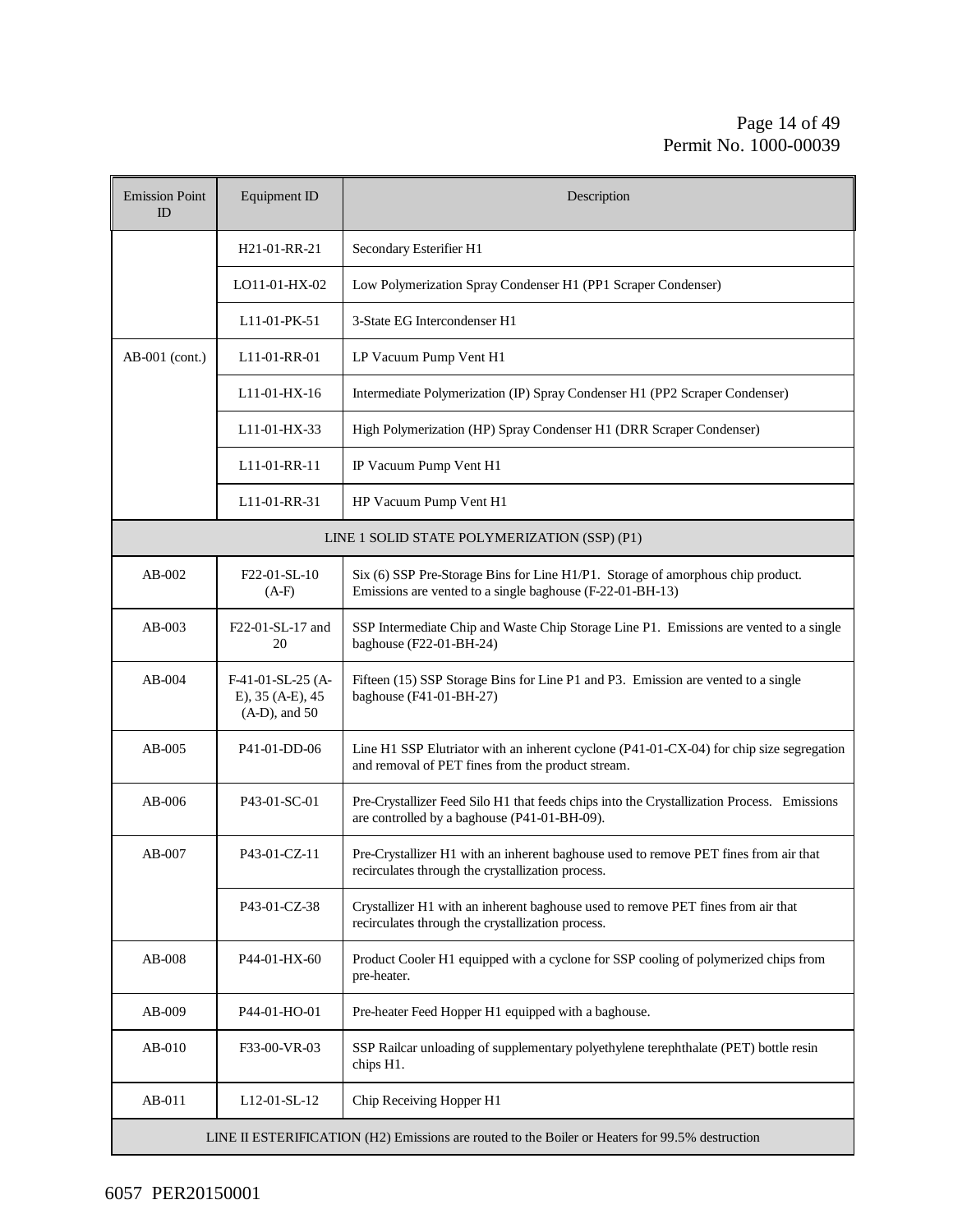| Emission Point ID | Equipment ID | Description |
|---|---|---|
| AB-001 (cont.) | H21-01-RR-21 | Secondary Esterifier H1 |
| | LO11-01-HX-02 | Low Polymerization Spray Condenser H1 (PP1 Scraper Condenser) |
| | L11-01-PK-51 | 3-State EG Intercondenser H1 |
| | L11-01-RR-01 | LP Vacuum Pump Vent H1 |
| | L11-01-HX-16 | Intermediate Polymerization (IP) Spray Condenser H1 (PP2 Scraper Condenser) |
| | L11-01-HX-33 | High Polymerization (HP) Spray Condenser H1 (DRR Scraper Condenser) |
| | L11-01-RR-11 | IP Vacuum Pump Vent H1 |
| | L11-01-RR-31 | HP Vacuum Pump Vent H1 |
| LINE 1 SOLID STATE POLYMERIZATION (SSP) (P1) | | |
| AB-002 | F22-01-SL-10 (A-F) | Six (6) SSP Pre-Storage Bins for Line H1/P1. Storage of amorphous chip product. Emissions are vented to a single baghouse (F-22-01-BH-13) |
| AB-003 | F22-01-SL-17 and 20 | SSP Intermediate Chip and Waste Chip Storage Line P1. Emissions are vented to a single baghouse (F22-01-BH-24) |
| AB-004 | F-41-01-SL-25 (A-E), 35 (A-E), 45 (A-D), and 50 | Fifteen (15) SSP Storage Bins for Line P1 and P3. Emission are vented to a single baghouse (F41-01-BH-27) |
| AB-005 | P41-01-DD-06 | Line H1 SSP Elutriator with an inherent cyclone (P41-01-CX-04) for chip size segregation and removal of PET fines from the product stream. |
| AB-006 | P43-01-SC-01 | Pre-Crystallizer Feed Silo H1 that feeds chips into the Crystallization Process. Emissions are controlled by a baghouse (P41-01-BH-09). |
| AB-007 | P43-01-CZ-11 | Pre-Crystallizer H1 with an inherent baghouse used to remove PET fines from air that recirculates through the crystallization process. |
| | P43-01-CZ-38 | Crystallizer H1 with an inherent baghouse used to remove PET fines from air that recirculates through the crystallization process. |
| AB-008 | P44-01-HX-60 | Product Cooler H1 equipped with a cyclone for SSP cooling of polymerized chips from pre-heater. |
| AB-009 | P44-01-HO-01 | Pre-heater Feed Hopper H1 equipped with a baghouse. |
| AB-010 | F33-00-VR-03 | SSP Railcar unloading of supplementary polyethylene terephthalate (PET) bottle resin chips H1. |
| AB-011 | L12-01-SL-12 | Chip Receiving Hopper H1 |
| LINE II ESTERIFICATION (H2) Emissions are routed to the Boiler or Heaters for 99.5% destruction | | |

6057 PER20150001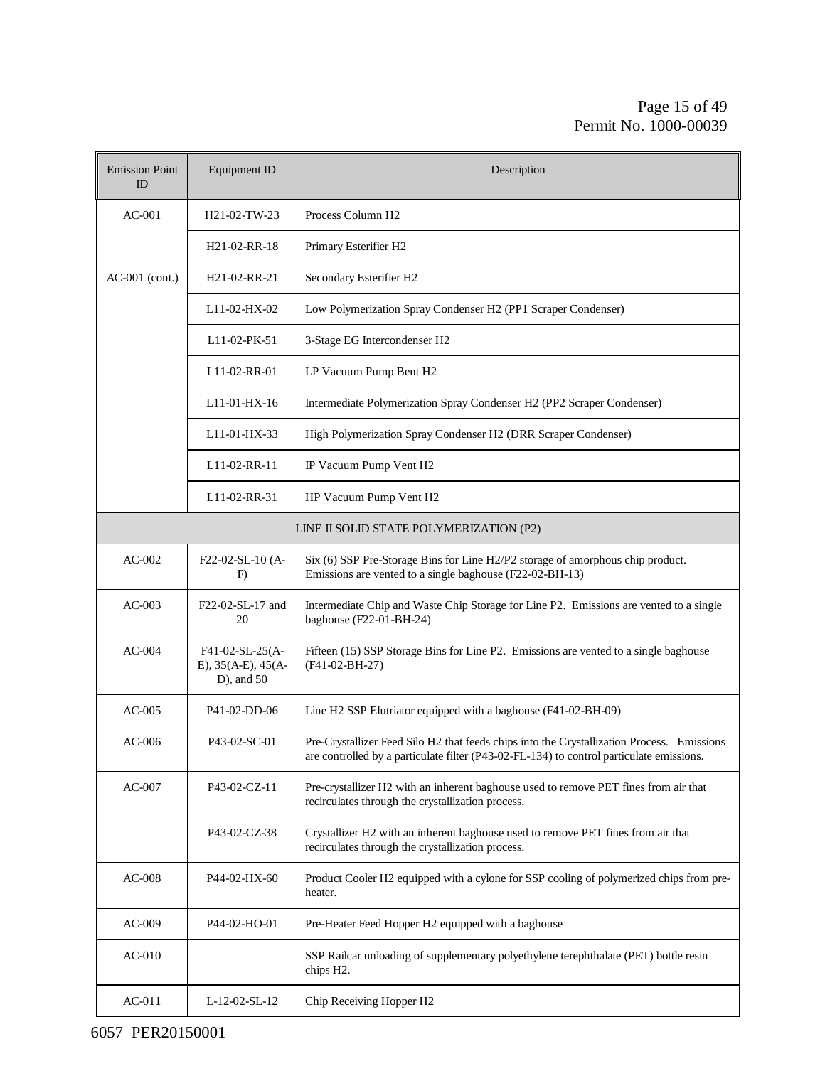| Emission Point ID | Equipment ID | Description |
|---|---|---|
| AC-001 | H21-02-TW-23 | Process Column H2 |
| | H21-02-RR-18 | Primary Esterifier H2 |
| AC-001 (cont.) | H21-02-RR-21 | Secondary Esterifier H2 |
| | L11-02-HX-02 | Low Polymerization Spray Condenser H2 (PP1 Scraper Condenser) |
| | L11-02-PK-51 | 3-Stage EG Intercondenser H2 |
| | L11-02-RR-01 | LP Vacuum Pump Bent H2 |
| | L11-01-HX-16 | Intermediate Polymerization Spray Condenser H2 (PP2 Scraper Condenser) |
| | L11-01-HX-33 | High Polymerization Spray Condenser H2 (DRR Scraper Condenser) |
| | L11-02-RR-11 | IP Vacuum Pump Vent H2 |
| | L11-02-RR-31 | HP Vacuum Pump Vent H2 |
| LINE II SOLID STATE POLYMERIZATION (P2) | | |
| AC-002 | F22-02-SL-10 (A-F) | Six (6) SSP Pre-Storage Bins for Line H2/P2 storage of amorphous chip product. Emissions are vented to a single baghouse (F22-02-BH-13) |
| AC-003 | F22-02-SL-17 and 20 | Intermediate Chip and Waste Chip Storage for Line P2. Emissions are vented to a single baghouse (F22-01-BH-24) |
| AC-004 | F41-02-SL-25(A-E), 35(A-E), 45(A-D), and 50 | Fifteen (15) SSP Storage Bins for Line P2. Emissions are vented to a single baghouse (F41-02-BH-27) |
| AC-005 | P41-02-DD-06 | Line H2 SSP Elutriator equipped with a baghouse (F41-02-BH-09) |
| AC-006 | P43-02-SC-01 | Pre-Crystallizer Feed Silo H2 that feeds chips into the Crystallization Process. Emissions are controlled by a particulate filter (P43-02-FL-134) to control particulate emissions. |
| AC-007 | P43-02-CZ-11 | Pre-crystallizer H2 with an inherent baghouse used to remove PET fines from air that recirculates through the crystallization process. |
| | P43-02-CZ-38 | Crystallizer H2 with an inherent baghouse used to remove PET fines from air that recirculates through the crystallization process. |
| AC-008 | P44-02-HX-60 | Product Cooler H2 equipped with a cylone for SSP cooling of polymerized chips from pre-heater. |
| AC-009 | P44-02-HO-01 | Pre-Heater Feed Hopper H2 equipped with a baghouse |
| AC-010 | | SSP Railcar unloading of supplementary polyethylene terephthalate (PET) bottle resin chips H2. |
| AC-011 | L-12-02-SL-12 | Chip Receiving Hopper H2 |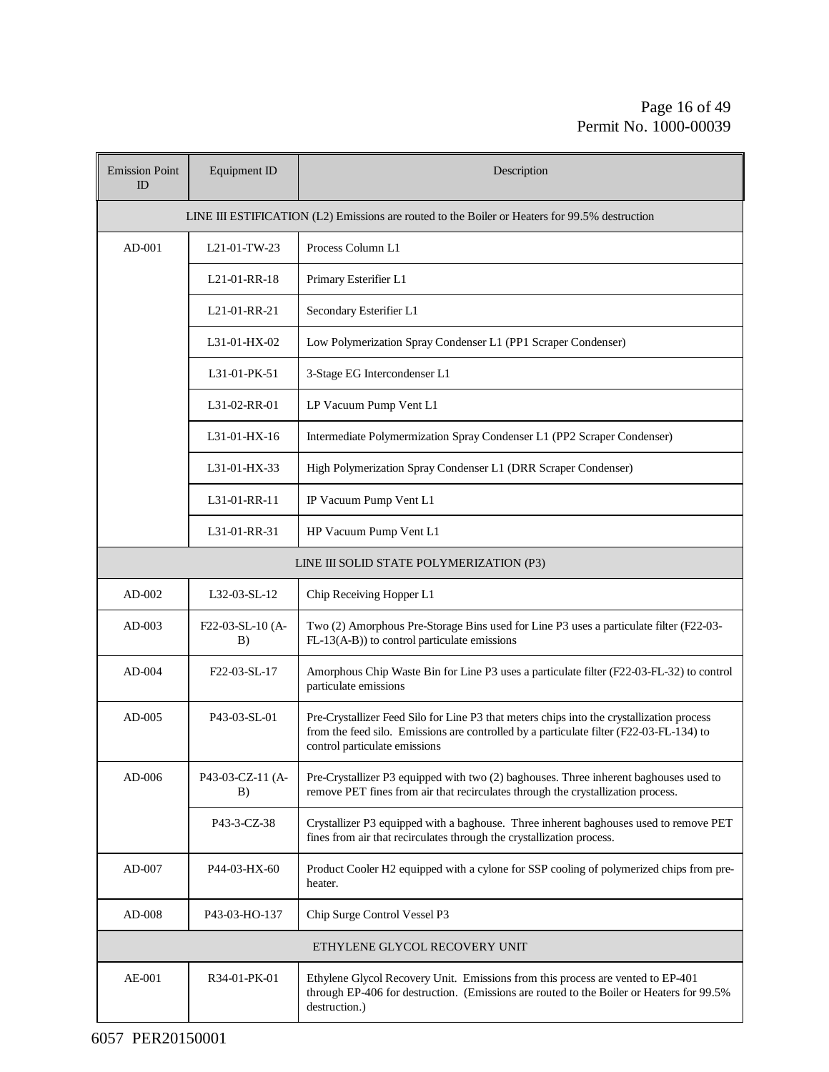| Emission Point ID | Equipment ID | Description |
|---|---|---|
| LINE III ESTIFICATION (L2) Emissions are routed to the Boiler or Heaters for 99.5% destruction | | |
| AD-001 | L21-01-TW-23 | Process Column L1 |
| | L21-01-RR-18 | Primary Esterifier L1 |
| | L21-01-RR-21 | Secondary Esterifier L1 |
| | L31-01-HX-02 | Low Polymerization Spray Condenser L1 (PP1 Scraper Condenser) |
| | L31-01-PK-51 | 3-Stage EG Intercondenser L1 |
| | L31-02-RR-01 | LP Vacuum Pump Vent L1 |
| | L31-01-HX-16 | Intermediate Polymermization Spray Condenser L1 (PP2 Scraper Condenser) |
| | L31-01-HX-33 | High Polymerization Spray Condenser L1 (DRR Scraper Condenser) |
| | L31-01-RR-11 | IP Vacuum Pump Vent L1 |
| | L31-01-RR-31 | HP Vacuum Pump Vent L1 |
| LINE III SOLID STATE POLYMERIZATION (P3) | | |
| AD-002 | L32-03-SL-12 | Chip Receiving Hopper L1 |
| AD-003 | F22-03-SL-10 (A-B) | Two (2) Amorphous Pre-Storage Bins used for Line P3 uses a particulate filter (F22-03-FL-13(A-B)) to control particulate emissions |
| AD-004 | F22-03-SL-17 | Amorphous Chip Waste Bin for Line P3 uses a particulate filter (F22-03-FL-32) to control particulate emissions |
| AD-005 | P43-03-SL-01 | Pre-Crystallizer Feed Silo for Line P3 that meters chips into the crystallization process from the feed silo. Emissions are controlled by a particulate filter (F22-03-FL-134) to control particulate emissions |
| AD-006 | P43-03-CZ-11 (A-B) | Pre-Crystallizer P3 equipped with two (2) baghouses. Three inherent baghouses used to remove PET fines from air that recirculates through the crystallization process. |
| | P43-3-CZ-38 | Crystallizer P3 equipped with a baghouse. Three inherent baghouses used to remove PET fines from air that recirculates through the crystallization process. |
| AD-007 | P44-03-HX-60 | Product Cooler H2 equipped with a cylone for SSP cooling of polymerized chips from pre-heater. |
| AD-008 | P43-03-HO-137 | Chip Surge Control Vessel P3 |
| ETHYLENE GLYCOL RECOVERY UNIT | | |
| AE-001 | R34-01-PK-01 | Ethylene Glycol Recovery Unit. Emissions from this process are vented to EP-401 through EP-406 for destruction. (Emissions are routed to the Boiler or Heaters for 99.5% destruction.) |

6057 PER20150001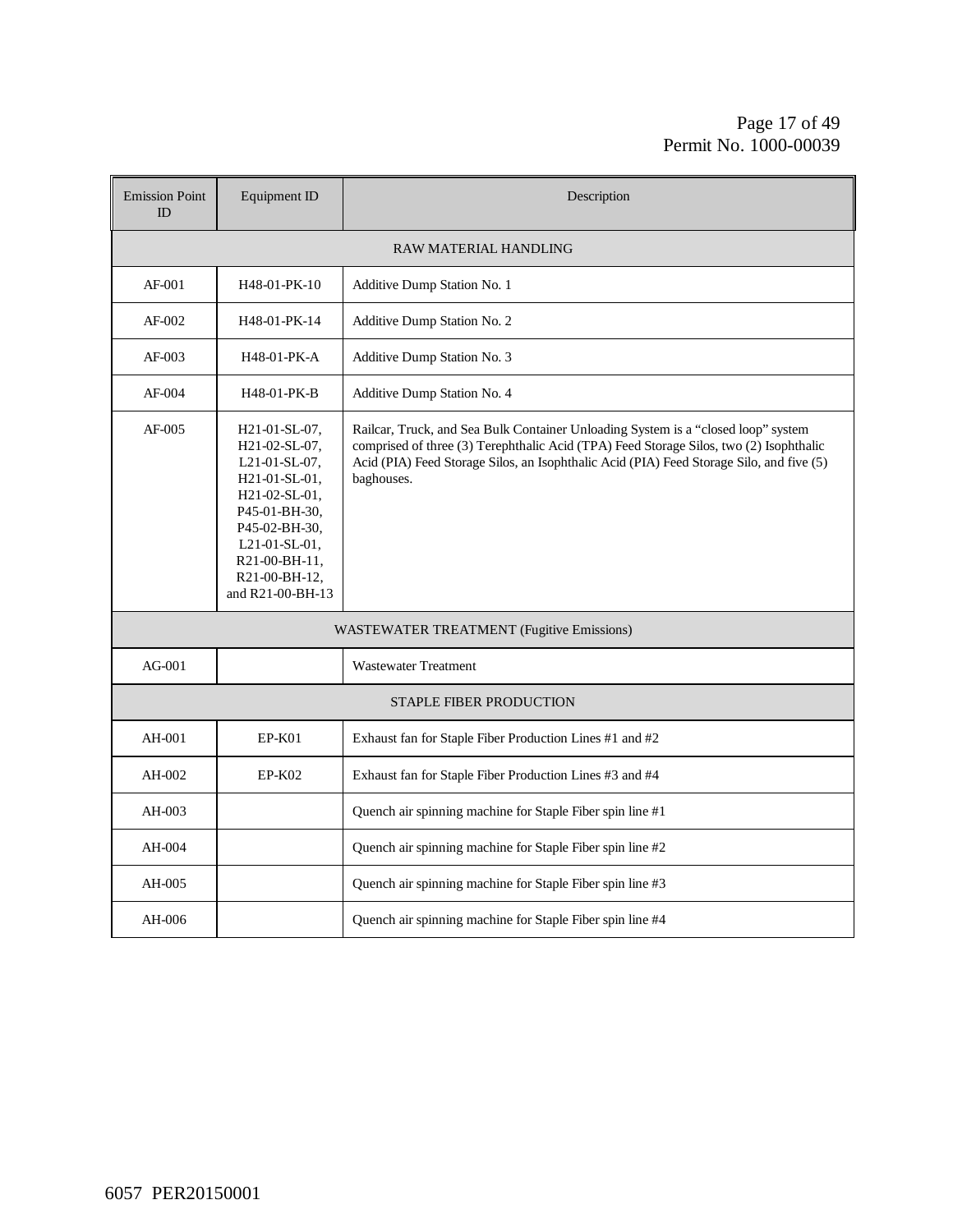| Emission Point ID | Equipment ID | Description |
|---|---|---|
| RAW MATERIAL HANDLING | | |
| AF-001 | H48-01-PK-10 | Additive Dump Station No. 1 |
| AF-002 | H48-01-PK-14 | Additive Dump Station No. 2 |
| AF-003 | H48-01-PK-A | Additive Dump Station No. 3 |
| AF-004 | H48-01-PK-B | Additive Dump Station No. 4 |
| AF-005 | H21-01-SL-07, H21-02-SL-07, L21-01-SL-07, H21-01-SL-01, H21-02-SL-01, P45-01-BH-30, P45-02-BH-30, L21-01-SL-01, R21-00-BH-11, R21-00-BH-12, and R21-00-BH-13 | Railcar, Truck, and Sea Bulk Container Unloading System is a "closed loop" system comprised of three (3) Terephthalic Acid (TPA) Feed Storage Silos, two (2) Isophthalic Acid (PIA) Feed Storage Silos, an Isophthalic Acid (PIA) Feed Storage Silo, and five (5) baghouses. |
| WASTEWATER TREATMENT (Fugitive Emissions) | | |
| AG-001 | | Wastewater Treatment |
| STAPLE FIBER PRODUCTION | | |
| AH-001 | EP-K01 | Exhaust fan for Staple Fiber Production Lines #1 and #2 |
| AH-002 | EP-K02 | Exhaust fan for Staple Fiber Production Lines #3 and #4 |
| AH-003 | | Quench air spinning machine for Staple Fiber spin line #1 |
| AH-004 | | Quench air spinning machine for Staple Fiber spin line #2 |
| AH-005 | | Quench air spinning machine for Staple Fiber spin line #3 |
| AH-006 | | Quench air spinning machine for Staple Fiber spin line #4 |

6057 PER20150001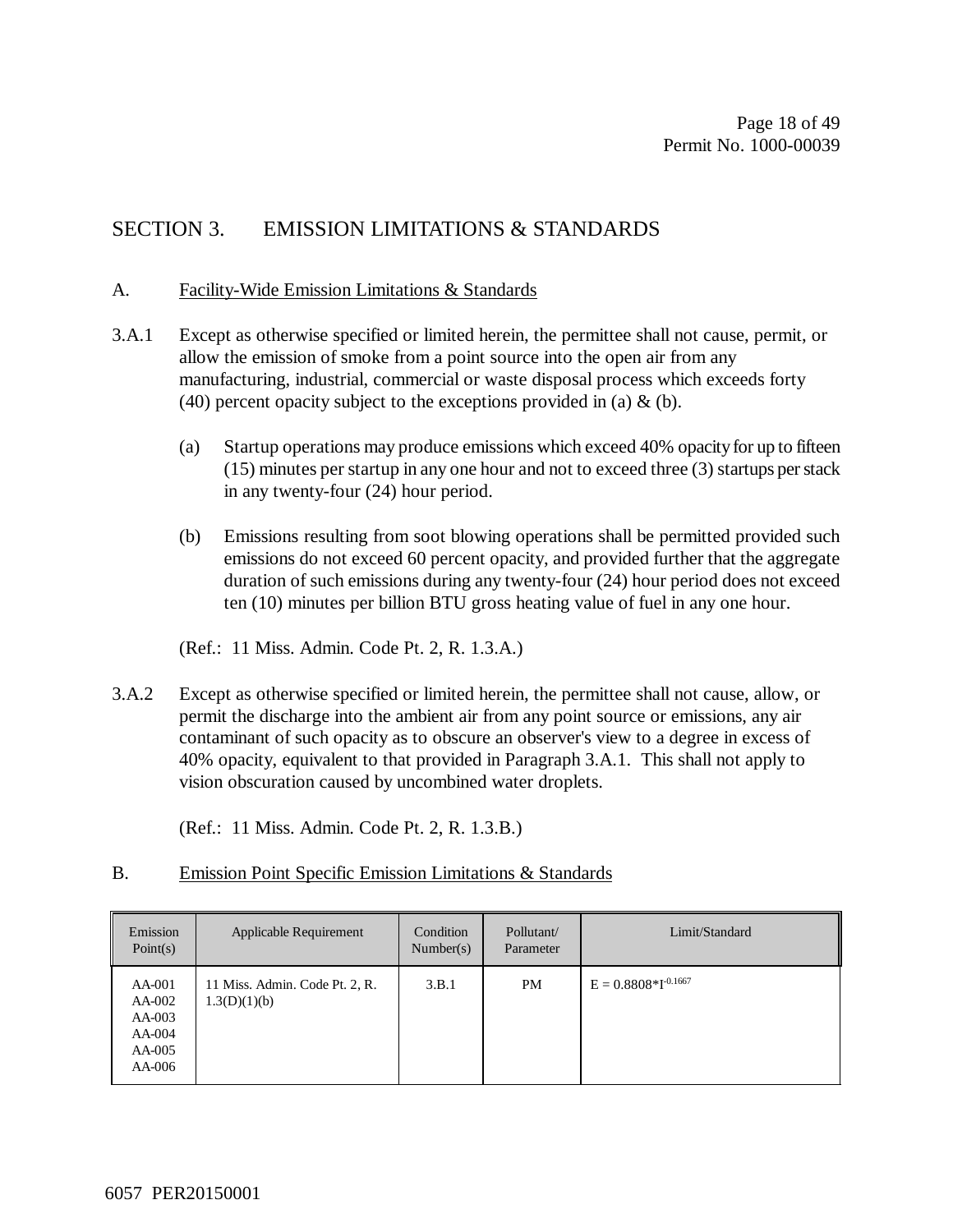## SECTION 3. EMISSION LIMITATIONS & STANDARDS

### A. Facility-Wide Emission Limitations & Standards

3.A.1 Except as otherwise specified or limited herein, the permittee shall not cause, permit, or allow the emission of smoke from a point source into the open air from any manufacturing, industrial, commercial or waste disposal process which exceeds forty (40) percent opacity subject to the exceptions provided in (a) & (b).

(a) Startup operations may produce emissions which exceed 40% opacity for up to fifteen (15) minutes per startup in any one hour and not to exceed three (3) startups per stack in any twenty-four (24) hour period.

(b) Emissions resulting from soot blowing operations shall be permitted provided such emissions do not exceed 60 percent opacity, and provided further that the aggregate duration of such emissions during any twenty-four (24) hour period does not exceed ten (10) minutes per billion BTU gross heating value of fuel in any one hour.

(Ref.: 11 Miss. Admin. Code Pt. 2, R. 1.3.A.)

3.A.2 Except as otherwise specified or limited herein, the permittee shall not cause, allow, or permit the discharge into the ambient air from any point source or emissions, any air contaminant of such opacity as to obscure an observer's view to a degree in excess of 40% opacity, equivalent to that provided in Paragraph 3.A.1. This shall not apply to vision obscuration caused by uncombined water droplets.

(Ref.: 11 Miss. Admin. Code Pt. 2, R. 1.3.B.)

### B. Emission Point Specific Emission Limitations & Standards

| Emission Point(s) | Applicable Requirement | Condition Number(s) | Pollutant/ Parameter | Limit/Standard |
|---|---|---|---|---|
| AA-001<br>AA-002<br>AA-003<br>AA-004<br>AA-005<br>AA-006 | 11 Miss. Admin. Code Pt. 2, R. 1.3(D)(1)(b) | 3.B.1 | PM | $E = 0.8808*I^{-0.1667}$ |

6057 PER20150001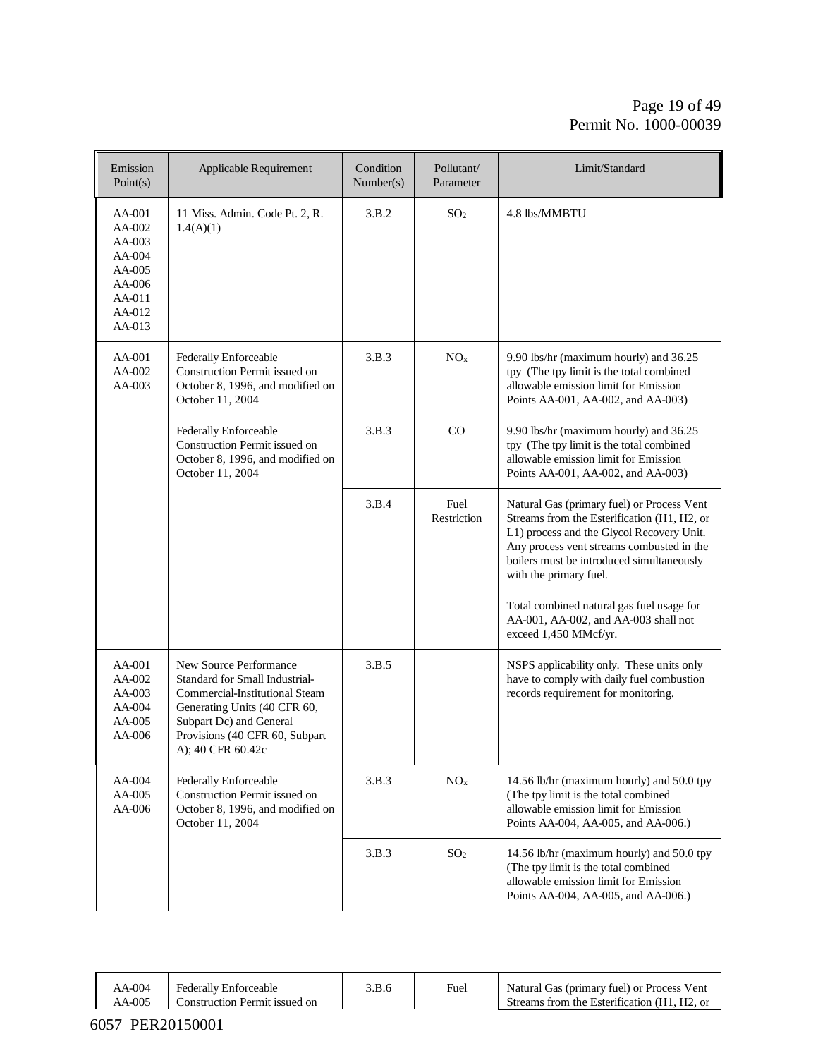| Emission Point(s) | Applicable Requirement | Condition Number(s) | Pollutant/ Parameter | Limit/Standard |
|---|---|---|---|---|
| AA-001 AA-002 AA-003 AA-004 AA-005 AA-006 AA-011 AA-012 AA-013 | 11 Miss. Admin. Code Pt. 2, R. 1.4(A)(1) | 3.B.2 | $SO_2$ | 4.8 lbs/MMBTU |
| AA-001 AA-002 AA-003 | Federally Enforceable Construction Permit issued on October 8, 1996, and modified on October 11, 2004 | 3.B.3 | $NO_x$ | 9.90 lbs/hr (maximum hourly) and 36.25 tpy (The tpy limit is the total combined allowable emission limit for Emission Points AA-001, AA-002, and AA-003) |
| | Federally Enforceable Construction Permit issued on October 8, 1996, and modified on October 11, 2004 | 3.B.3 | CO | 9.90 lbs/hr (maximum hourly) and 36.25 tpy (The tpy limit is the total combined allowable emission limit for Emission Points AA-001, AA-002, and AA-003) |
| | | 3.B.4 | Fuel Restriction | Natural Gas (primary fuel) or Process Vent Streams from the Esterification (H1, H2, or L1) process and the Glycol Recovery Unit. Any process vent streams combusted in the boilers must be introduced simultaneously with the primary fuel. |
| | | | | Total combined natural gas fuel usage for AA-001, AA-002, and AA-003 shall not exceed 1,450 MMcf/yr. |
| AA-001 AA-002 AA-003 AA-004 AA-005 AA-006 | New Source Performance Standard for Small Industrial-Commercial-Institutional Steam Generating Units (40 CFR 60, Subpart Dc) and General Provisions (40 CFR 60, Subpart A); 40 CFR 60.42c | 3.B.5 | | NSPS applicability only. These units only have to comply with daily fuel combustion records requirement for monitoring. |
| AA-004 AA-005 AA-006 | Federally Enforceable Construction Permit issued on October 8, 1996, and modified on October 11, 2004 | 3.B.3 | $NO_x$ | 14.56 lb/hr (maximum hourly) and 50.0 tpy (The tpy limit is the total combined allowable emission limit for Emission Points AA-004, AA-005, and AA-006.) |
| | | 3.B.3 | $SO_2$ | 14.56 lb/hr (maximum hourly) and 50.0 tpy (The tpy limit is the total combined allowable emission limit for Emission Points AA-004, AA-005, and AA-006.) |
| AA-004 AA-005 | Federally Enforceable Construction Permit issued on | 3.B.6 | Fuel | Natural Gas (primary fuel) or Process Vent Streams from the Esterification (H1, H2, or |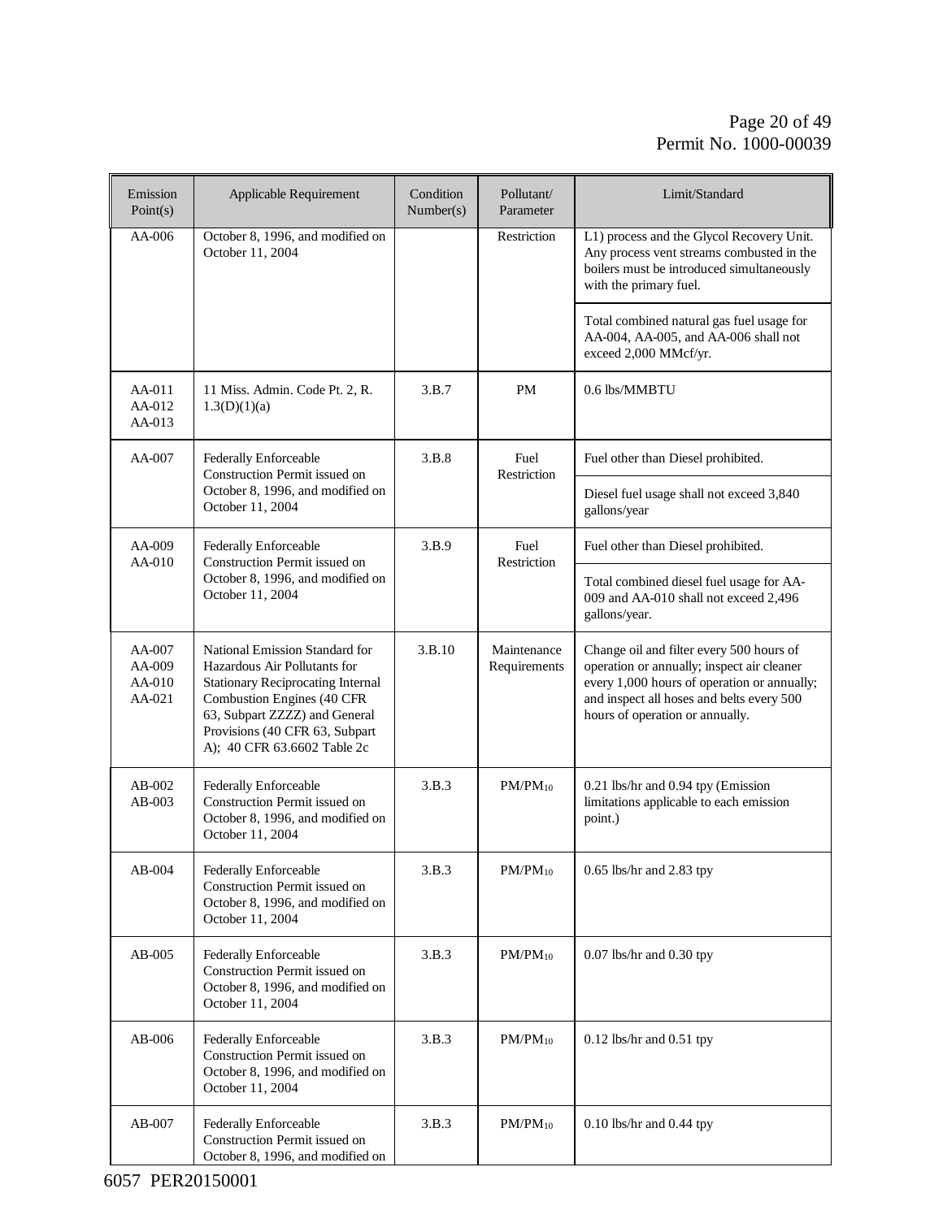| Emission Point(s) | Applicable Requirement | Condition Number(s) | Pollutant/ Parameter | Limit/Standard |
|---|---|---|---|---|
| AA-006 | October 8, 1996, and modified on October 11, 2004 | | Restriction | L1) process and the Glycol Recovery Unit. Any process vent streams combusted in the boilers must be introduced simultaneously with the primary fuel. |
| | | | | Total combined natural gas fuel usage for AA-004, AA-005, and AA-006 shall not exceed 2,000 MMcf/yr. |
| AA-011<br>AA-012<br>AA-013 | 11 Miss. Admin. Code Pt. 2, R. 1.3(D)(1)(a) | 3.B.7 | PM | 0.6 lbs/MMBTU |
| AA-007 | Federally Enforceable Construction Permit issued on October 8, 1996, and modified on October 11, 2004 | 3.B.8 | Fuel Restriction | Fuel other than Diesel prohibited. |
| | | | | Diesel fuel usage shall not exceed 3,840 gallons/year |
| AA-009<br>AA-010 | Federally Enforceable Construction Permit issued on October 8, 1996, and modified on October 11, 2004 | 3.B.9 | Fuel Restriction | Fuel other than Diesel prohibited. |
| | | | | Total combined diesel fuel usage for AA-009 and AA-010 shall not exceed 2,496 gallons/year. |
| AA-007<br>AA-009<br>AA-010<br>AA-021 | National Emission Standard for Hazardous Air Pollutants for Stationary Reciprocating Internal Combustion Engines (40 CFR 63, Subpart ZZZZ) and General Provisions (40 CFR 63, Subpart A); 40 CFR 63.6602 Table 2c | 3.B.10 | Maintenance Requirements | Change oil and filter every 500 hours of operation or annually; inspect air cleaner every 1,000 hours of operation or annually; and inspect all hoses and belts every 500 hours of operation or annually. |
| AB-002<br>AB-003 | Federally Enforceable Construction Permit issued on October 8, 1996, and modified on October 11, 2004 | 3.B.3 | PM/$PM_{10}$ | 0.21 lbs/hr and 0.94 tpy (Emission limitations applicable to each emission point.) |
| AB-004 | Federally Enforceable Construction Permit issued on October 8, 1996, and modified on October 11, 2004 | 3.B.3 | PM/$PM_{10}$ | 0.65 lbs/hr and 2.83 tpy |
| AB-005 | Federally Enforceable Construction Permit issued on October 8, 1996, and modified on October 11, 2004 | 3.B.3 | PM/$PM_{10}$ | 0.07 lbs/hr and 0.30 tpy |
| AB-006 | Federally Enforceable Construction Permit issued on October 8, 1996, and modified on October 11, 2004 | 3.B.3 | PM/$PM_{10}$ | 0.12 lbs/hr and 0.51 tpy |
| AB-007 | Federally Enforceable Construction Permit issued on October 8, 1996, and modified on | 3.B.3 | PM/$PM_{10}$ | 0.10 lbs/hr and 0.44 tpy |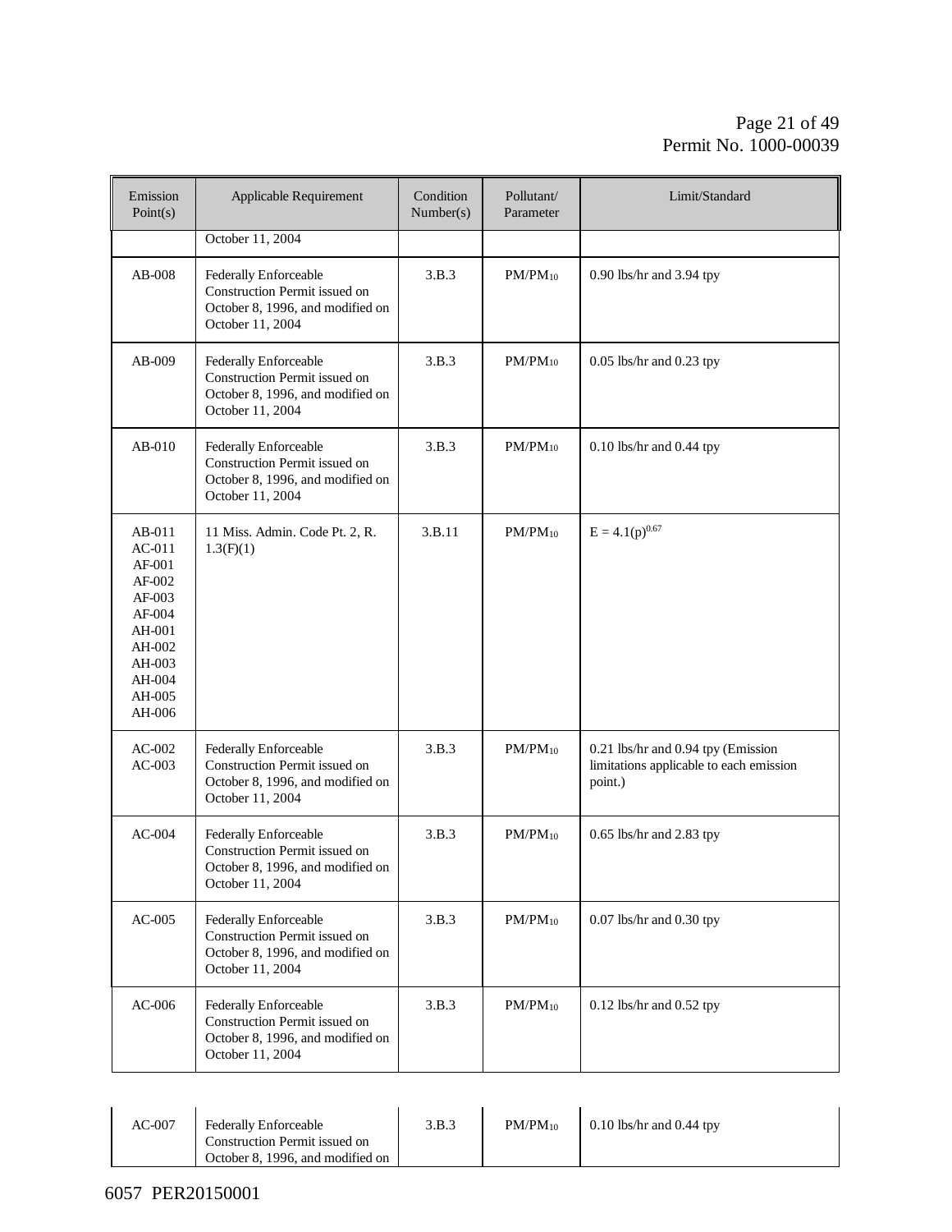| Emission Point(s) | Applicable Requirement | Condition Number(s) | Pollutant/ Parameter | Limit/Standard |
|---|---|---|---|---|
| | October 11, 2004 | | | |
| AB-008 | Federally Enforceable Construction Permit issued on October 8, 1996, and modified on October 11, 2004 | 3.B.3 | $PM/PM_{10}$ | 0.90 lbs/hr and 3.94 tpy |
| AB-009 | Federally Enforceable Construction Permit issued on October 8, 1996, and modified on October 11, 2004 | 3.B.3 | $PM/PM_{10}$ | 0.05 lbs/hr and 0.23 tpy |
| AB-010 | Federally Enforceable Construction Permit issued on October 8, 1996, and modified on October 11, 2004 | 3.B.3 | $PM/PM_{10}$ | 0.10 lbs/hr and 0.44 tpy |
| AB-011 AC-011 AF-001 AF-002 AF-003 AF-004 AH-001 AH-002 AH-003 AH-004 AH-005 AH-006 | 11 Miss. Admin. Code Pt. 2, R. 1.3(F)(1) | 3.B.11 | $PM/PM_{10}$ | $E = 4.1(p)^{0.67}$ |
| AC-002 AC-003 | Federally Enforceable Construction Permit issued on October 8, 1996, and modified on October 11, 2004 | 3.B.3 | $PM/PM_{10}$ | 0.21 lbs/hr and 0.94 tpy (Emission limitations applicable to each emission point.) |
| AC-004 | Federally Enforceable Construction Permit issued on October 8, 1996, and modified on October 11, 2004 | 3.B.3 | $PM/PM_{10}$ | 0.65 lbs/hr and 2.83 tpy |
| AC-005 | Federally Enforceable Construction Permit issued on October 8, 1996, and modified on October 11, 2004 | 3.B.3 | $PM/PM_{10}$ | 0.07 lbs/hr and 0.30 tpy |
| AC-006 | Federally Enforceable Construction Permit issued on October 8, 1996, and modified on October 11, 2004 | 3.B.3 | $PM/PM_{10}$ | 0.12 lbs/hr and 0.52 tpy |
| AC-007 | Federally Enforceable Construction Permit issued on October 8, 1996, and modified on | 3.B.3 | $PM/PM_{10}$ | 0.10 lbs/hr and 0.44 tpy |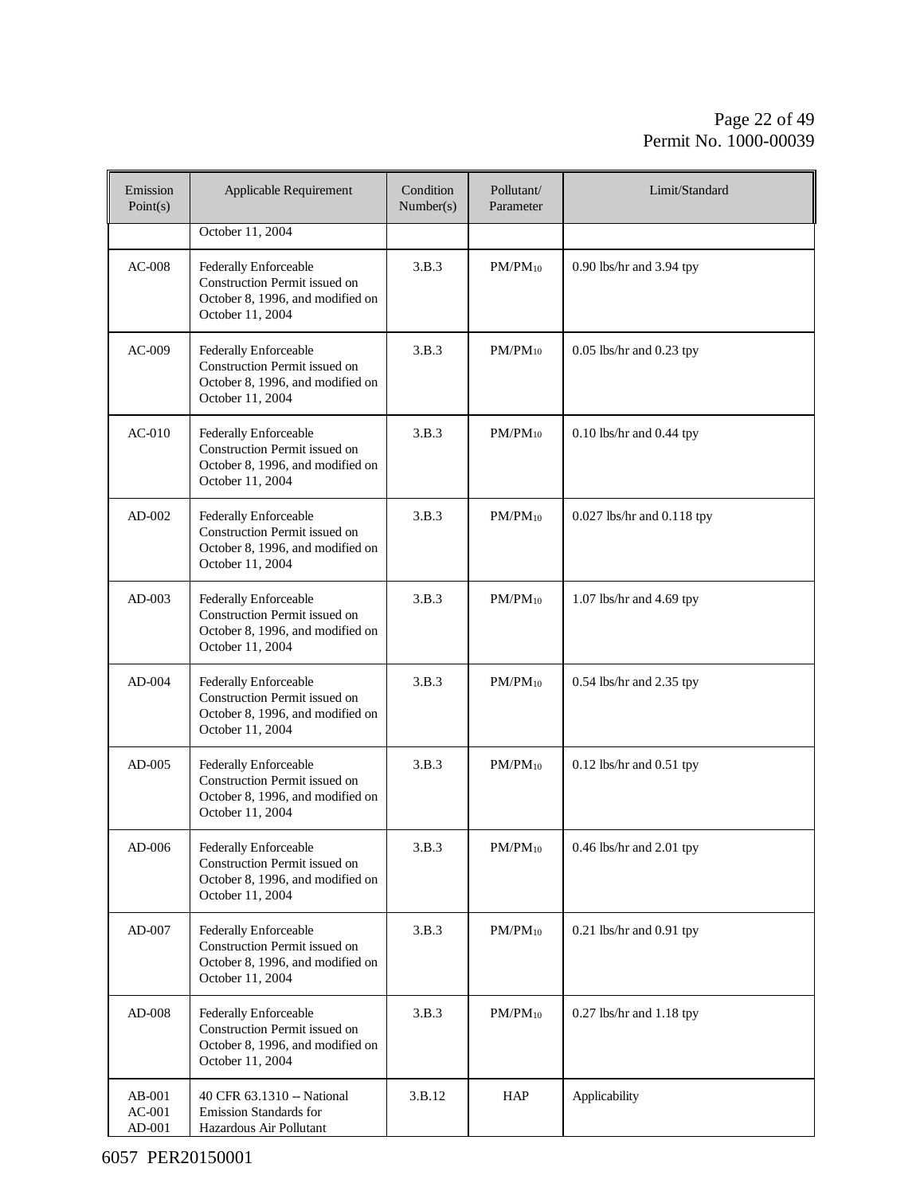| Emission Point(s) | Applicable Requirement | Condition Number(s) | Pollutant/ Parameter | Limit/Standard |
|---|---|---|---|---|
| | October 11, 2004 | | | |
| AC-008 | Federally Enforceable Construction Permit issued on October 8, 1996, and modified on October 11, 2004 | 3.B.3 | $PM/PM_{10}$ | 0.90 lbs/hr and 3.94 tpy |
| AC-009 | Federally Enforceable Construction Permit issued on October 8, 1996, and modified on October 11, 2004 | 3.B.3 | $PM/PM_{10}$ | 0.05 lbs/hr and 0.23 tpy |
| AC-010 | Federally Enforceable Construction Permit issued on October 8, 1996, and modified on October 11, 2004 | 3.B.3 | $PM/PM_{10}$ | 0.10 lbs/hr and 0.44 tpy |
| AD-002 | Federally Enforceable Construction Permit issued on October 8, 1996, and modified on October 11, 2004 | 3.B.3 | $PM/PM_{10}$ | 0.027 lbs/hr and 0.118 tpy |
| AD-003 | Federally Enforceable Construction Permit issued on October 8, 1996, and modified on October 11, 2004 | 3.B.3 | $PM/PM_{10}$ | 1.07 lbs/hr and 4.69 tpy |
| AD-004 | Federally Enforceable Construction Permit issued on October 8, 1996, and modified on October 11, 2004 | 3.B.3 | $PM/PM_{10}$ | 0.54 lbs/hr and 2.35 tpy |
| AD-005 | Federally Enforceable Construction Permit issued on October 8, 1996, and modified on October 11, 2004 | 3.B.3 | $PM/PM_{10}$ | 0.12 lbs/hr and 0.51 tpy |
| AD-006 | Federally Enforceable Construction Permit issued on October 8, 1996, and modified on October 11, 2004 | 3.B.3 | $PM/PM_{10}$ | 0.46 lbs/hr and 2.01 tpy |
| AD-007 | Federally Enforceable Construction Permit issued on October 8, 1996, and modified on October 11, 2004 | 3.B.3 | $PM/PM_{10}$ | 0.21 lbs/hr and 0.91 tpy |
| AD-008 | Federally Enforceable Construction Permit issued on October 8, 1996, and modified on October 11, 2004 | 3.B.3 | $PM/PM_{10}$ | 0.27 lbs/hr and 1.18 tpy |
| AB-001 AC-001 AD-001 | 40 CFR 63.1310 -- National Emission Standards for Hazardous Air Pollutant | 3.B.12 | HAP | Applicability |

6057 PER20150001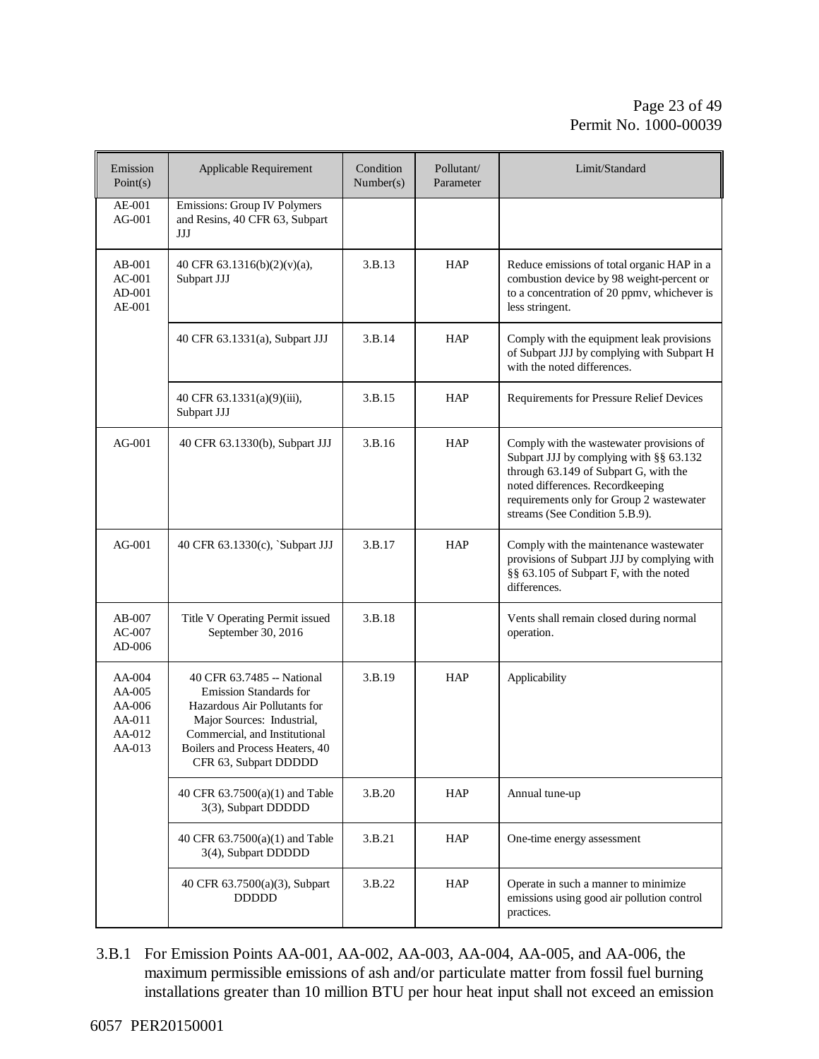| Emission Point(s) | Applicable Requirement | Condition Number(s) | Pollutant/ Parameter | Limit/Standard |
|---|---|---|---|---|
| AE-001<br>AG-001 | Emissions: Group IV Polymers and Resins, 40 CFR 63, Subpart JJJ | | | |
| AB-001<br>AC-001<br>AD-001<br>AE-001 | 40 CFR 63.1316(b)(2)(v)(a), Subpart JJJ | 3.B.13 | HAP | Reduce emissions of total organic HAP in a combustion device by 98 weight-percent or to a concentration of 20 ppmv, whichever is less stringent. |
| | 40 CFR 63.1331(a), Subpart JJJ | 3.B.14 | HAP | Comply with the equipment leak provisions of Subpart JJJ by complying with Subpart H with the noted differences. |
| | 40 CFR 63.1331(a)(9)(iii), Subpart JJJ | 3.B.15 | HAP | Requirements for Pressure Relief Devices |
| AG-001 | 40 CFR 63.1330(b), Subpart JJJ | 3.B.16 | HAP | Comply with the wastewater provisions of Subpart JJJ by complying with §§ 63.132 through 63.149 of Subpart G, with the noted differences. Recordkeeping requirements only for Group 2 wastewater streams (See Condition 5.B.9). |
| AG-001 | 40 CFR 63.1330(c), `Subpart JJJ | 3.B.17 | HAP | Comply with the maintenance wastewater provisions of Subpart JJJ by complying with §§ 63.105 of Subpart F, with the noted differences. |
| AB-007<br>AC-007<br>AD-006 | Title V Operating Permit issued September 30, 2016 | 3.B.18 | | Vents shall remain closed during normal operation. |
| AA-004<br>AA-005<br>AA-006<br>AA-011<br>AA-012<br>AA-013 | 40 CFR 63.7485 -- National Emission Standards for Hazardous Air Pollutants for Major Sources: Industrial, Commercial, and Institutional Boilers and Process Heaters, 40 CFR 63, Subpart DDDDD | 3.B.19 | HAP | Applicability |
| | 40 CFR 63.7500(a)(1) and Table 3(3), Subpart DDDDD | 3.B.20 | HAP | Annual tune-up |
| | 40 CFR 63.7500(a)(1) and Table 3(4), Subpart DDDDD | 3.B.21 | HAP | One-time energy assessment |
| | 40 CFR 63.7500(a)(3), Subpart DDDDD | 3.B.22 | HAP | Operate in such a manner to minimize emissions using good air pollution control practices. |

3.B.1 For Emission Points AA-001, AA-002, AA-003, AA-004, AA-005, and AA-006, the maximum permissible emissions of ash and/or particulate matter from fossil fuel burning installations greater than 10 million BTU per hour heat input shall not exceed an emission

6057 PER20150001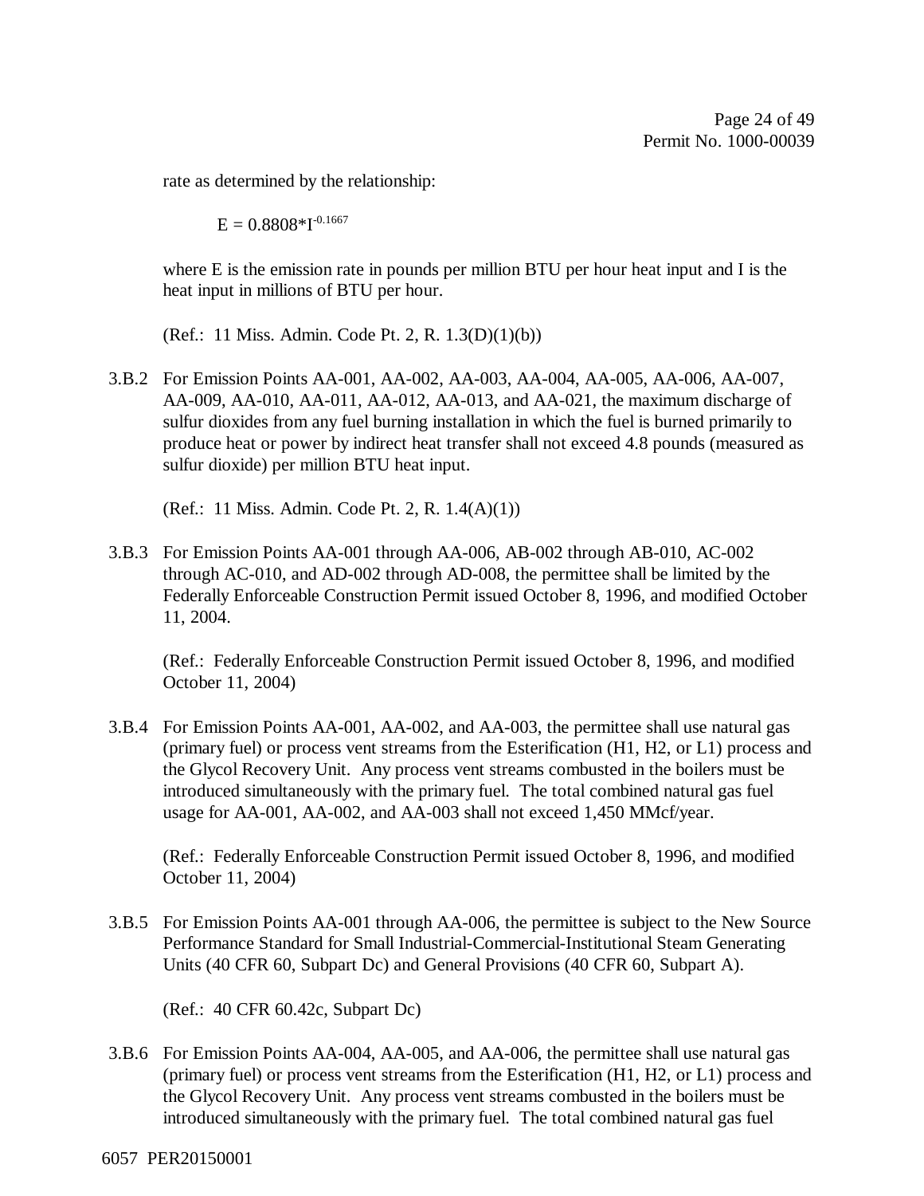rate as determined by the relationship:

$$E = 0.8808*I^{-0.1667}$$

where E is the emission rate in pounds per million BTU per hour heat input and I is the heat input in millions of BTU per hour.

(Ref.: 11 Miss. Admin. Code Pt. 2, R. 1.3(D)(1)(b))

3.B.2 For Emission Points AA-001, AA-002, AA-003, AA-004, AA-005, AA-006, AA-007, AA-009, AA-010, AA-011, AA-012, AA-013, and AA-021, the maximum discharge of sulfur dioxides from any fuel burning installation in which the fuel is burned primarily to produce heat or power by indirect heat transfer shall not exceed 4.8 pounds (measured as sulfur dioxide) per million BTU heat input.

(Ref.: 11 Miss. Admin. Code Pt. 2, R. 1.4(A)(1))

3.B.3 For Emission Points AA-001 through AA-006, AB-002 through AB-010, AC-002 through AC-010, and AD-002 through AD-008, the permittee shall be limited by the Federally Enforceable Construction Permit issued October 8, 1996, and modified October 11, 2004.

(Ref.: Federally Enforceable Construction Permit issued October 8, 1996, and modified October 11, 2004)

3.B.4 For Emission Points AA-001, AA-002, and AA-003, the permittee shall use natural gas (primary fuel) or process vent streams from the Esterification (H1, H2, or L1) process and the Glycol Recovery Unit. Any process vent streams combusted in the boilers must be introduced simultaneously with the primary fuel. The total combined natural gas fuel usage for AA-001, AA-002, and AA-003 shall not exceed 1,450 MMcf/year.

(Ref.: Federally Enforceable Construction Permit issued October 8, 1996, and modified October 11, 2004)

3.B.5 For Emission Points AA-001 through AA-006, the permittee is subject to the New Source Performance Standard for Small Industrial-Commercial-Institutional Steam Generating Units (40 CFR 60, Subpart Dc) and General Provisions (40 CFR 60, Subpart A).

(Ref.: 40 CFR 60.42c, Subpart Dc)

3.B.6 For Emission Points AA-004, AA-005, and AA-006, the permittee shall use natural gas (primary fuel) or process vent streams from the Esterification (H1, H2, or L1) process and the Glycol Recovery Unit. Any process vent streams combusted in the boilers must be introduced simultaneously with the primary fuel. The total combined natural gas fuel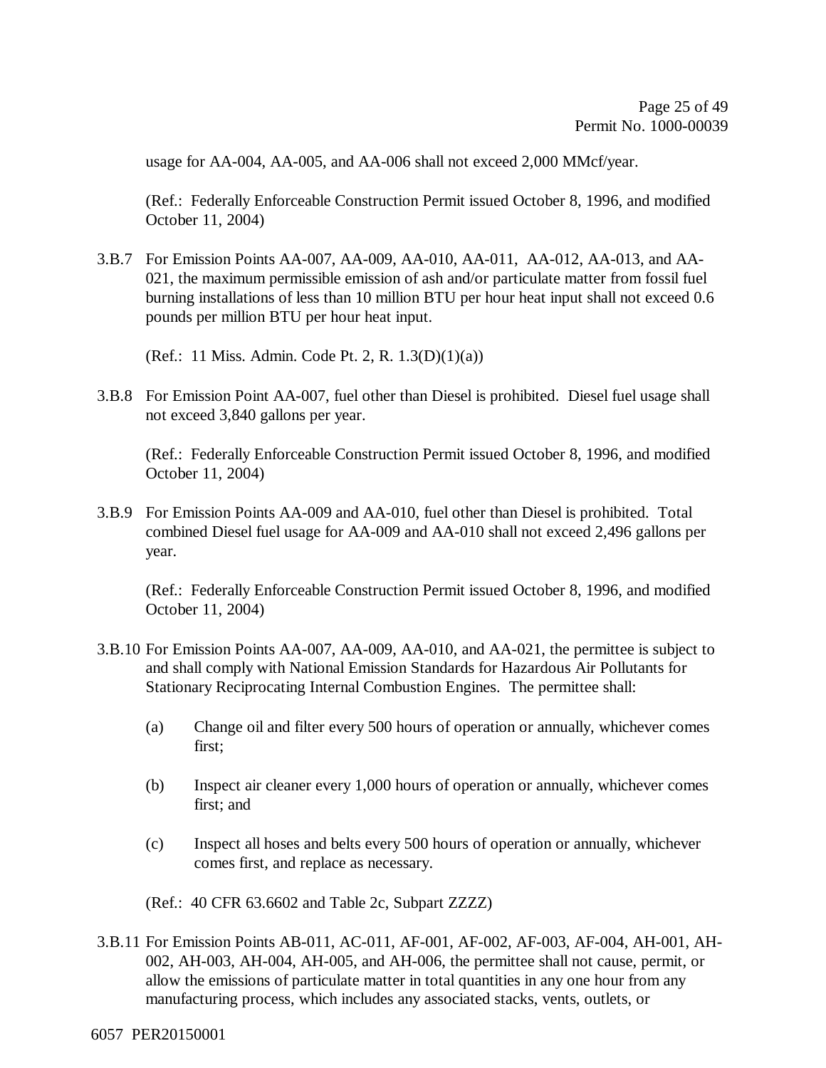usage for AA-004, AA-005, and AA-006 shall not exceed 2,000 MMcf/year.

(Ref.: Federally Enforceable Construction Permit issued October 8, 1996, and modified October 11, 2004)

3.B.7 For Emission Points AA-007, AA-009, AA-010, AA-011, AA-012, AA-013, and AA-021, the maximum permissible emission of ash and/or particulate matter from fossil fuel burning installations of less than 10 million BTU per hour heat input shall not exceed 0.6 pounds per million BTU per hour heat input.

(Ref.: 11 Miss. Admin. Code Pt. 2, R. 1.3(D)(1)(a))

3.B.8 For Emission Point AA-007, fuel other than Diesel is prohibited. Diesel fuel usage shall not exceed 3,840 gallons per year.

(Ref.: Federally Enforceable Construction Permit issued October 8, 1996, and modified October 11, 2004)

3.B.9 For Emission Points AA-009 and AA-010, fuel other than Diesel is prohibited. Total combined Diesel fuel usage for AA-009 and AA-010 shall not exceed 2,496 gallons per year.

(Ref.: Federally Enforceable Construction Permit issued October 8, 1996, and modified October 11, 2004)

3.B.10 For Emission Points AA-007, AA-009, AA-010, and AA-021, the permittee is subject to and shall comply with National Emission Standards for Hazardous Air Pollutants for Stationary Reciprocating Internal Combustion Engines. The permittee shall:

(a) Change oil and filter every 500 hours of operation or annually, whichever comes first;

(b) Inspect air cleaner every 1,000 hours of operation or annually, whichever comes first; and

(c) Inspect all hoses and belts every 500 hours of operation or annually, whichever comes first, and replace as necessary.

(Ref.: 40 CFR 63.6602 and Table 2c, Subpart ZZZZ)

3.B.11 For Emission Points AB-011, AC-011, AF-001, AF-002, AF-003, AF-004, AH-001, AH-002, AH-003, AH-004, AH-005, and AH-006, the permittee shall not cause, permit, or allow the emissions of particulate matter in total quantities in any one hour from any manufacturing process, which includes any associated stacks, vents, outlets, or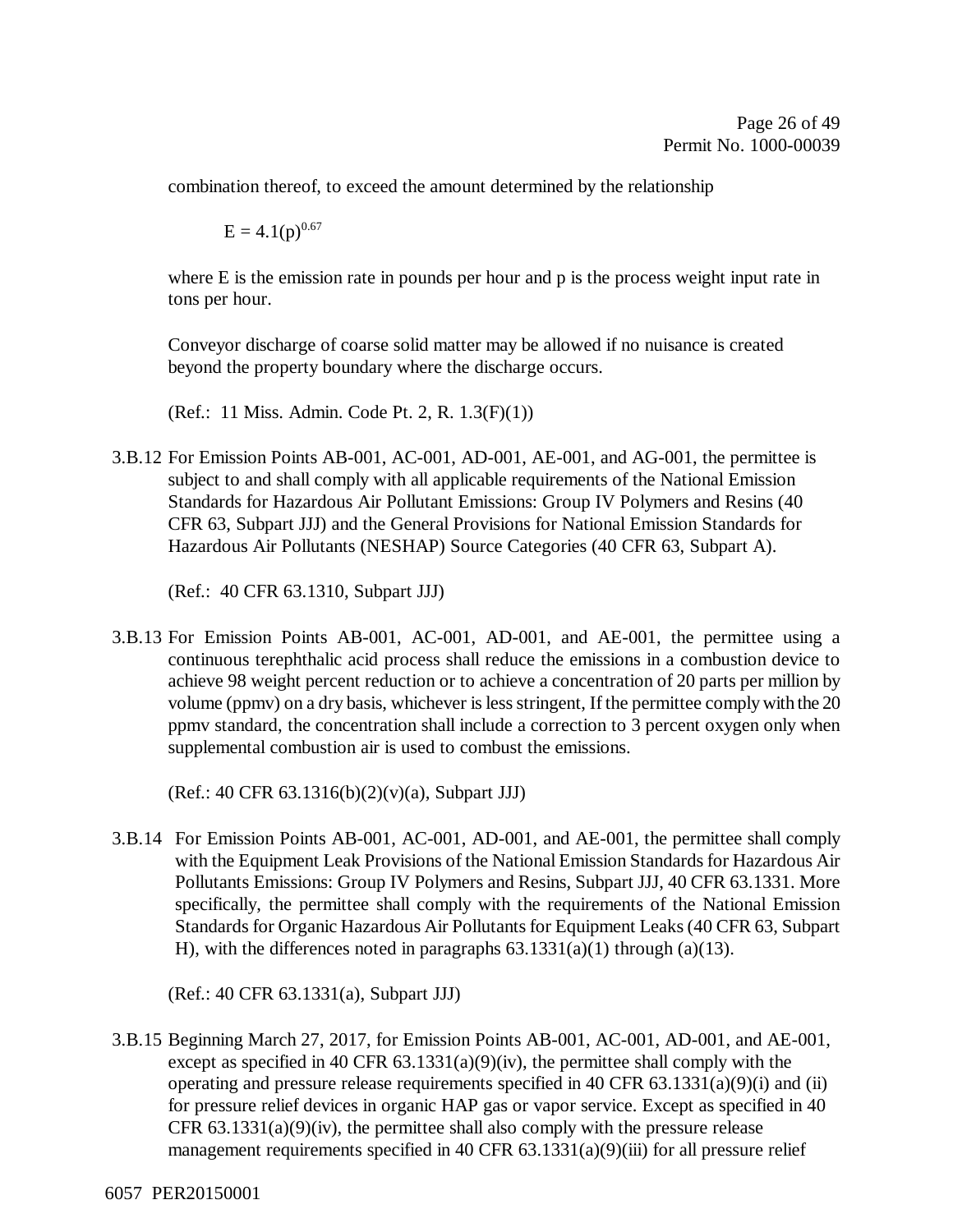combination thereof, to exceed the amount determined by the relationship

$$E = 4.1(p)^{0.67}$$

where E is the emission rate in pounds per hour and p is the process weight input rate in tons per hour.

Conveyor discharge of coarse solid matter may be allowed if no nuisance is created beyond the property boundary where the discharge occurs.

(Ref.: 11 Miss. Admin. Code Pt. 2, R. 1.3(F)(1))

3.B.12 For Emission Points AB-001, AC-001, AD-001, AE-001, and AG-001, the permittee is subject to and shall comply with all applicable requirements of the National Emission Standards for Hazardous Air Pollutant Emissions: Group IV Polymers and Resins (40 CFR 63, Subpart JJJ) and the General Provisions for National Emission Standards for Hazardous Air Pollutants (NESHAP) Source Categories (40 CFR 63, Subpart A).

(Ref.: 40 CFR 63.1310, Subpart JJJ)

3.B.13 For Emission Points AB-001, AC-001, AD-001, and AE-001, the permittee using a continuous terephthalic acid process shall reduce the emissions in a combustion device to achieve 98 weight percent reduction or to achieve a concentration of 20 parts per million by volume (ppmv) on a dry basis, whichever is less stringent, If the permittee comply with the 20 ppmv standard, the concentration shall include a correction to 3 percent oxygen only when supplemental combustion air is used to combust the emissions.

(Ref.: 40 CFR 63.1316(b)(2)(v)(a), Subpart JJJ)

3.B.14 For Emission Points AB-001, AC-001, AD-001, and AE-001, the permittee shall comply with the Equipment Leak Provisions of the National Emission Standards for Hazardous Air Pollutants Emissions: Group IV Polymers and Resins, Subpart JJJ, 40 CFR 63.1331. More specifically, the permittee shall comply with the requirements of the National Emission Standards for Organic Hazardous Air Pollutants for Equipment Leaks (40 CFR 63, Subpart H), with the differences noted in paragraphs 63.1331(a)(1) through (a)(13).

(Ref.: 40 CFR 63.1331(a), Subpart JJJ)

3.B.15 Beginning March 27, 2017, for Emission Points AB-001, AC-001, AD-001, and AE-001, except as specified in 40 CFR 63.1331(a)(9)(iv), the permittee shall comply with the operating and pressure release requirements specified in 40 CFR 63.1331(a)(9)(i) and (ii) for pressure relief devices in organic HAP gas or vapor service. Except as specified in 40 CFR 63.1331(a)(9)(iv), the permittee shall also comply with the pressure release management requirements specified in 40 CFR 63.1331(a)(9)(iii) for all pressure relief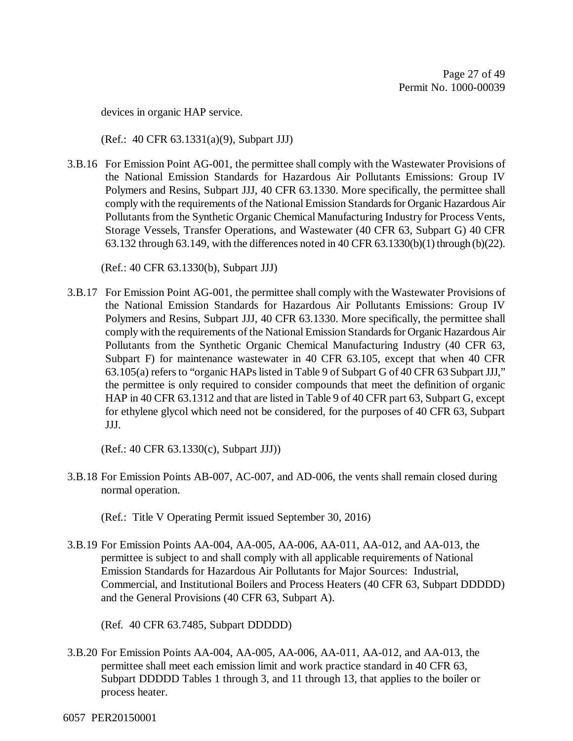devices in organic HAP service.

(Ref.: 40 CFR 63.1331(a)(9), Subpart JJJ)

3.B.16 For Emission Point AG-001, the permittee shall comply with the Wastewater Provisions of the National Emission Standards for Hazardous Air Pollutants Emissions: Group IV Polymers and Resins, Subpart JJJ, 40 CFR 63.1330. More specifically, the permittee shall comply with the requirements of the National Emission Standards for Organic Hazardous Air Pollutants from the Synthetic Organic Chemical Manufacturing Industry for Process Vents, Storage Vessels, Transfer Operations, and Wastewater (40 CFR 63, Subpart G) 40 CFR 63.132 through 63.149, with the differences noted in 40 CFR 63.1330(b)(1) through (b)(22).

(Ref.: 40 CFR 63.1330(b), Subpart JJJ)

3.B.17 For Emission Point AG-001, the permittee shall comply with the Wastewater Provisions of the National Emission Standards for Hazardous Air Pollutants Emissions: Group IV Polymers and Resins, Subpart JJJ, 40 CFR 63.1330. More specifically, the permittee shall comply with the requirements of the National Emission Standards for Organic Hazardous Air Pollutants from the Synthetic Organic Chemical Manufacturing Industry (40 CFR 63, Subpart F) for maintenance wastewater in 40 CFR 63.105, except that when 40 CFR 63.105(a) refers to "organic HAPs listed in Table 9 of Subpart G of 40 CFR 63 Subpart JJJ," the permittee is only required to consider compounds that meet the definition of organic HAP in 40 CFR 63.1312 and that are listed in Table 9 of 40 CFR part 63, Subpart G, except for ethylene glycol which need not be considered, for the purposes of 40 CFR 63, Subpart JJJ.

(Ref.: 40 CFR 63.1330(c), Subpart JJJ))

3.B.18 For Emission Points AB-007, AC-007, and AD-006, the vents shall remain closed during normal operation.

(Ref.: Title V Operating Permit issued September 30, 2016)

3.B.19 For Emission Points AA-004, AA-005, AA-006, AA-011, AA-012, and AA-013, the permittee is subject to and shall comply with all applicable requirements of National Emission Standards for Hazardous Air Pollutants for Major Sources: Industrial, Commercial, and Institutional Boilers and Process Heaters (40 CFR 63, Subpart DDDDD) and the General Provisions (40 CFR 63, Subpart A).

(Ref. 40 CFR 63.7485, Subpart DDDDD)

3.B.20 For Emission Points AA-004, AA-005, AA-006, AA-011, AA-012, and AA-013, the permittee shall meet each emission limit and work practice standard in 40 CFR 63, Subpart DDDDD Tables 1 through 3, and 11 through 13, that applies to the boiler or process heater.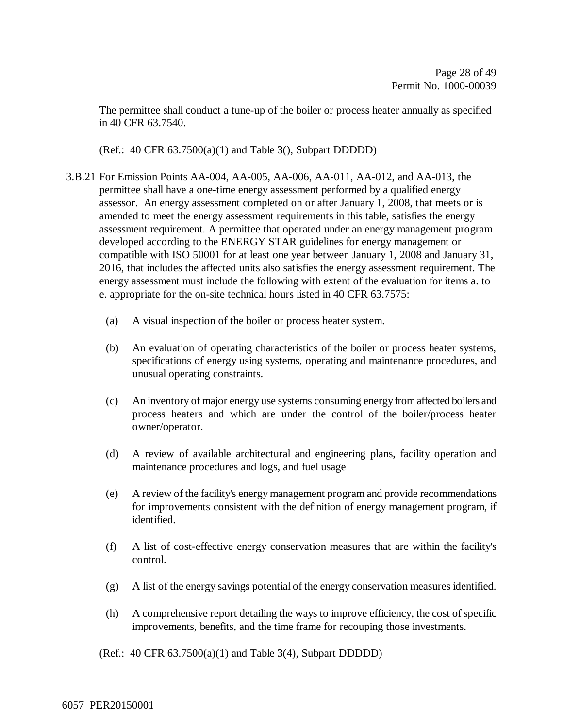The permittee shall conduct a tune-up of the boiler or process heater annually as specified in 40 CFR 63.7540.

(Ref.: 40 CFR 63.7500(a)(1) and Table 3(), Subpart DDDDD)

3.B.21 For Emission Points AA-004, AA-005, AA-006, AA-011, AA-012, and AA-013, the permittee shall have a one-time energy assessment performed by a qualified energy assessor. An energy assessment completed on or after January 1, 2008, that meets or is amended to meet the energy assessment requirements in this table, satisfies the energy assessment requirement. A permittee that operated under an energy management program developed according to the ENERGY STAR guidelines for energy management or compatible with ISO 50001 for at least one year between January 1, 2008 and January 31, 2016, that includes the affected units also satisfies the energy assessment requirement. The energy assessment must include the following with extent of the evaluation for items a. to e. appropriate for the on-site technical hours listed in 40 CFR 63.7575:

(a) A visual inspection of the boiler or process heater system.

(b) An evaluation of operating characteristics of the boiler or process heater systems, specifications of energy using systems, operating and maintenance procedures, and unusual operating constraints.

(c) An inventory of major energy use systems consuming energy from affected boilers and process heaters and which are under the control of the boiler/process heater owner/operator.

(d) A review of available architectural and engineering plans, facility operation and maintenance procedures and logs, and fuel usage

(e) A review of the facility's energy management program and provide recommendations for improvements consistent with the definition of energy management program, if identified.

(f) A list of cost-effective energy conservation measures that are within the facility's control.

(g) A list of the energy savings potential of the energy conservation measures identified.

(h) A comprehensive report detailing the ways to improve efficiency, the cost of specific improvements, benefits, and the time frame for recouping those investments.

(Ref.: 40 CFR 63.7500(a)(1) and Table 3(4), Subpart DDDDD)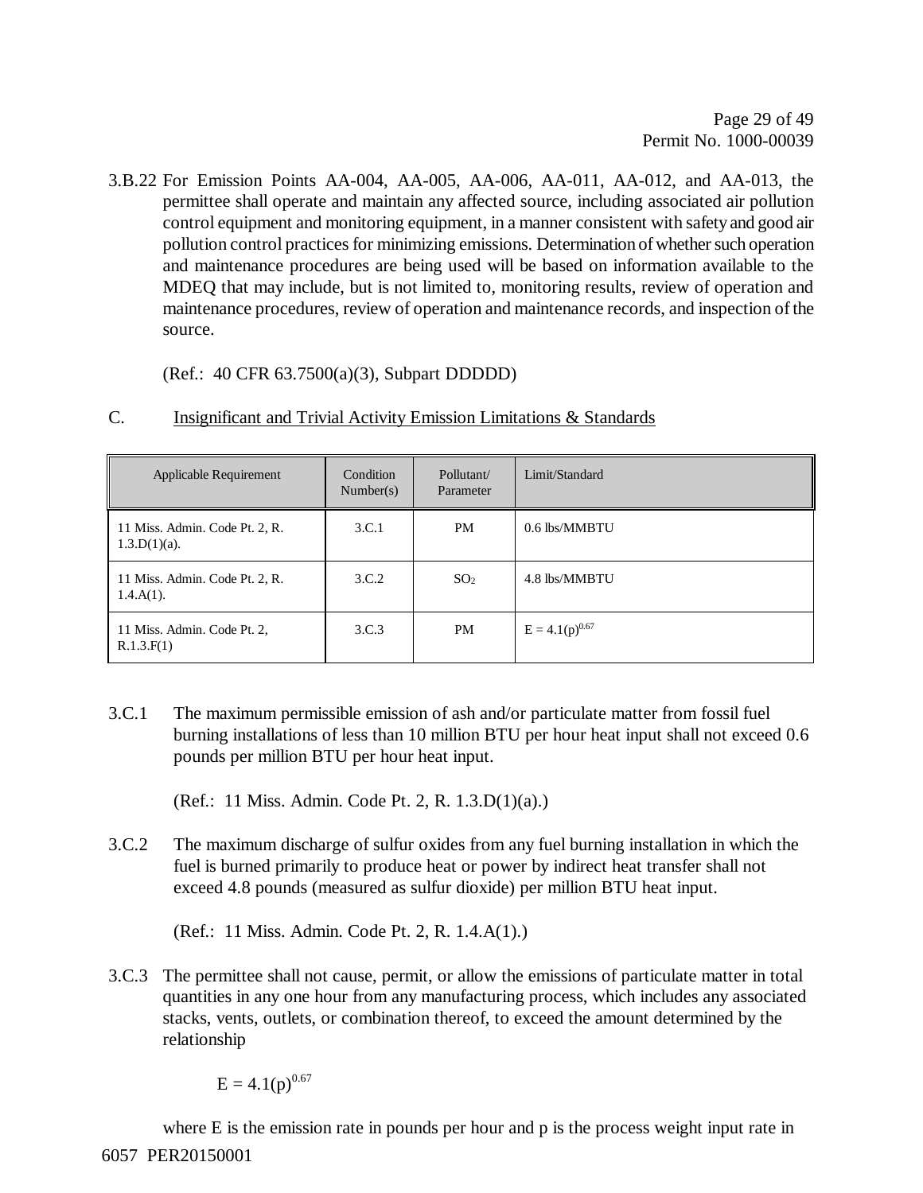3.B.22 For Emission Points AA-004, AA-005, AA-006, AA-011, AA-012, and AA-013, the permittee shall operate and maintain any affected source, including associated air pollution control equipment and monitoring equipment, in a manner consistent with safety and good air pollution control practices for minimizing emissions. Determination of whether such operation and maintenance procedures are being used will be based on information available to the MDEQ that may include, but is not limited to, monitoring results, review of operation and maintenance procedures, review of operation and maintenance records, and inspection of the source.

(Ref.: 40 CFR 63.7500(a)(3), Subpart DDDDD)

## C. Insignificant and Trivial Activity Emission Limitations & Standards

| Applicable Requirement | Condition Number(s) | Pollutant/ Parameter | Limit/Standard |
|---|---|---|---|
| 11 Miss. Admin. Code Pt. 2, R. 1.3.D(1)(a). | 3.C.1 | PM | 0.6 lbs/MMBTU |
| 11 Miss. Admin. Code Pt. 2, R. 1.4.A(1). | 3.C.2 | $SO_2$ | 4.8 lbs/MMBTU |
| 11 Miss. Admin. Code Pt. 2, R.1.3.F(1) | 3.C.3 | PM | $E = 4.1(p)^{0.67}$ |

3.C.1 The maximum permissible emission of ash and/or particulate matter from fossil fuel burning installations of less than 10 million BTU per hour heat input shall not exceed 0.6 pounds per million BTU per hour heat input.

(Ref.: 11 Miss. Admin. Code Pt. 2, R. 1.3.D(1)(a).)

3.C.2 The maximum discharge of sulfur oxides from any fuel burning installation in which the fuel is burned primarily to produce heat or power by indirect heat transfer shall not exceed 4.8 pounds (measured as sulfur dioxide) per million BTU heat input.

(Ref.: 11 Miss. Admin. Code Pt. 2, R. 1.4.A(1).)

3.C.3 The permittee shall not cause, permit, or allow the emissions of particulate matter in total quantities in any one hour from any manufacturing process, which includes any associated stacks, vents, outlets, or combination thereof, to exceed the amount determined by the relationship

$$E = 4.1(p)^{0.67}$$

where E is the emission rate in pounds per hour and p is the process weight input rate in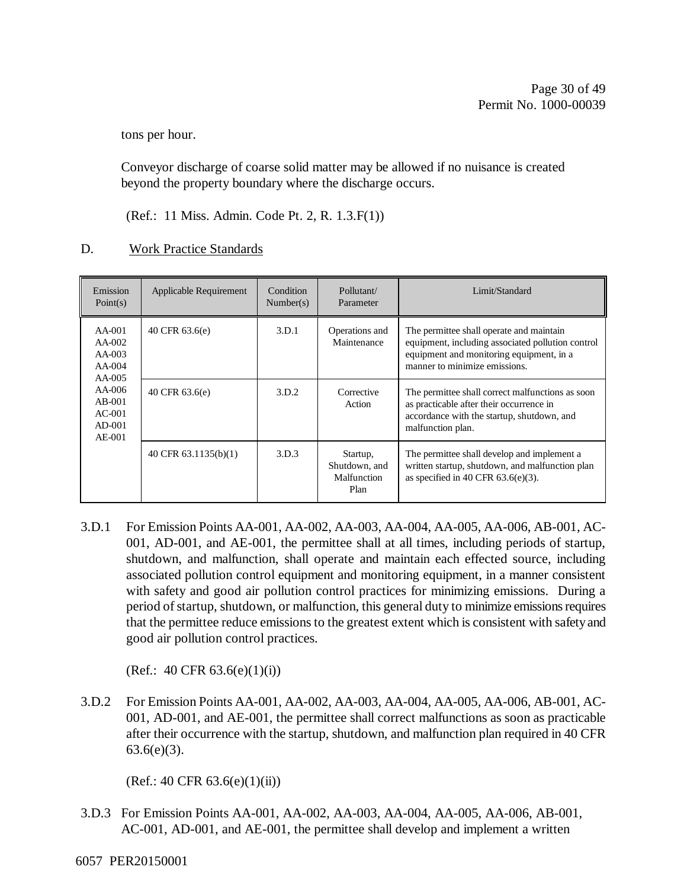tons per hour.

Conveyor discharge of coarse solid matter may be allowed if no nuisance is created beyond the property boundary where the discharge occurs.

(Ref.: 11 Miss. Admin. Code Pt. 2, R. 1.3.F(1))

D. Work Practice Standards

| Emission Point(s) | Applicable Requirement | Condition Number(s) | Pollutant/ Parameter | Limit/Standard |
|---|---|---|---|---|
| AA-001 AA-002 AA-003 AA-004 AA-005 AA-006 AB-001 AC-001 AD-001 AE-001 | 40 CFR 63.6(e) | 3.D.1 | Operations and Maintenance | The permittee shall operate and maintain equipment, including associated pollution control equipment and monitoring equipment, in a manner to minimize emissions. |
| | 40 CFR 63.6(e) | 3.D.2 | Corrective Action | The permittee shall correct malfunctions as soon as practicable after their occurrence in accordance with the startup, shutdown, and malfunction plan. |
| | 40 CFR 63.1135(b)(1) | 3.D.3 | Startup, Shutdown, and Malfunction Plan | The permittee shall develop and implement a written startup, shutdown, and malfunction plan as specified in 40 CFR 63.6(e)(3). |

3.D.1 For Emission Points AA-001, AA-002, AA-003, AA-004, AA-005, AA-006, AB-001, AC-001, AD-001, and AE-001, the permittee shall at all times, including periods of startup, shutdown, and malfunction, shall operate and maintain each effected source, including associated pollution control equipment and monitoring equipment, in a manner consistent with safety and good air pollution control practices for minimizing emissions. During a period of startup, shutdown, or malfunction, this general duty to minimize emissions requires that the permittee reduce emissions to the greatest extent which is consistent with safety and good air pollution control practices.

(Ref.: 40 CFR 63.6(e)(1)(i))

3.D.2 For Emission Points AA-001, AA-002, AA-003, AA-004, AA-005, AA-006, AB-001, AC-001, AD-001, and AE-001, the permittee shall correct malfunctions as soon as practicable after their occurrence with the startup, shutdown, and malfunction plan required in 40 CFR 63.6(e)(3).

(Ref.: 40 CFR 63.6(e)(1)(ii))

3.D.3 For Emission Points AA-001, AA-002, AA-003, AA-004, AA-005, AA-006, AB-001, AC-001, AD-001, and AE-001, the permittee shall develop and implement a written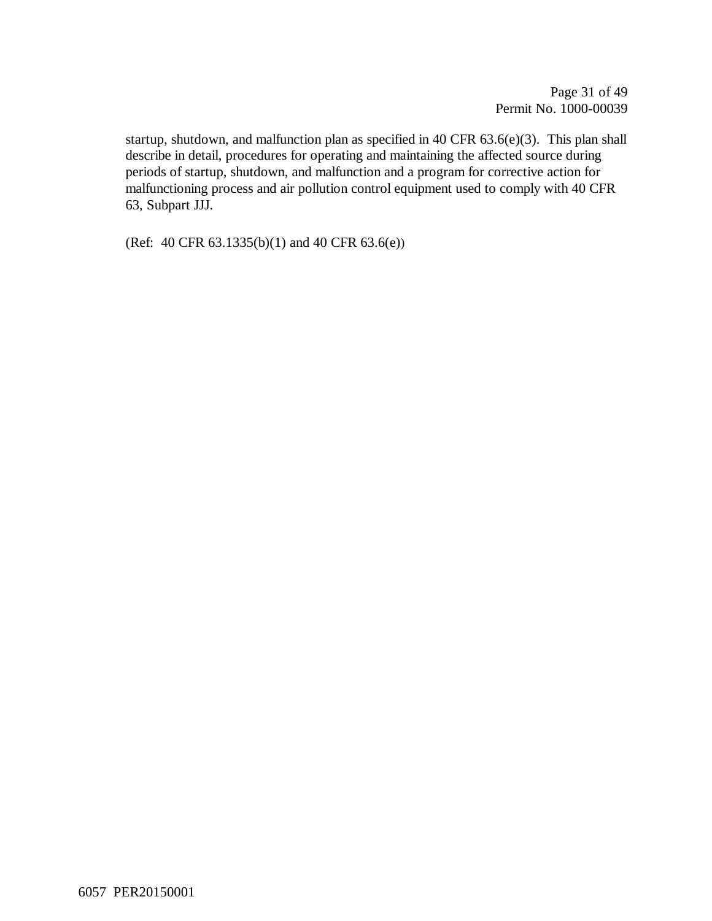startup, shutdown, and malfunction plan as specified in 40 CFR 63.6(e)(3). This plan shall describe in detail, procedures for operating and maintaining the affected source during periods of startup, shutdown, and malfunction and a program for corrective action for malfunctioning process and air pollution control equipment used to comply with 40 CFR 63, Subpart JJJ.

(Ref: 40 CFR 63.1335(b)(1) and 40 CFR 63.6(e))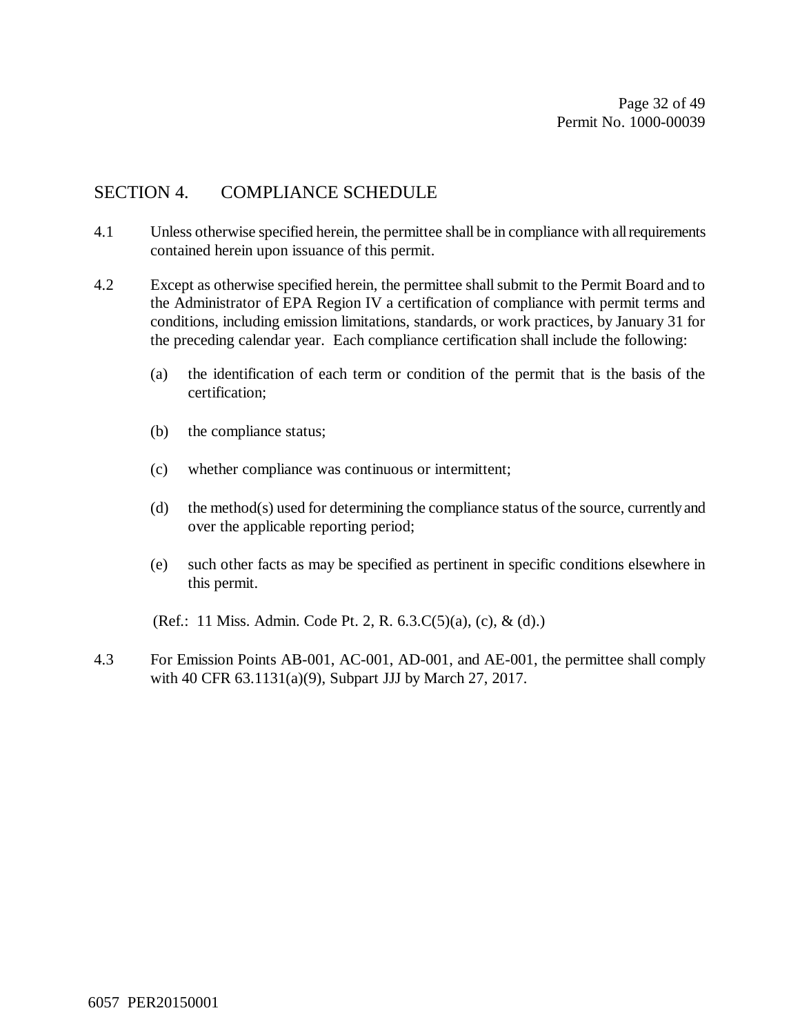## SECTION 4. COMPLIANCE SCHEDULE

4.1 Unless otherwise specified herein, the permittee shall be in compliance with all requirements contained herein upon issuance of this permit.

4.2 Except as otherwise specified herein, the permittee shall submit to the Permit Board and to the Administrator of EPA Region IV a certification of compliance with permit terms and conditions, including emission limitations, standards, or work practices, by January 31 for the preceding calendar year. Each compliance certification shall include the following:

(a) the identification of each term or condition of the permit that is the basis of the certification;

(b) the compliance status;

(c) whether compliance was continuous or intermittent;

(d) the method(s) used for determining the compliance status of the source, currently and over the applicable reporting period;

(e) such other facts as may be specified as pertinent in specific conditions elsewhere in this permit.

(Ref.: 11 Miss. Admin. Code Pt. 2, R. 6.3.C(5)(a), (c), & (d).)

4.3 For Emission Points AB-001, AC-001, AD-001, and AE-001, the permittee shall comply with 40 CFR 63.1131(a)(9), Subpart JJJ by March 27, 2017.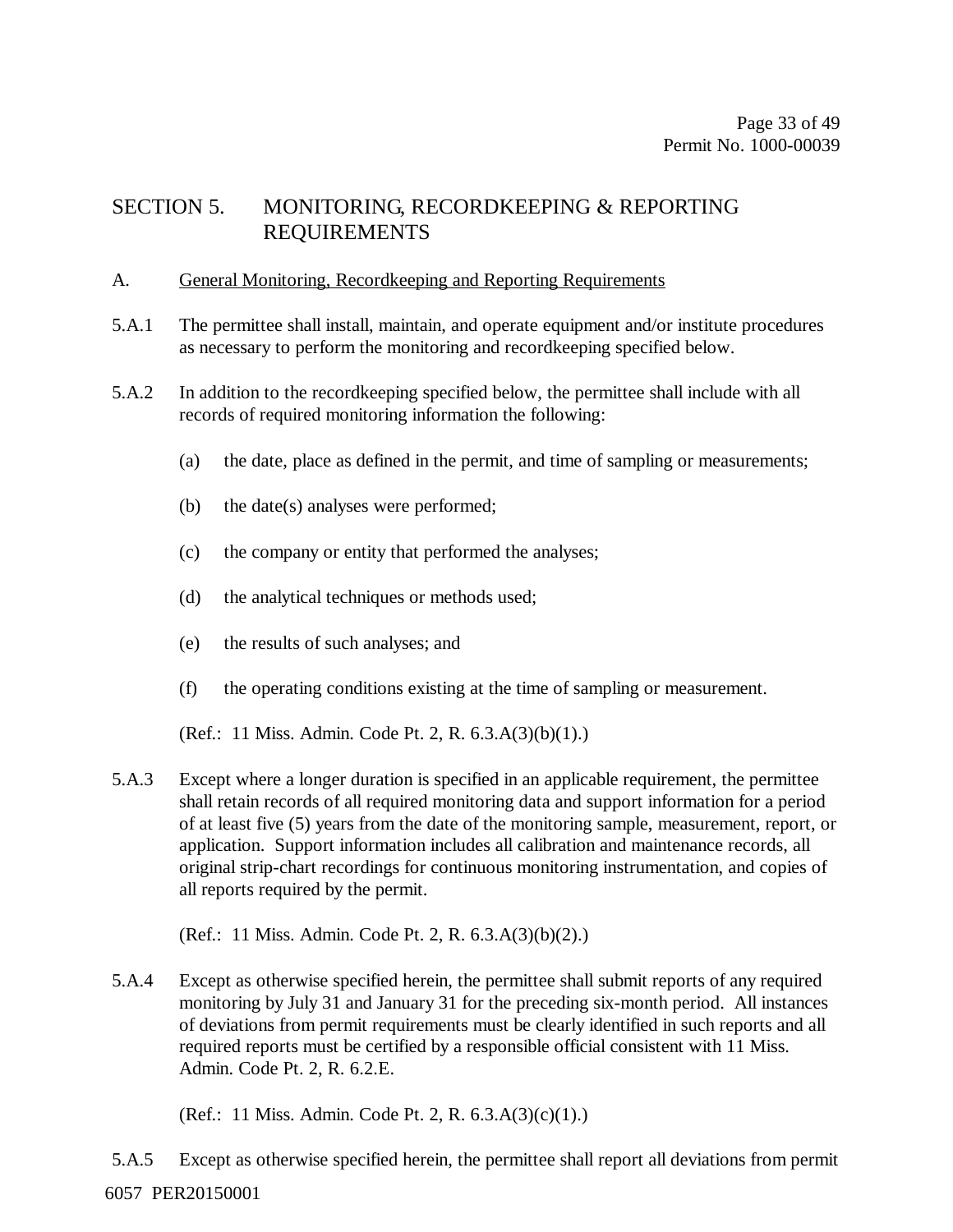## SECTION 5. MONITORING, RECORDKEEPING & REPORTING REQUIREMENTS

A. General Monitoring, Recordkeeping and Reporting Requirements

5.A.1 The permittee shall install, maintain, and operate equipment and/or institute procedures as necessary to perform the monitoring and recordkeeping specified below.

5.A.2 In addition to the recordkeeping specified below, the permittee shall include with all records of required monitoring information the following:

(a) the date, place as defined in the permit, and time of sampling or measurements;

(b) the date(s) analyses were performed;

(c) the company or entity that performed the analyses;

(d) the analytical techniques or methods used;

(e) the results of such analyses; and

(f) the operating conditions existing at the time of sampling or measurement.

(Ref.: 11 Miss. Admin. Code Pt. 2, R. 6.3.A(3)(b)(1).)

5.A.3 Except where a longer duration is specified in an applicable requirement, the permittee shall retain records of all required monitoring data and support information for a period of at least five (5) years from the date of the monitoring sample, measurement, report, or application. Support information includes all calibration and maintenance records, all original strip-chart recordings for continuous monitoring instrumentation, and copies of all reports required by the permit.

(Ref.: 11 Miss. Admin. Code Pt. 2, R. 6.3.A(3)(b)(2).)

5.A.4 Except as otherwise specified herein, the permittee shall submit reports of any required monitoring by July 31 and January 31 for the preceding six-month period. All instances of deviations from permit requirements must be clearly identified in such reports and all required reports must be certified by a responsible official consistent with 11 Miss. Admin. Code Pt. 2, R. 6.2.E.

(Ref.: 11 Miss. Admin. Code Pt. 2, R. 6.3.A(3)(c)(1).)

5.A.5 Except as otherwise specified herein, the permittee shall report all deviations from permit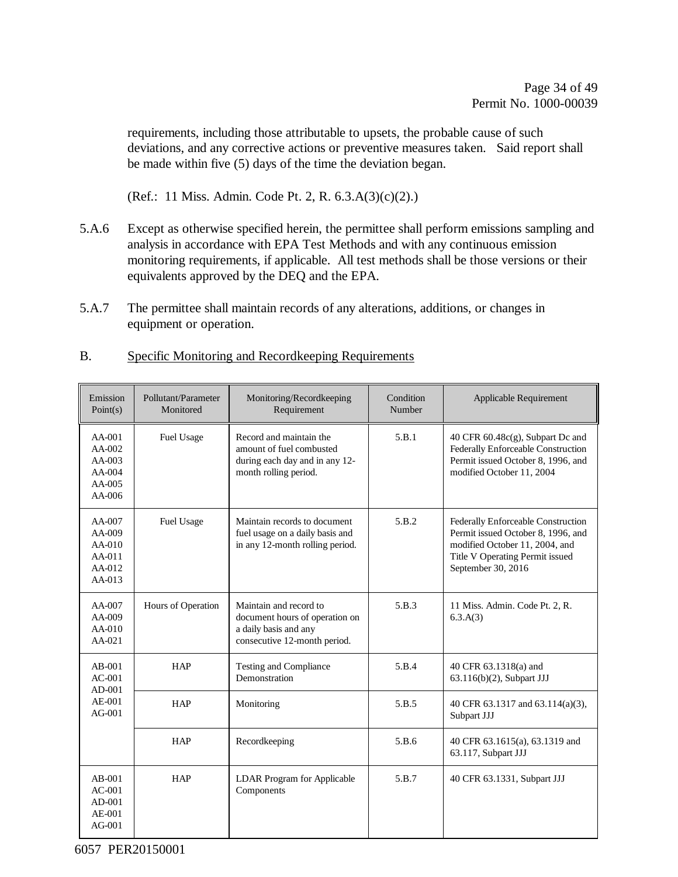requirements, including those attributable to upsets, the probable cause of such deviations, and any corrective actions or preventive measures taken. Said report shall be made within five (5) days of the time the deviation began.

(Ref.: 11 Miss. Admin. Code Pt. 2, R. 6.3.A(3)(c)(2).)

5.A.6 Except as otherwise specified herein, the permittee shall perform emissions sampling and analysis in accordance with EPA Test Methods and with any continuous emission monitoring requirements, if applicable. All test methods shall be those versions or their equivalents approved by the DEQ and the EPA.

5.A.7 The permittee shall maintain records of any alterations, additions, or changes in equipment or operation.

B. <u>Specific Monitoring and Recordkeeping Requirements</u>

| Emission Point(s) | Pollutant/Parameter Monitored | Monitoring/Recordkeeping Requirement | Condition Number | Applicable Requirement |
|---|---|---|---|---|
| AA-001<br>AA-002<br>AA-003<br>AA-004<br>AA-005<br>AA-006 | Fuel Usage | Record and maintain the amount of fuel combusted during each day and in any 12-month rolling period. | 5.B.1 | 40 CFR 60.48c(g), Subpart Dc and Federally Enforceable Construction Permit issued October 8, 1996, and modified October 11, 2004 |
| AA-007<br>AA-009<br>AA-010<br>AA-011<br>AA-012<br>AA-013 | Fuel Usage | Maintain records to document fuel usage on a daily basis and in any 12-month rolling period. | 5.B.2 | Federally Enforceable Construction Permit issued October 8, 1996, and modified October 11, 2004, and Title V Operating Permit issued September 30, 2016 |
| AA-007<br>AA-009<br>AA-010<br>AA-021 | Hours of Operation | Maintain and record to document hours of operation on a daily basis and any consecutive 12-month period. | 5.B.3 | 11 Miss. Admin. Code Pt. 2, R. 6.3.A(3) |
| AB-001<br>AC-001<br>AD-001<br>AE-001<br>AG-001 | HAP | Testing and Compliance Demonstration | 5.B.4 | 40 CFR 63.1318(a) and 63.116(b)(2), Subpart JJJ |
| | HAP | Monitoring | 5.B.5 | 40 CFR 63.1317 and 63.114(a)(3), Subpart JJJ |
| | HAP | Recordkeeping | 5.B.6 | 40 CFR 63.1615(a), 63.1319 and 63.117, Subpart JJJ |
| AB-001<br>AC-001<br>AD-001<br>AE-001<br>AG-001 | HAP | LDAR Program for Applicable Components | 5.B.7 | 40 CFR 63.1331, Subpart JJJ |

6057 PER20150001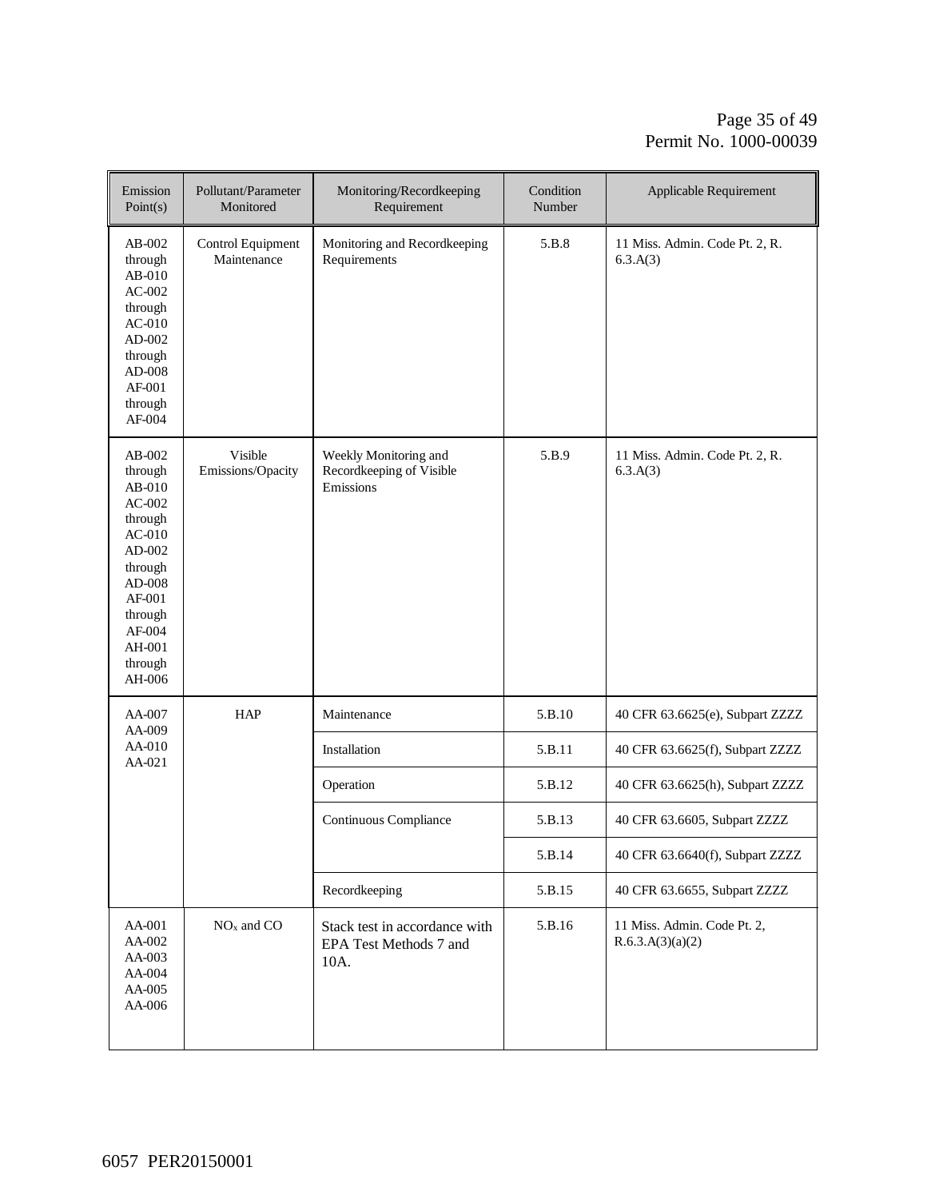| Emission Point(s) | Pollutant/Parameter Monitored | Monitoring/Recordkeeping Requirement | Condition Number | Applicable Requirement |
|---|---|---|---|---|
| AB-002 through AB-010 AC-002 through AC-010 AD-002 through AD-008 AF-001 through AF-004 | Control Equipment Maintenance | Monitoring and Recordkeeping Requirements | 5.B.8 | 11 Miss. Admin. Code Pt. 2, R. 6.3.A(3) |
| AB-002 through AB-010 AC-002 through AC-010 AD-002 through AD-008 AF-001 through AF-004 AH-001 through AH-006 | Visible Emissions/Opacity | Weekly Monitoring and Recordkeeping of Visible Emissions | 5.B.9 | 11 Miss. Admin. Code Pt. 2, R. 6.3.A(3) |
| AA-007 AA-009 AA-010 AA-021 | HAP | Maintenance | 5.B.10 | 40 CFR 63.6625(e), Subpart ZZZZ |
| | | Installation | 5.B.11 | 40 CFR 63.6625(f), Subpart ZZZZ |
| | | Operation | 5.B.12 | 40 CFR 63.6625(h), Subpart ZZZZ |
| | | Continuous Compliance | 5.B.13 | 40 CFR 63.6605, Subpart ZZZZ |
| | | | 5.B.14 | 40 CFR 63.6640(f), Subpart ZZZZ |
| | | Recordkeeping | 5.B.15 | 40 CFR 63.6655, Subpart ZZZZ |
| AA-001 AA-002 AA-003 AA-004 AA-005 AA-006 | $NO_x$ and CO | Stack test in accordance with EPA Test Methods 7 and 10A. | 5.B.16 | 11 Miss. Admin. Code Pt. 2, R.6.3.A(3)(a)(2) |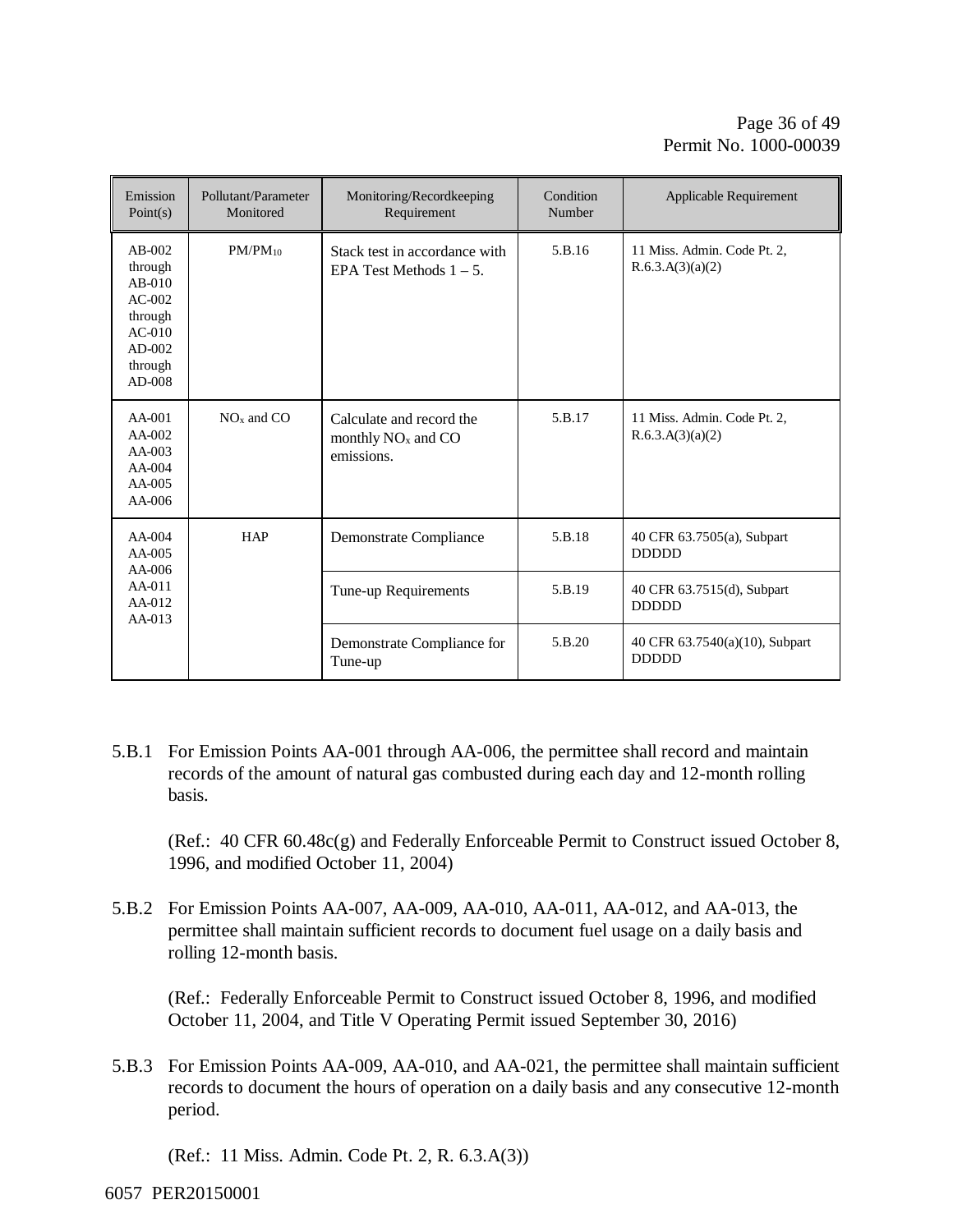| Emission Point(s) | Pollutant/Parameter Monitored | Monitoring/Recordkeeping Requirement | Condition Number | Applicable Requirement |
|---|---|---|---|---|
| AB-002 through AB-010 AC-002 through AC-010 AD-002 through AD-008 | $PM/PM_{10}$ | Stack test in accordance with EPA Test Methods 1 – 5. | 5.B.16 | 11 Miss. Admin. Code Pt. 2, R.6.3.A(3)(a)(2) |
| AA-001 AA-002 AA-003 AA-004 AA-005 AA-006 | $NO_x$ and CO | Calculate and record the monthly $NO_x$ and CO emissions. | 5.B.17 | 11 Miss. Admin. Code Pt. 2, R.6.3.A(3)(a)(2) |
| AA-004 AA-005 AA-006 AA-011 AA-012 AA-013 | HAP | Demonstrate Compliance | 5.B.18 | 40 CFR 63.7505(a), Subpart DDDDD |
| | | Tune-up Requirements | 5.B.19 | 40 CFR 63.7515(d), Subpart DDDDD |
| | | Demonstrate Compliance for Tune-up | 5.B.20 | 40 CFR 63.7540(a)(10), Subpart DDDDD |

5.B.1 For Emission Points AA-001 through AA-006, the permittee shall record and maintain records of the amount of natural gas combusted during each day and 12-month rolling basis.

(Ref.: 40 CFR 60.48c(g) and Federally Enforceable Permit to Construct issued October 8, 1996, and modified October 11, 2004)

5.B.2 For Emission Points AA-007, AA-009, AA-010, AA-011, AA-012, and AA-013, the permittee shall maintain sufficient records to document fuel usage on a daily basis and rolling 12-month basis.

(Ref.: Federally Enforceable Permit to Construct issued October 8, 1996, and modified October 11, 2004, and Title V Operating Permit issued September 30, 2016)

5.B.3 For Emission Points AA-009, AA-010, and AA-021, the permittee shall maintain sufficient records to document the hours of operation on a daily basis and any consecutive 12-month period.

(Ref.: 11 Miss. Admin. Code Pt. 2, R. 6.3.A(3))

6057 PER20150001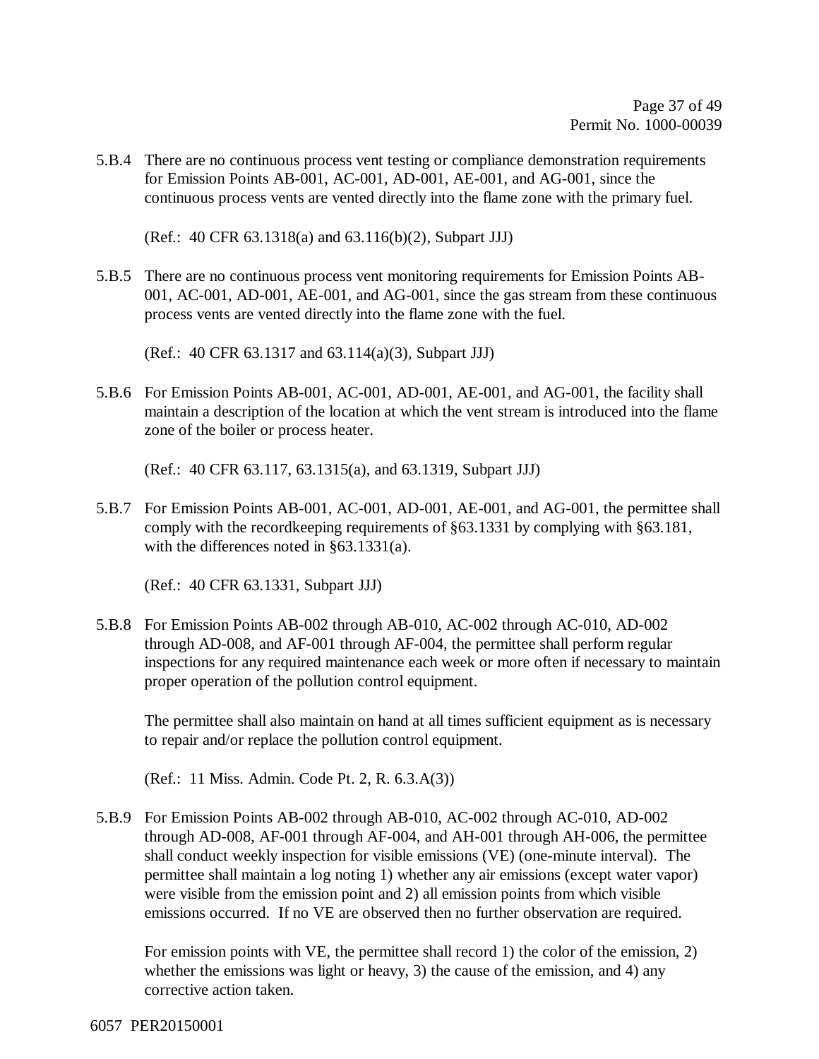5.B.4 There are no continuous process vent testing or compliance demonstration requirements for Emission Points AB-001, AC-001, AD-001, AE-001, and AG-001, since the continuous process vents are vented directly into the flame zone with the primary fuel.

(Ref.: 40 CFR 63.1318(a) and 63.116(b)(2), Subpart JJJ)

5.B.5 There are no continuous process vent monitoring requirements for Emission Points AB-001, AC-001, AD-001, AE-001, and AG-001, since the gas stream from these continuous process vents are vented directly into the flame zone with the fuel.

(Ref.: 40 CFR 63.1317 and 63.114(a)(3), Subpart JJJ)

5.B.6 For Emission Points AB-001, AC-001, AD-001, AE-001, and AG-001, the facility shall maintain a description of the location at which the vent stream is introduced into the flame zone of the boiler or process heater.

(Ref.: 40 CFR 63.117, 63.1315(a), and 63.1319, Subpart JJJ)

5.B.7 For Emission Points AB-001, AC-001, AD-001, AE-001, and AG-001, the permittee shall comply with the recordkeeping requirements of §63.1331 by complying with §63.181, with the differences noted in §63.1331(a).

(Ref.: 40 CFR 63.1331, Subpart JJJ)

5.B.8 For Emission Points AB-002 through AB-010, AC-002 through AC-010, AD-002 through AD-008, and AF-001 through AF-004, the permittee shall perform regular inspections for any required maintenance each week or more often if necessary to maintain proper operation of the pollution control equipment.

The permittee shall also maintain on hand at all times sufficient equipment as is necessary to repair and/or replace the pollution control equipment.

(Ref.: 11 Miss. Admin. Code Pt. 2, R. 6.3.A(3))

5.B.9 For Emission Points AB-002 through AB-010, AC-002 through AC-010, AD-002 through AD-008, AF-001 through AF-004, and AH-001 through AH-006, the permittee shall conduct weekly inspection for visible emissions (VE) (one-minute interval). The permittee shall maintain a log noting 1) whether any air emissions (except water vapor) were visible from the emission point and 2) all emission points from which visible emissions occurred. If no VE are observed then no further observation are required.

For emission points with VE, the permittee shall record 1) the color of the emission, 2) whether the emissions was light or heavy, 3) the cause of the emission, and 4) any corrective action taken.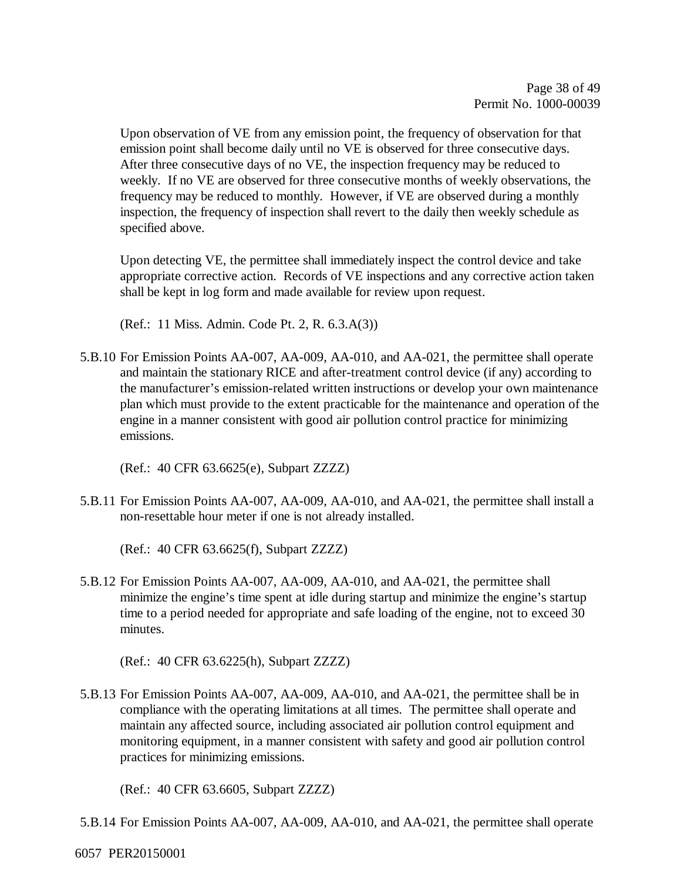Upon observation of VE from any emission point, the frequency of observation for that emission point shall become daily until no VE is observed for three consecutive days. After three consecutive days of no VE, the inspection frequency may be reduced to weekly. If no VE are observed for three consecutive months of weekly observations, the frequency may be reduced to monthly. However, if VE are observed during a monthly inspection, the frequency of inspection shall revert to the daily then weekly schedule as specified above.

Upon detecting VE, the permittee shall immediately inspect the control device and take appropriate corrective action. Records of VE inspections and any corrective action taken shall be kept in log form and made available for review upon request.

(Ref.: 11 Miss. Admin. Code Pt. 2, R. 6.3.A(3))

5.B.10 For Emission Points AA-007, AA-009, AA-010, and AA-021, the permittee shall operate and maintain the stationary RICE and after-treatment control device (if any) according to the manufacturer's emission-related written instructions or develop your own maintenance plan which must provide to the extent practicable for the maintenance and operation of the engine in a manner consistent with good air pollution control practice for minimizing emissions.

(Ref.: 40 CFR 63.6625(e), Subpart ZZZZ)

5.B.11 For Emission Points AA-007, AA-009, AA-010, and AA-021, the permittee shall install a non-resettable hour meter if one is not already installed.

(Ref.: 40 CFR 63.6625(f), Subpart ZZZZ)

5.B.12 For Emission Points AA-007, AA-009, AA-010, and AA-021, the permittee shall minimize the engine's time spent at idle during startup and minimize the engine's startup time to a period needed for appropriate and safe loading of the engine, not to exceed 30 minutes.

(Ref.: 40 CFR 63.6225(h), Subpart ZZZZ)

5.B.13 For Emission Points AA-007, AA-009, AA-010, and AA-021, the permittee shall be in compliance with the operating limitations at all times. The permittee shall operate and maintain any affected source, including associated air pollution control equipment and monitoring equipment, in a manner consistent with safety and good air pollution control practices for minimizing emissions.

(Ref.: 40 CFR 63.6605, Subpart ZZZZ)

5.B.14 For Emission Points AA-007, AA-009, AA-010, and AA-021, the permittee shall operate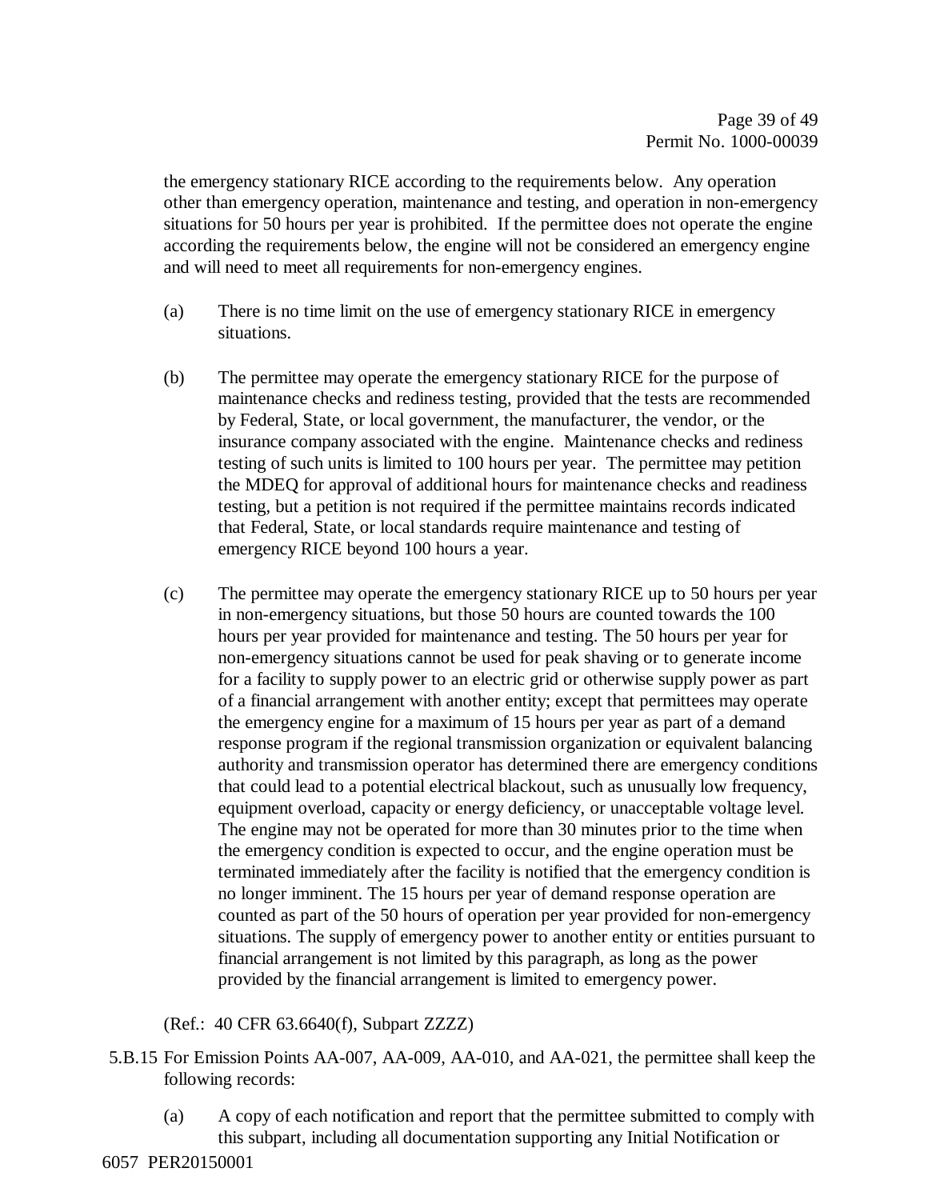the emergency stationary RICE according to the requirements below. Any operation other than emergency operation, maintenance and testing, and operation in non-emergency situations for 50 hours per year is prohibited. If the permittee does not operate the engine according the requirements below, the engine will not be considered an emergency engine and will need to meet all requirements for non-emergency engines.

(a) There is no time limit on the use of emergency stationary RICE in emergency situations.

(b) The permittee may operate the emergency stationary RICE for the purpose of maintenance checks and rediness testing, provided that the tests are recommended by Federal, State, or local government, the manufacturer, the vendor, or the insurance company associated with the engine. Maintenance checks and rediness testing of such units is limited to 100 hours per year. The permittee may petition the MDEQ for approval of additional hours for maintenance checks and readiness testing, but a petition is not required if the permittee maintains records indicated that Federal, State, or local standards require maintenance and testing of emergency RICE beyond 100 hours a year.

(c) The permittee may operate the emergency stationary RICE up to 50 hours per year in non-emergency situations, but those 50 hours are counted towards the 100 hours per year provided for maintenance and testing. The 50 hours per year for non-emergency situations cannot be used for peak shaving or to generate income for a facility to supply power to an electric grid or otherwise supply power as part of a financial arrangement with another entity; except that permittees may operate the emergency engine for a maximum of 15 hours per year as part of a demand response program if the regional transmission organization or equivalent balancing authority and transmission operator has determined there are emergency conditions that could lead to a potential electrical blackout, such as unusually low frequency, equipment overload, capacity or energy deficiency, or unacceptable voltage level. The engine may not be operated for more than 30 minutes prior to the time when the emergency condition is expected to occur, and the engine operation must be terminated immediately after the facility is notified that the emergency condition is no longer imminent. The 15 hours per year of demand response operation are counted as part of the 50 hours of operation per year provided for non-emergency situations. The supply of emergency power to another entity or entities pursuant to financial arrangement is not limited by this paragraph, as long as the power provided by the financial arrangement is limited to emergency power.

(Ref.: 40 CFR 63.6640(f), Subpart ZZZZ)

5.B.15 For Emission Points AA-007, AA-009, AA-010, and AA-021, the permittee shall keep the following records:

(a) A copy of each notification and report that the permittee submitted to comply with this subpart, including all documentation supporting any Initial Notification or

6057 PER20150001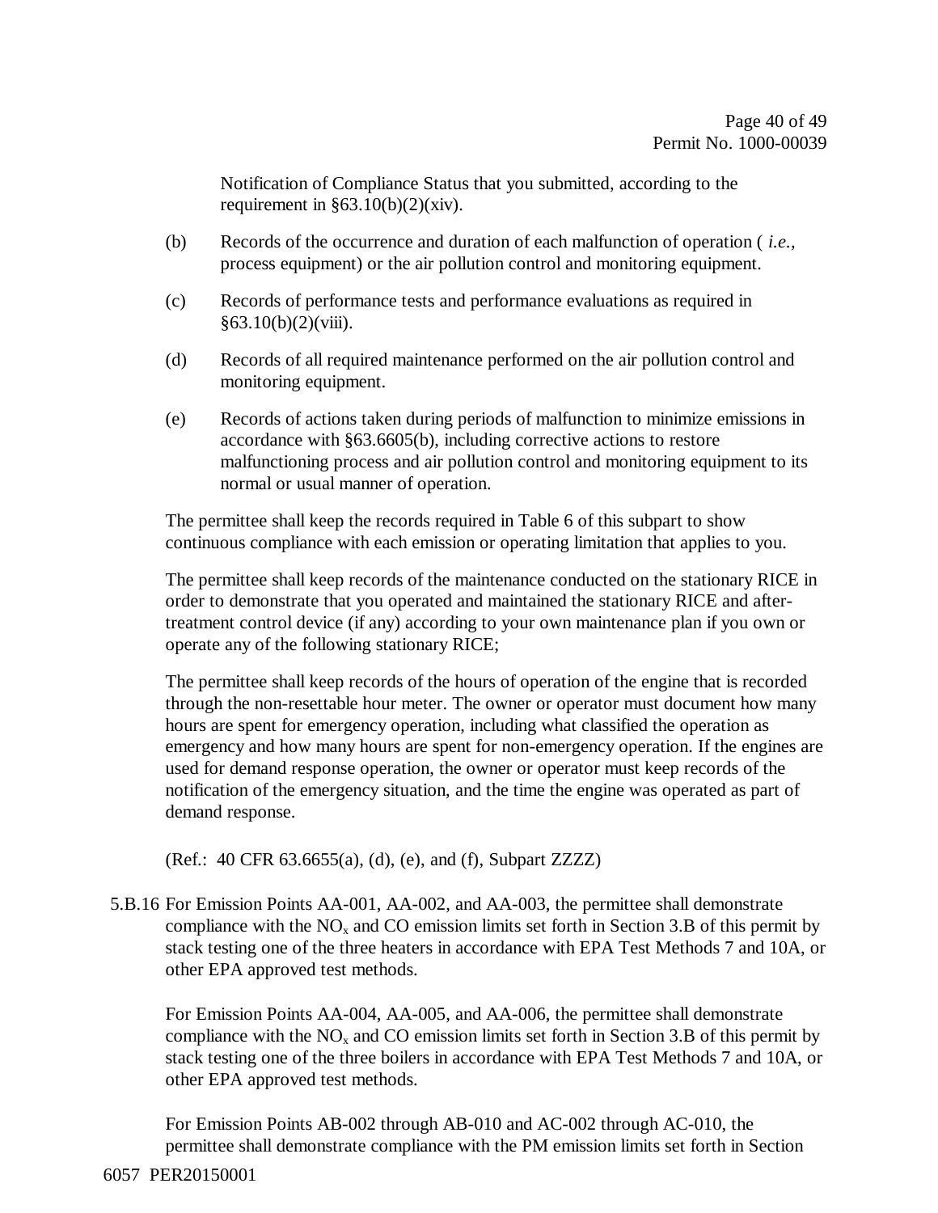Notification of Compliance Status that you submitted, according to the requirement in §63.10(b)(2)(xiv).

(b) Records of the occurrence and duration of each malfunction of operation ( *i.e.*, process equipment) or the air pollution control and monitoring equipment.

(c) Records of performance tests and performance evaluations as required in §63.10(b)(2)(viii).

(d) Records of all required maintenance performed on the air pollution control and monitoring equipment.

(e) Records of actions taken during periods of malfunction to minimize emissions in accordance with §63.6605(b), including corrective actions to restore malfunctioning process and air pollution control and monitoring equipment to its normal or usual manner of operation.

The permittee shall keep the records required in Table 6 of this subpart to show continuous compliance with each emission or operating limitation that applies to you.

The permittee shall keep records of the maintenance conducted on the stationary RICE in order to demonstrate that you operated and maintained the stationary RICE and after-treatment control device (if any) according to your own maintenance plan if you own or operate any of the following stationary RICE;

The permittee shall keep records of the hours of operation of the engine that is recorded through the non-resettable hour meter. The owner or operator must document how many hours are spent for emergency operation, including what classified the operation as emergency and how many hours are spent for non-emergency operation. If the engines are used for demand response operation, the owner or operator must keep records of the notification of the emergency situation, and the time the engine was operated as part of demand response.

(Ref.: 40 CFR 63.6655(a), (d), (e), and (f), Subpart ZZZZ)

5.B.16 For Emission Points AA-001, AA-002, and AA-003, the permittee shall demonstrate compliance with the $NO_x$ and CO emission limits set forth in Section 3.B of this permit by stack testing one of the three heaters in accordance with EPA Test Methods 7 and 10A, or other EPA approved test methods.

For Emission Points AA-004, AA-005, and AA-006, the permittee shall demonstrate compliance with the $NO_x$ and CO emission limits set forth in Section 3.B of this permit by stack testing one of the three boilers in accordance with EPA Test Methods 7 and 10A, or other EPA approved test methods.

For Emission Points AB-002 through AB-010 and AC-002 through AC-010, the permittee shall demonstrate compliance with the PM emission limits set forth in Section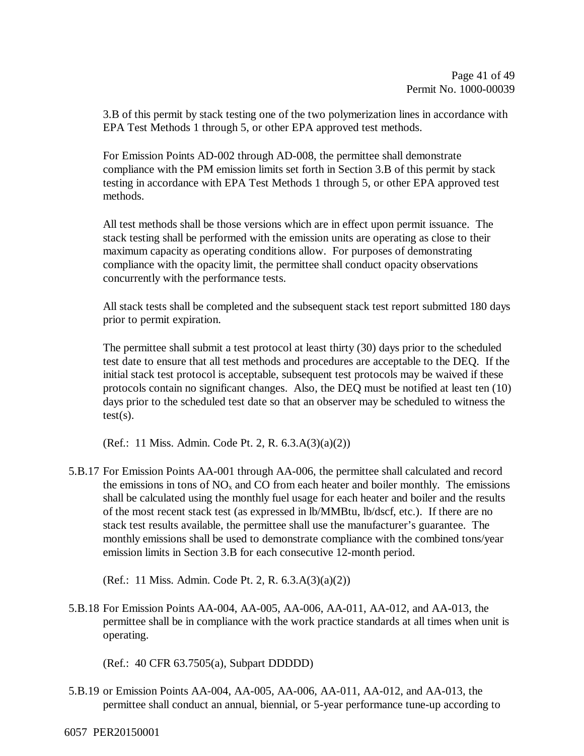3.B of this permit by stack testing one of the two polymerization lines in accordance with EPA Test Methods 1 through 5, or other EPA approved test methods.

For Emission Points AD-002 through AD-008, the permittee shall demonstrate compliance with the PM emission limits set forth in Section 3.B of this permit by stack testing in accordance with EPA Test Methods 1 through 5, or other EPA approved test methods.

All test methods shall be those versions which are in effect upon permit issuance. The stack testing shall be performed with the emission units are operating as close to their maximum capacity as operating conditions allow. For purposes of demonstrating compliance with the opacity limit, the permittee shall conduct opacity observations concurrently with the performance tests.

All stack tests shall be completed and the subsequent stack test report submitted 180 days prior to permit expiration.

The permittee shall submit a test protocol at least thirty (30) days prior to the scheduled test date to ensure that all test methods and procedures are acceptable to the DEQ. If the initial stack test protocol is acceptable, subsequent test protocols may be waived if these protocols contain no significant changes. Also, the DEQ must be notified at least ten (10) days prior to the scheduled test date so that an observer may be scheduled to witness the test(s).

(Ref.: 11 Miss. Admin. Code Pt. 2, R. 6.3.A(3)(a)(2))

5.B.17 For Emission Points AA-001 through AA-006, the permittee shall calculated and record the emissions in tons of $NO_x$ and CO from each heater and boiler monthly. The emissions shall be calculated using the monthly fuel usage for each heater and boiler and the results of the most recent stack test (as expressed in lb/MMBtu, lb/dscf, etc.). If there are no stack test results available, the permittee shall use the manufacturer's guarantee. The monthly emissions shall be used to demonstrate compliance with the combined tons/year emission limits in Section 3.B for each consecutive 12-month period.

(Ref.: 11 Miss. Admin. Code Pt. 2, R. 6.3.A(3)(a)(2))

5.B.18 For Emission Points AA-004, AA-005, AA-006, AA-011, AA-012, and AA-013, the permittee shall be in compliance with the work practice standards at all times when unit is operating.

(Ref.: 40 CFR 63.7505(a), Subpart DDDDD)

5.B.19 or Emission Points AA-004, AA-005, AA-006, AA-011, AA-012, and AA-013, the permittee shall conduct an annual, biennial, or 5-year performance tune-up according to

6057 PER20150001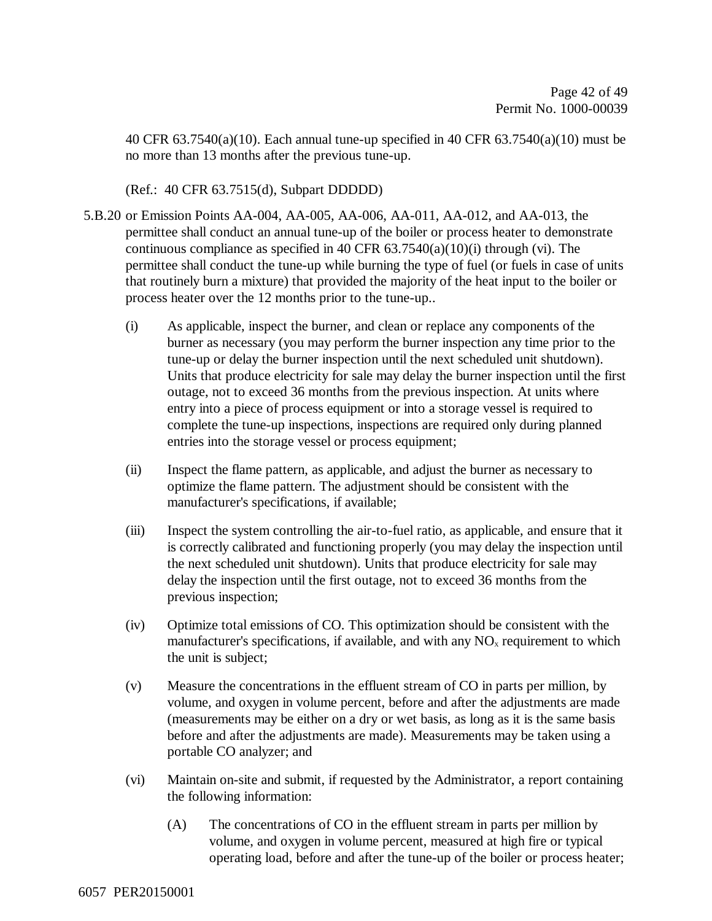40 CFR 63.7540(a)(10). Each annual tune-up specified in 40 CFR 63.7540(a)(10) must be no more than 13 months after the previous tune-up.

(Ref.: 40 CFR 63.7515(d), Subpart DDDDD)

5.B.20 or Emission Points AA-004, AA-005, AA-006, AA-011, AA-012, and AA-013, the permittee shall conduct an annual tune-up of the boiler or process heater to demonstrate continuous compliance as specified in 40 CFR 63.7540(a)(10)(i) through (vi). The permittee shall conduct the tune-up while burning the type of fuel (or fuels in case of units that routinely burn a mixture) that provided the majority of the heat input to the boiler or process heater over the 12 months prior to the tune-up..

(i) As applicable, inspect the burner, and clean or replace any components of the burner as necessary (you may perform the burner inspection any time prior to the tune-up or delay the burner inspection until the next scheduled unit shutdown). Units that produce electricity for sale may delay the burner inspection until the first outage, not to exceed 36 months from the previous inspection. At units where entry into a piece of process equipment or into a storage vessel is required to complete the tune-up inspections, inspections are required only during planned entries into the storage vessel or process equipment;

(ii) Inspect the flame pattern, as applicable, and adjust the burner as necessary to optimize the flame pattern. The adjustment should be consistent with the manufacturer's specifications, if available;

(iii) Inspect the system controlling the air-to-fuel ratio, as applicable, and ensure that it is correctly calibrated and functioning properly (you may delay the inspection until the next scheduled unit shutdown). Units that produce electricity for sale may delay the inspection until the first outage, not to exceed 36 months from the previous inspection;

(iv) Optimize total emissions of CO. This optimization should be consistent with the manufacturer's specifications, if available, and with any $NO_x$ requirement to which the unit is subject;

(v) Measure the concentrations in the effluent stream of CO in parts per million, by volume, and oxygen in volume percent, before and after the adjustments are made (measurements may be either on a dry or wet basis, as long as it is the same basis before and after the adjustments are made). Measurements may be taken using a portable CO analyzer; and

(vi) Maintain on-site and submit, if requested by the Administrator, a report containing the following information:

(A) The concentrations of CO in the effluent stream in parts per million by volume, and oxygen in volume percent, measured at high fire or typical operating load, before and after the tune-up of the boiler or process heater;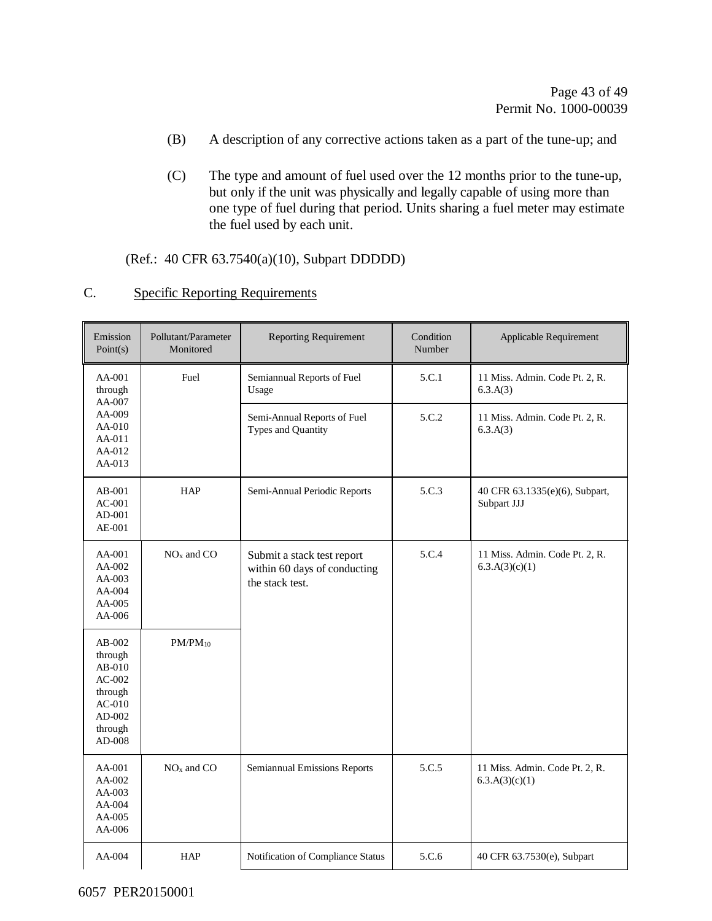(B) A description of any corrective actions taken as a part of the tune-up; and

(C) The type and amount of fuel used over the 12 months prior to the tune-up, but only if the unit was physically and legally capable of using more than one type of fuel during that period. Units sharing a fuel meter may estimate the fuel used by each unit.

(Ref.: 40 CFR 63.7540(a)(10), Subpart DDDDD)

C. <u>Specific Reporting Requirements</u>

| Emission Point(s) | Pollutant/Parameter Monitored | Reporting Requirement | Condition Number | Applicable Requirement |
|---|---|---|---|---|
| AA-001 through AA-007 AA-009 AA-010 AA-011 AA-012 AA-013 | Fuel | Semiannual Reports of Fuel Usage | 5.C.1 | 11 Miss. Admin. Code Pt. 2, R. 6.3.A(3) |
| | | Semi-Annual Reports of Fuel Types and Quantity | 5.C.2 | 11 Miss. Admin. Code Pt. 2, R. 6.3.A(3) |
| AB-001 AC-001 AD-001 AE-001 | HAP | Semi-Annual Periodic Reports | 5.C.3 | 40 CFR 63.1335(e)(6), Subpart, Subpart JJJ |
| AA-001 AA-002 AA-003 AA-004 AA-005 AA-006 | $NO_x$ and CO | Submit a stack test report within 60 days of conducting the stack test. | 5.C.4 | 11 Miss. Admin. Code Pt. 2, R. 6.3.A(3)(c)(1) |
| AB-002 through AB-010 AC-002 through AC-010 AD-002 through AD-008 | $PM/PM_{10}$ | | | |
| AA-001 AA-002 AA-003 AA-004 AA-005 AA-006 | $NO_x$ and CO | Semiannual Emissions Reports | 5.C.5 | 11 Miss. Admin. Code Pt. 2, R. 6.3.A(3)(c)(1) |
| AA-004 | HAP | Notification of Compliance Status | 5.C.6 | 40 CFR 63.7530(e), Subpart |

6057 PER20150001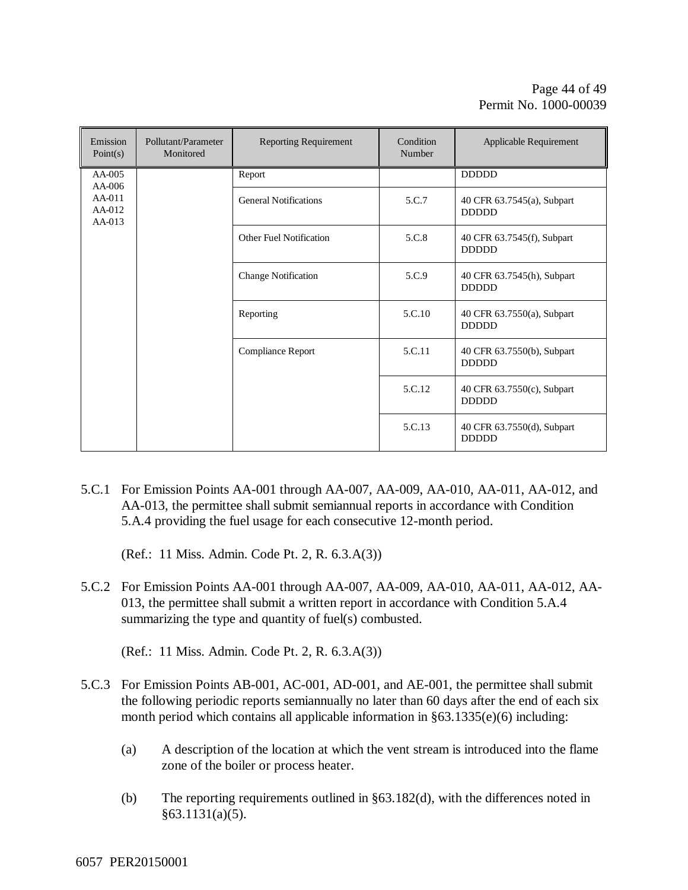| Emission Point(s) | Pollutant/Parameter Monitored | Reporting Requirement | Condition Number | Applicable Requirement |
|---|---|---|---|---|
| AA-005 AA-006 AA-011 AA-012 AA-013 | | Report | | DDDDD |
| | | General Notifications | 5.C.7 | 40 CFR 63.7545(a), Subpart DDDDD |
| | | Other Fuel Notification | 5.C.8 | 40 CFR 63.7545(f), Subpart DDDDD |
| | | Change Notification | 5.C.9 | 40 CFR 63.7545(h), Subpart DDDDD |
| | | Reporting | 5.C.10 | 40 CFR 63.7550(a), Subpart DDDDD |
| | | Compliance Report | 5.C.11 | 40 CFR 63.7550(b), Subpart DDDDD |
| | | | 5.C.12 | 40 CFR 63.7550(c), Subpart DDDDD |
| | | | 5.C.13 | 40 CFR 63.7550(d), Subpart DDDDD |

5.C.1 For Emission Points AA-001 through AA-007, AA-009, AA-010, AA-011, AA-012, and AA-013, the permittee shall submit semiannual reports in accordance with Condition 5.A.4 providing the fuel usage for each consecutive 12-month period.

(Ref.: 11 Miss. Admin. Code Pt. 2, R. 6.3.A(3))

5.C.2 For Emission Points AA-001 through AA-007, AA-009, AA-010, AA-011, AA-012, AA-013, the permittee shall submit a written report in accordance with Condition 5.A.4 summarizing the type and quantity of fuel(s) combusted.

(Ref.: 11 Miss. Admin. Code Pt. 2, R. 6.3.A(3))

5.C.3 For Emission Points AB-001, AC-001, AD-001, and AE-001, the permittee shall submit the following periodic reports semiannually no later than 60 days after the end of each six month period which contains all applicable information in §63.1335(e)(6) including:

(a) A description of the location at which the vent stream is introduced into the flame zone of the boiler or process heater.

(b) The reporting requirements outlined in §63.182(d), with the differences noted in §63.1131(a)(5).

6057 PER20150001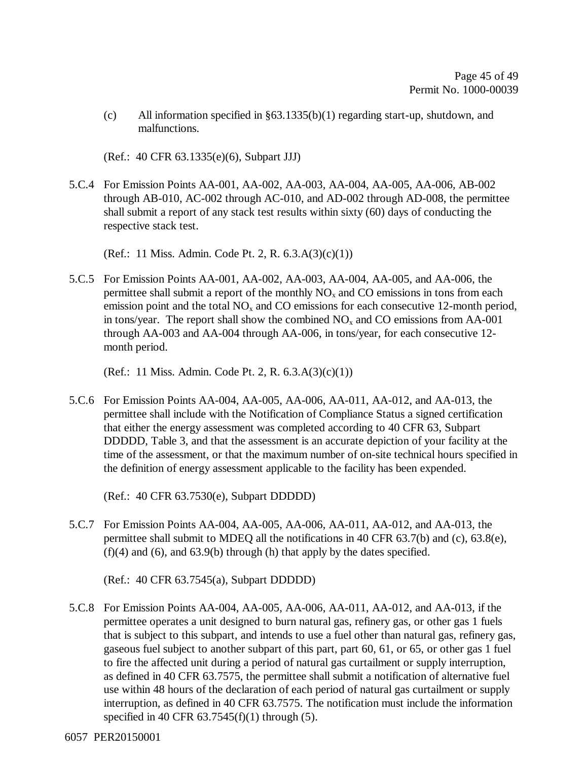(c) All information specified in §63.1335(b)(1) regarding start-up, shutdown, and malfunctions.

(Ref.: 40 CFR 63.1335(e)(6), Subpart JJJ)

5.C.4 For Emission Points AA-001, AA-002, AA-003, AA-004, AA-005, AA-006, AB-002 through AB-010, AC-002 through AC-010, and AD-002 through AD-008, the permittee shall submit a report of any stack test results within sixty (60) days of conducting the respective stack test.

(Ref.: 11 Miss. Admin. Code Pt. 2, R. 6.3.A(3)(c)(1))

5.C.5 For Emission Points AA-001, AA-002, AA-003, AA-004, AA-005, and AA-006, the permittee shall submit a report of the monthly $NO_x$ and CO emissions in tons from each emission point and the total $NO_x$ and CO emissions for each consecutive 12-month period, in tons/year. The report shall show the combined $NO_x$ and CO emissions from AA-001 through AA-003 and AA-004 through AA-006, in tons/year, for each consecutive 12-month period.

(Ref.: 11 Miss. Admin. Code Pt. 2, R. 6.3.A(3)(c)(1))

5.C.6 For Emission Points AA-004, AA-005, AA-006, AA-011, AA-012, and AA-013, the permittee shall include with the Notification of Compliance Status a signed certification that either the energy assessment was completed according to 40 CFR 63, Subpart DDDDD, Table 3, and that the assessment is an accurate depiction of your facility at the time of the assessment, or that the maximum number of on-site technical hours specified in the definition of energy assessment applicable to the facility has been expended.

(Ref.: 40 CFR 63.7530(e), Subpart DDDDD)

5.C.7 For Emission Points AA-004, AA-005, AA-006, AA-011, AA-012, and AA-013, the permittee shall submit to MDEQ all the notifications in 40 CFR 63.7(b) and (c), 63.8(e), (f)(4) and (6), and 63.9(b) through (h) that apply by the dates specified.

(Ref.: 40 CFR 63.7545(a), Subpart DDDDD)

5.C.8 For Emission Points AA-004, AA-005, AA-006, AA-011, AA-012, and AA-013, if the permittee operates a unit designed to burn natural gas, refinery gas, or other gas 1 fuels that is subject to this subpart, and intends to use a fuel other than natural gas, refinery gas, gaseous fuel subject to another subpart of this part, part 60, 61, or 65, or other gas 1 fuel to fire the affected unit during a period of natural gas curtailment or supply interruption, as defined in 40 CFR 63.7575, the permittee shall submit a notification of alternative fuel use within 48 hours of the declaration of each period of natural gas curtailment or supply interruption, as defined in 40 CFR 63.7575. The notification must include the information specified in 40 CFR 63.7545(f)(1) through (5).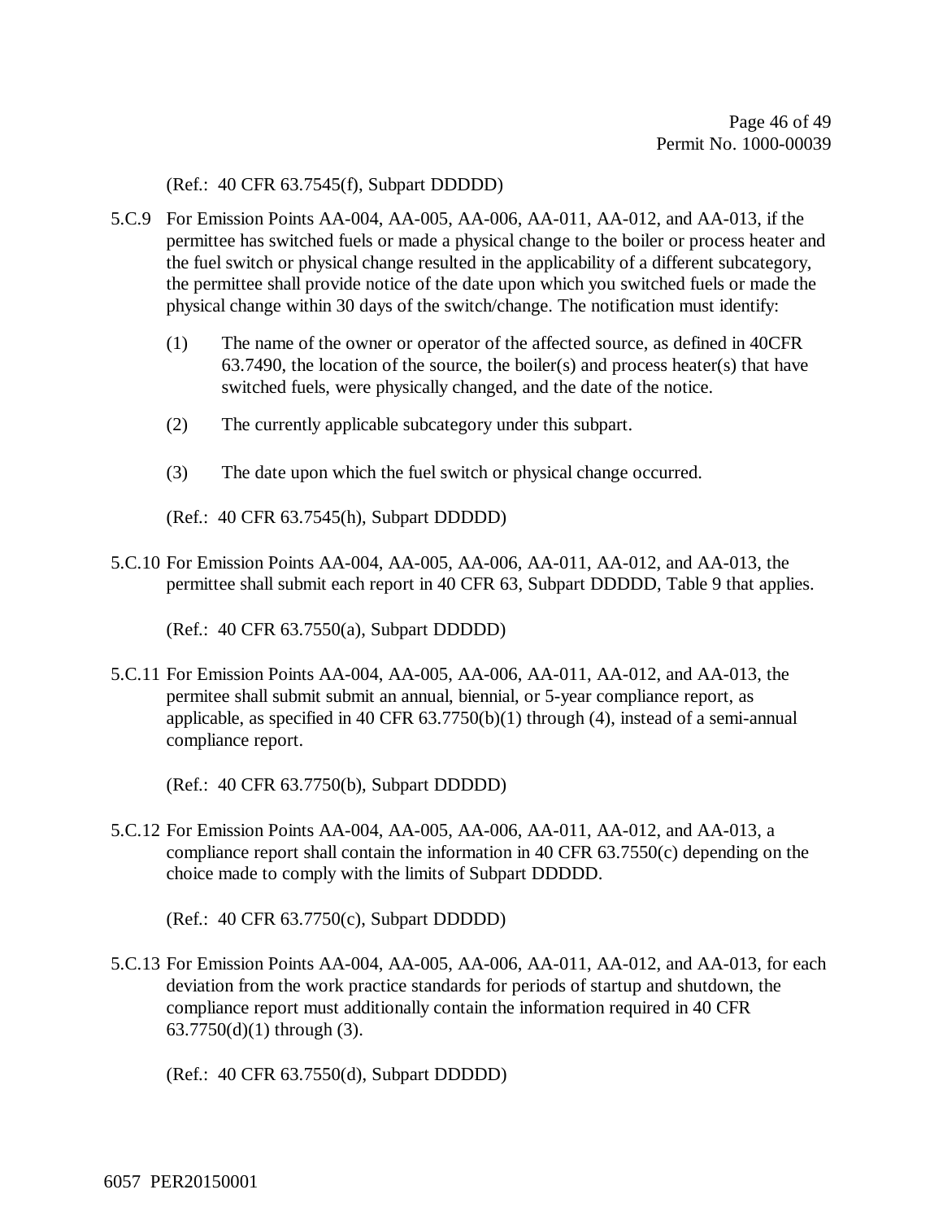(Ref.: 40 CFR 63.7545(f), Subpart DDDDD)

5.C.9 For Emission Points AA-004, AA-005, AA-006, AA-011, AA-012, and AA-013, if the permittee has switched fuels or made a physical change to the boiler or process heater and the fuel switch or physical change resulted in the applicability of a different subcategory, the permittee shall provide notice of the date upon which you switched fuels or made the physical change within 30 days of the switch/change. The notification must identify:

(1) The name of the owner or operator of the affected source, as defined in 40CFR 63.7490, the location of the source, the boiler(s) and process heater(s) that have switched fuels, were physically changed, and the date of the notice.

(2) The currently applicable subcategory under this subpart.

(3) The date upon which the fuel switch or physical change occurred.

(Ref.: 40 CFR 63.7545(h), Subpart DDDDD)

5.C.10 For Emission Points AA-004, AA-005, AA-006, AA-011, AA-012, and AA-013, the permittee shall submit each report in 40 CFR 63, Subpart DDDDD, Table 9 that applies.

(Ref.: 40 CFR 63.7550(a), Subpart DDDDD)

5.C.11 For Emission Points AA-004, AA-005, AA-006, AA-011, AA-012, and AA-013, the permitee shall submit submit an annual, biennial, or 5-year compliance report, as applicable, as specified in 40 CFR 63.7750(b)(1) through (4), instead of a semi-annual compliance report.

(Ref.: 40 CFR 63.7750(b), Subpart DDDDD)

5.C.12 For Emission Points AA-004, AA-005, AA-006, AA-011, AA-012, and AA-013, a compliance report shall contain the information in 40 CFR 63.7550(c) depending on the choice made to comply with the limits of Subpart DDDDD.

(Ref.: 40 CFR 63.7750(c), Subpart DDDDD)

5.C.13 For Emission Points AA-004, AA-005, AA-006, AA-011, AA-012, and AA-013, for each deviation from the work practice standards for periods of startup and shutdown, the compliance report must additionally contain the information required in 40 CFR 63.7750(d)(1) through (3).

(Ref.: 40 CFR 63.7550(d), Subpart DDDDD)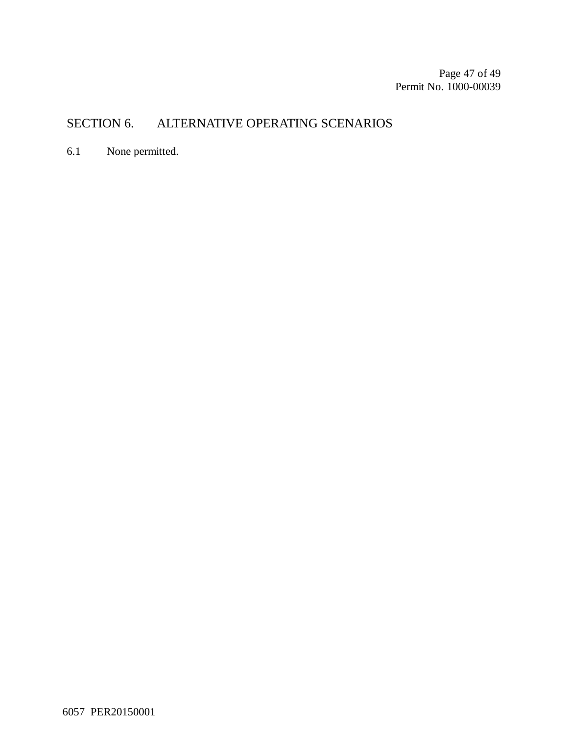## SECTION 6. ALTERNATIVE OPERATING SCENARIOS

6.1 None permitted.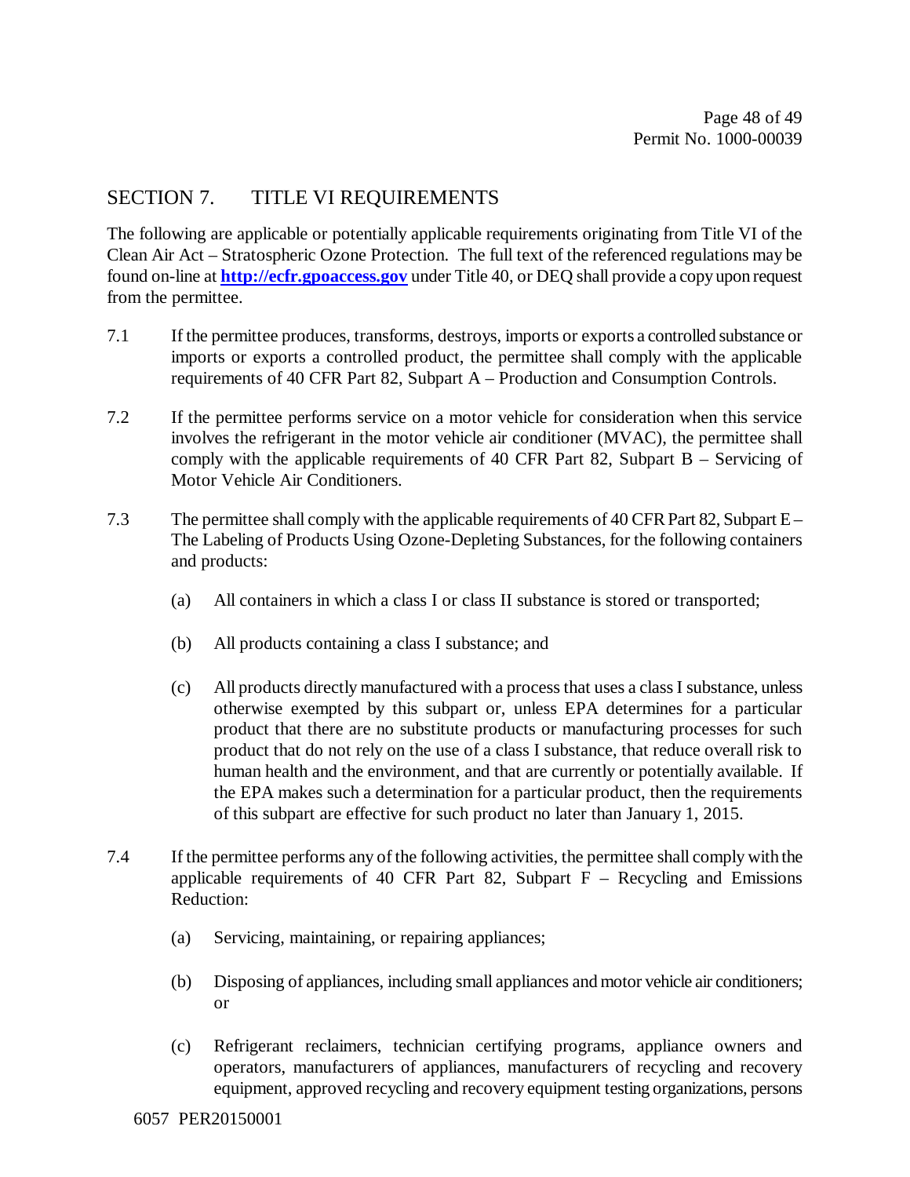## SECTION 7. TITLE VI REQUIREMENTS

The following are applicable or potentially applicable requirements originating from Title VI of the Clean Air Act – Stratospheric Ozone Protection. The full text of the referenced regulations may be found on-line at **[http://ecfr.gpoaccess.gov](http://ecfr.gpoaccess.gov)** under Title 40, or DEQ shall provide a copy upon request from the permittee.

7.1 If the permittee produces, transforms, destroys, imports or exports a controlled substance or imports or exports a controlled product, the permittee shall comply with the applicable requirements of 40 CFR Part 82, Subpart A – Production and Consumption Controls.

7.2 If the permittee performs service on a motor vehicle for consideration when this service involves the refrigerant in the motor vehicle air conditioner (MVAC), the permittee shall comply with the applicable requirements of 40 CFR Part 82, Subpart B – Servicing of Motor Vehicle Air Conditioners.

7.3 The permittee shall comply with the applicable requirements of 40 CFR Part 82, Subpart E – The Labeling of Products Using Ozone-Depleting Substances, for the following containers and products:

(a) All containers in which a class I or class II substance is stored or transported;

(b) All products containing a class I substance; and

(c) All products directly manufactured with a process that uses a class I substance, unless otherwise exempted by this subpart or, unless EPA determines for a particular product that there are no substitute products or manufacturing processes for such product that do not rely on the use of a class I substance, that reduce overall risk to human health and the environment, and that are currently or potentially available. If the EPA makes such a determination for a particular product, then the requirements of this subpart are effective for such product no later than January 1, 2015.

7.4 If the permittee performs any of the following activities, the permittee shall comply with the applicable requirements of 40 CFR Part 82, Subpart F – Recycling and Emissions Reduction:

(a) Servicing, maintaining, or repairing appliances;

(b) Disposing of appliances, including small appliances and motor vehicle air conditioners; or

(c) Refrigerant reclaimers, technician certifying programs, appliance owners and operators, manufacturers of appliances, manufacturers of recycling and recovery equipment, approved recycling and recovery equipment testing organizations, persons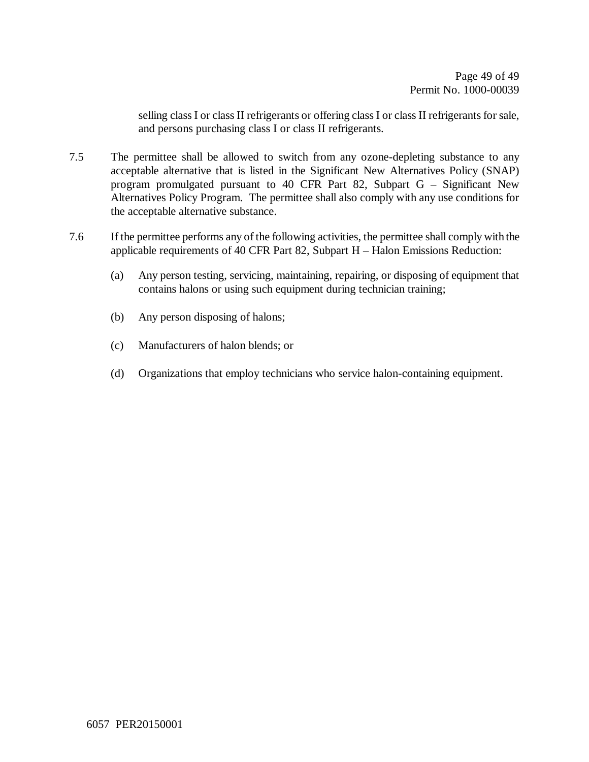selling class I or class II refrigerants or offering class I or class II refrigerants for sale, and persons purchasing class I or class II refrigerants.

7.5 The permittee shall be allowed to switch from any ozone-depleting substance to any acceptable alternative that is listed in the Significant New Alternatives Policy (SNAP) program promulgated pursuant to 40 CFR Part 82, Subpart G – Significant New Alternatives Policy Program. The permittee shall also comply with any use conditions for the acceptable alternative substance.

7.6 If the permittee performs any of the following activities, the permittee shall comply with the applicable requirements of 40 CFR Part 82, Subpart H – Halon Emissions Reduction:

(a) Any person testing, servicing, maintaining, repairing, or disposing of equipment that contains halons or using such equipment during technician training;

(b) Any person disposing of halons;

(c) Manufacturers of halon blends; or

(d) Organizations that employ technicians who service halon-containing equipment.

6057 PER20150001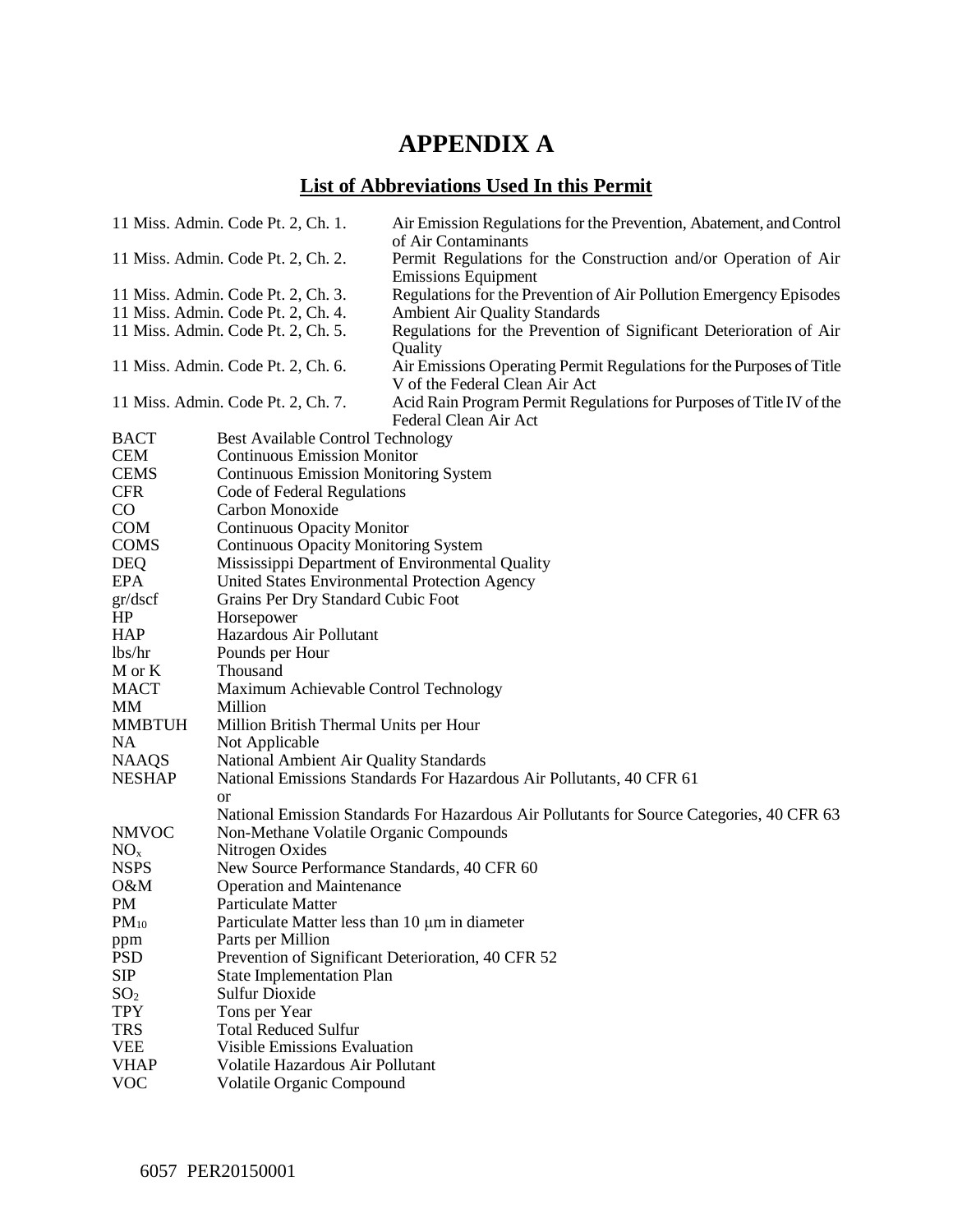# APPENDIX A

## List of Abbreviations Used In this Permit

| | |
|---|---|
| 11 Miss. Admin. Code Pt. 2, Ch. 1. | Air Emission Regulations for the Prevention, Abatement, and Control of Air Contaminants |
| 11 Miss. Admin. Code Pt. 2, Ch. 2. | Permit Regulations for the Construction and/or Operation of Air Emissions Equipment |
| 11 Miss. Admin. Code Pt. 2, Ch. 3. | Regulations for the Prevention of Air Pollution Emergency Episodes |
| 11 Miss. Admin. Code Pt. 2, Ch. 4. | Ambient Air Quality Standards |
| 11 Miss. Admin. Code Pt. 2, Ch. 5. | Regulations for the Prevention of Significant Deterioration of Air Quality |
| 11 Miss. Admin. Code Pt. 2, Ch. 6. | Air Emissions Operating Permit Regulations for the Purposes of Title V of the Federal Clean Air Act |
| 11 Miss. Admin. Code Pt. 2, Ch. 7. | Acid Rain Program Permit Regulations for Purposes of Title IV of the Federal Clean Air Act |

| | |
|---|---|
| BACT | Best Available Control Technology |
| CEM | Continuous Emission Monitor |
| CEMS | Continuous Emission Monitoring System |
| CFR | Code of Federal Regulations |
| CO | Carbon Monoxide |
| COM | Continuous Opacity Monitor |
| COMS | Continuous Opacity Monitoring System |
| DEQ | Mississippi Department of Environmental Quality |
| EPA | United States Environmental Protection Agency |
| gr/dscf | Grains Per Dry Standard Cubic Foot |
| HP | Horsepower |
| HAP | Hazardous Air Pollutant |
| lbs/hr | Pounds per Hour |
| M or K | Thousand |
| MACT | Maximum Achievable Control Technology |
| MM | Million |
| MMBTUH | Million British Thermal Units per Hour |
| NA | Not Applicable |
| NAAQS | National Ambient Air Quality Standards |
| NESHAP | National Emissions Standards For Hazardous Air Pollutants, 40 CFR 61 or National Emission Standards For Hazardous Air Pollutants for Source Categories, 40 CFR 63 |
| NMVOC | Non-Methane Volatile Organic Compounds |
| $NO_x$ | Nitrogen Oxides |
| NSPS | New Source Performance Standards, 40 CFR 60 |
| O&M | Operation and Maintenance |
| PM | Particulate Matter |
| $PM_{10}$ | Particulate Matter less than 10 μm in diameter |
| ppm | Parts per Million |
| PSD | Prevention of Significant Deterioration, 40 CFR 52 |
| SIP | State Implementation Plan |
| $SO_2$ | Sulfur Dioxide |
| TPY | Tons per Year |
| TRS | Total Reduced Sulfur |
| VEE | Visible Emissions Evaluation |
| VHAP | Volatile Hazardous Air Pollutant |
| VOC | Volatile Organic Compound |

6057 PER20150001